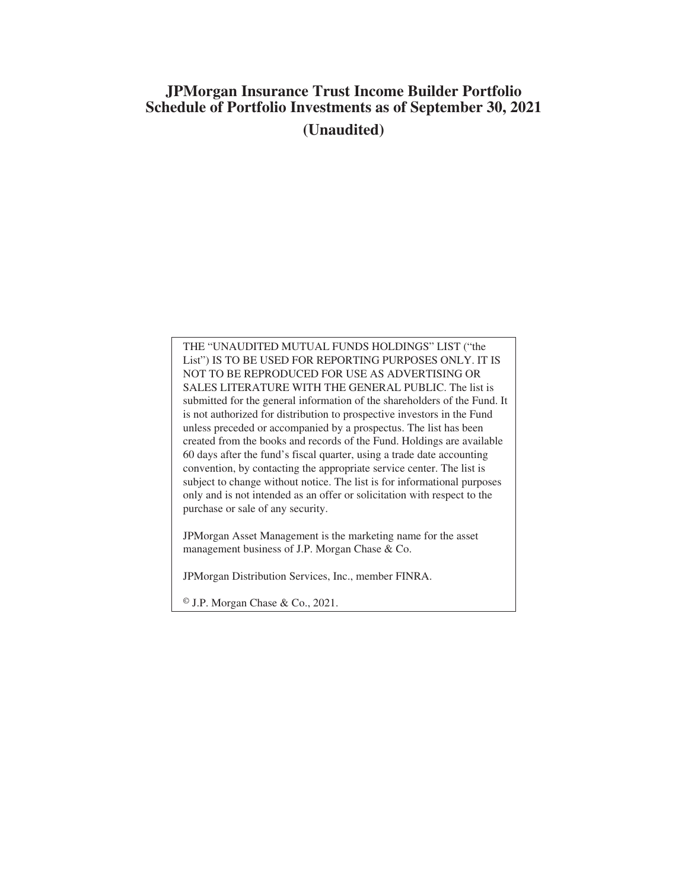# JPMorgan Insurance Trust Income Builder Portfolio
# Schedule of Portfolio Investments as of September 30, 2021

**(Unaudited)**

THE "UNAUDITED MUTUAL FUNDS HOLDINGS" LIST ("the List") IS TO BE USED FOR REPORTING PURPOSES ONLY. IT IS NOT TO BE REPRODUCED FOR USE AS ADVERTISING OR SALES LITERATURE WITH THE GENERAL PUBLIC. The list is submitted for the general information of the shareholders of the Fund. It is not authorized for distribution to prospective investors in the Fund unless preceded or accompanied by a prospectus. The list has been created from the books and records of the Fund. Holdings are available 60 days after the fund's fiscal quarter, using a trade date accounting convention, by contacting the appropriate service center. The list is subject to change without notice. The list is for informational purposes only and is not intended as an offer or solicitation with respect to the purchase or sale of any security.

JPMorgan Asset Management is the marketing name for the asset management business of J.P. Morgan Chase & Co.

JPMorgan Distribution Services, Inc., member FINRA.

© J.P. Morgan Chase & Co., 2021.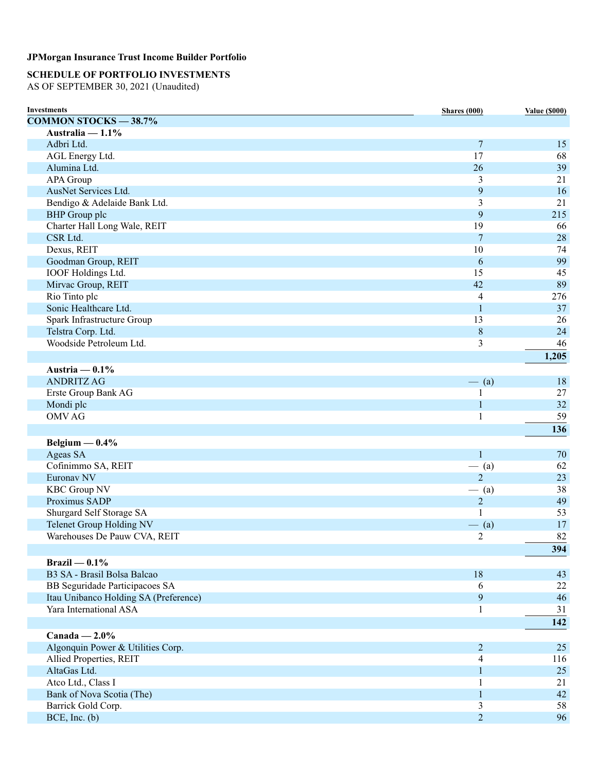**JPMorgan Insurance Trust Income Builder Portfolio**

**SCHEDULE OF PORTFOLIO INVESTMENTS**
AS OF SEPTEMBER 30, 2021 (Unaudited)

| Investments | Shares (000) | Value ($000) |
|---|---|---|
| **COMMON STOCKS — 38.7%** | | |
| **Australia — 1.1%** | | |
| Adbri Ltd. | 7 | 15 |
| AGL Energy Ltd. | 17 | 68 |
| Alumina Ltd. | 26 | 39 |
| APA Group | 3 | 21 |
| AusNet Services Ltd. | 9 | 16 |
| Bendigo & Adelaide Bank Ltd. | 3 | 21 |
| BHP Group plc | 9 | 215 |
| Charter Hall Long Wale, REIT | 19 | 66 |
| CSR Ltd. | 7 | 28 |
| Dexus, REIT | 10 | 74 |
| Goodman Group, REIT | 6 | 99 |
| IOOF Holdings Ltd. | 15 | 45 |
| Mirvac Group, REIT | 42 | 89 |
| Rio Tinto plc | 4 | 276 |
| Sonic Healthcare Ltd. | 1 | 37 |
| Spark Infrastructure Group | 13 | 26 |
| Telstra Corp. Ltd. | 8 | 24 |
| Woodside Petroleum Ltd. | 3 | 46 |
| | | **1,205** |
| **Austria — 0.1%** | | |
| ANDRITZ AG | — (a) | 18 |
| Erste Group Bank AG | 1 | 27 |
| Mondi plc | 1 | 32 |
| OMV AG | 1 | 59 |
| | | **136** |
| **Belgium — 0.4%** | | |
| Ageas SA | 1 | 70 |
| Cofinimmo SA, REIT | — (a) | 62 |
| Euronav NV | 2 | 23 |
| KBC Group NV | — (a) | 38 |
| Proximus SADP | 2 | 49 |
| Shurgard Self Storage SA | 1 | 53 |
| Telenet Group Holding NV | — (a) | 17 |
| Warehouses De Pauw CVA, REIT | 2 | 82 |
| | | **394** |
| **Brazil — 0.1%** | | |
| B3 SA - Brasil Bolsa Balcao | 18 | 43 |
| BB Seguridade Participacoes SA | 6 | 22 |
| Itau Unibanco Holding SA (Preference) | 9 | 46 |
| Yara International ASA | 1 | 31 |
| | | **142** |
| **Canada — 2.0%** | | |
| Algonquin Power & Utilities Corp. | 2 | 25 |
| Allied Properties, REIT | 4 | 116 |
| AltaGas Ltd. | 1 | 25 |
| Atco Ltd., Class I | 1 | 21 |
| Bank of Nova Scotia (The) | 1 | 42 |
| Barrick Gold Corp. | 3 | 58 |
| BCE, Inc. (b) | 2 | 96 |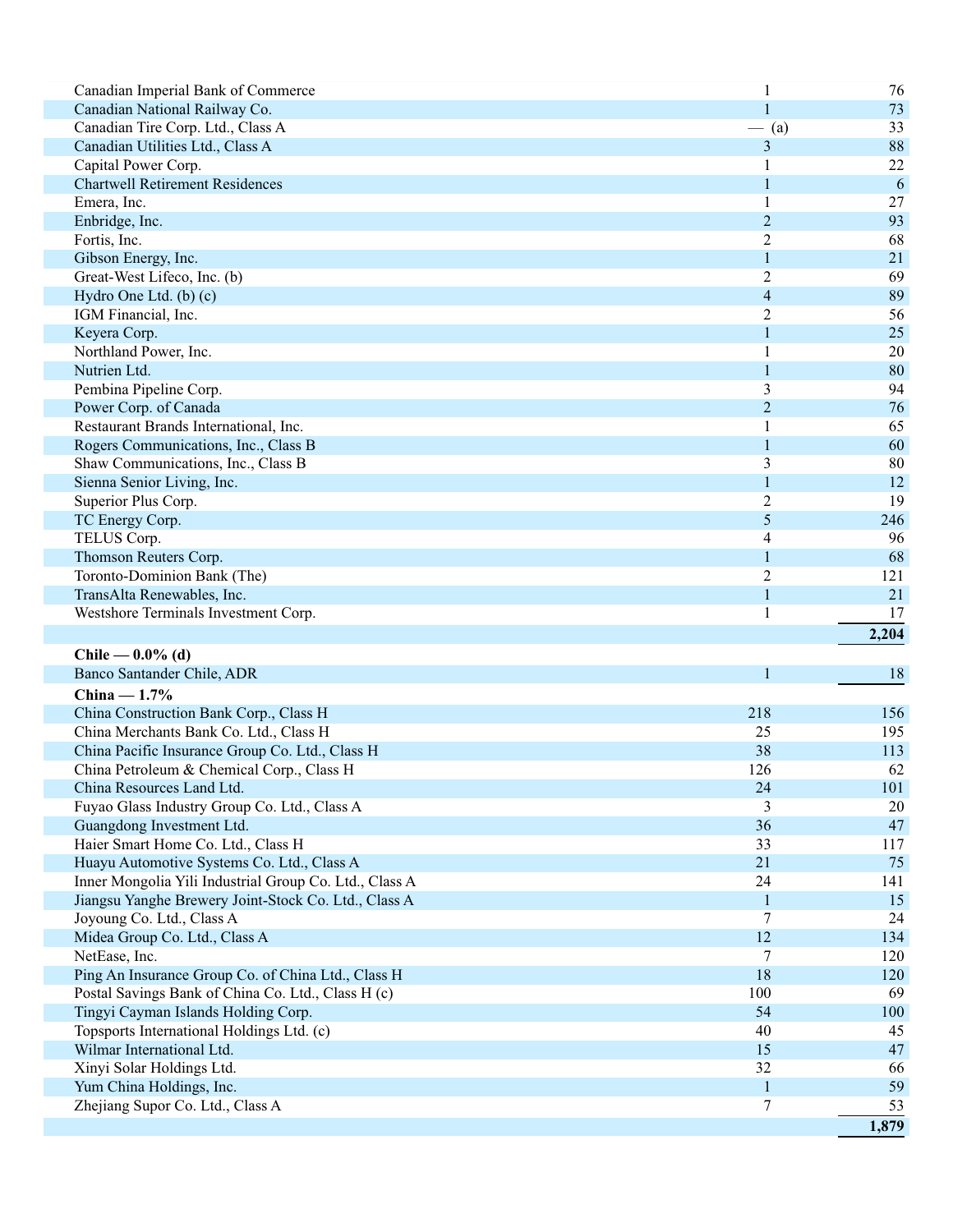| | | |
|---|---|---|
| Canadian Imperial Bank of Commerce | 1 | 76 |
| Canadian National Railway Co. | 1 | 73 |
| Canadian Tire Corp. Ltd., Class A | — (a) | 33 |
| Canadian Utilities Ltd., Class A | 3 | 88 |
| Capital Power Corp. | 1 | 22 |
| Chartwell Retirement Residences | 1 | 6 |
| Emera, Inc. | 1 | 27 |
| Enbridge, Inc. | 2 | 93 |
| Fortis, Inc. | 2 | 68 |
| Gibson Energy, Inc. | 1 | 21 |
| Great-West Lifeco, Inc. (b) | 2 | 69 |
| Hydro One Ltd. (b) (c) | 4 | 89 |
| IGM Financial, Inc. | 2 | 56 |
| Keyera Corp. | 1 | 25 |
| Northland Power, Inc. | 1 | 20 |
| Nutrien Ltd. | 1 | 80 |
| Pembina Pipeline Corp. | 3 | 94 |
| Power Corp. of Canada | 2 | 76 |
| Restaurant Brands International, Inc. | 1 | 65 |
| Rogers Communications, Inc., Class B | 1 | 60 |
| Shaw Communications, Inc., Class B | 3 | 80 |
| Sienna Senior Living, Inc. | 1 | 12 |
| Superior Plus Corp. | 2 | 19 |
| TC Energy Corp. | 5 | 246 |
| TELUS Corp. | 4 | 96 |
| Thomson Reuters Corp. | 1 | 68 |
| Toronto-Dominion Bank (The) | 2 | 121 |
| TransAlta Renewables, Inc. | 1 | 21 |
| Westshore Terminals Investment Corp. | 1 | 17 |
| | | **2,204** |
| **Chile — 0.0% (d)** | | |
| Banco Santander Chile, ADR | 1 | 18 |
| **China — 1.7%** | | |
| China Construction Bank Corp., Class H | 218 | 156 |
| China Merchants Bank Co. Ltd., Class H | 25 | 195 |
| China Pacific Insurance Group Co. Ltd., Class H | 38 | 113 |
| China Petroleum & Chemical Corp., Class H | 126 | 62 |
| China Resources Land Ltd. | 24 | 101 |
| Fuyao Glass Industry Group Co. Ltd., Class A | 3 | 20 |
| Guangdong Investment Ltd. | 36 | 47 |
| Haier Smart Home Co. Ltd., Class H | 33 | 117 |
| Huayu Automotive Systems Co. Ltd., Class A | 21 | 75 |
| Inner Mongolia Yili Industrial Group Co. Ltd., Class A | 24 | 141 |
| Jiangsu Yanghe Brewery Joint-Stock Co. Ltd., Class A | 1 | 15 |
| Joyoung Co. Ltd., Class A | 7 | 24 |
| Midea Group Co. Ltd., Class A | 12 | 134 |
| NetEase, Inc. | 7 | 120 |
| Ping An Insurance Group Co. of China Ltd., Class H | 18 | 120 |
| Postal Savings Bank of China Co. Ltd., Class H (c) | 100 | 69 |
| Tingyi Cayman Islands Holding Corp. | 54 | 100 |
| Topsports International Holdings Ltd. (c) | 40 | 45 |
| Wilmar International Ltd. | 15 | 47 |
| Xinyi Solar Holdings Ltd. | 32 | 66 |
| Yum China Holdings, Inc. | 1 | 59 |
| Zhejiang Supor Co. Ltd., Class A | 7 | 53 |
| | | **1,879** |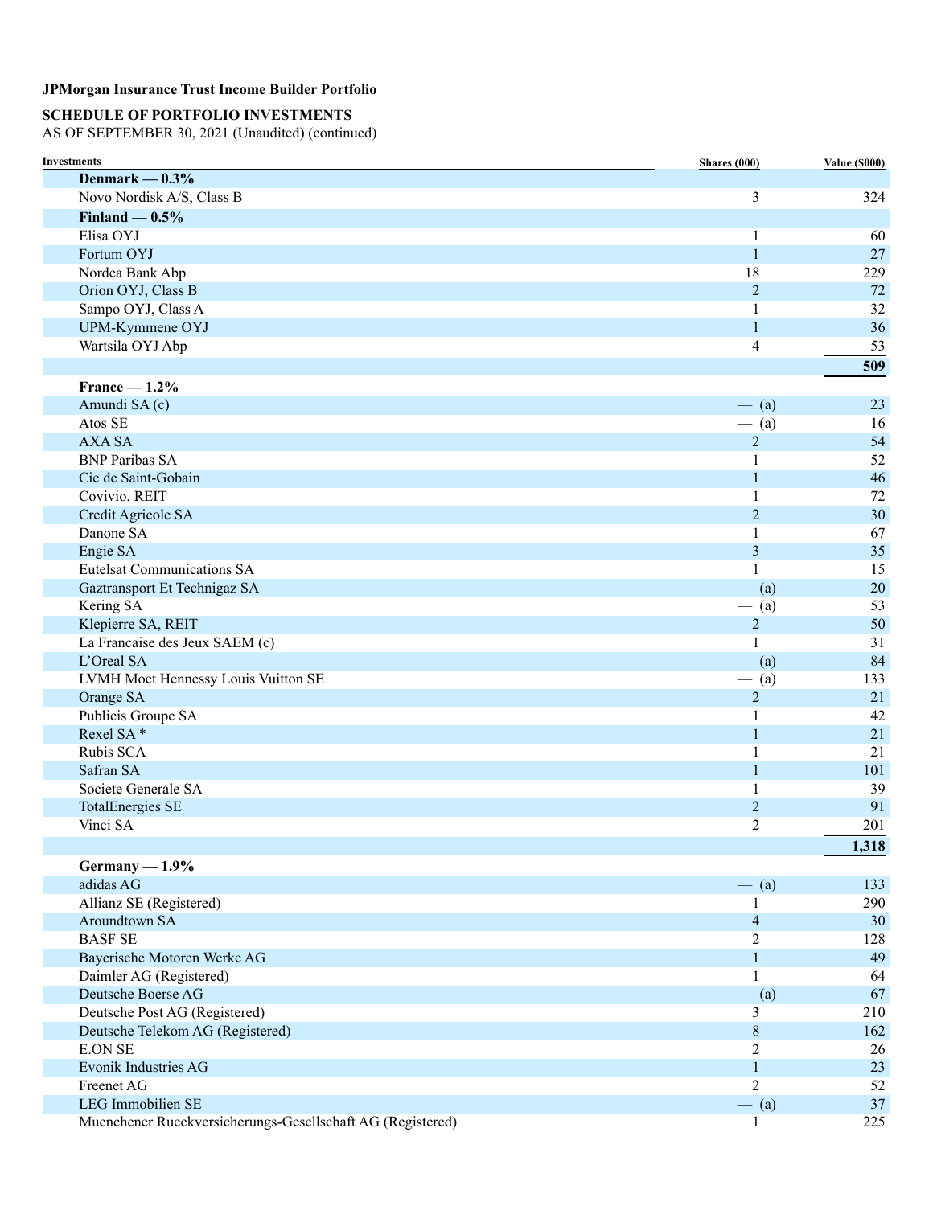**JPMorgan Insurance Trust Income Builder Portfolio**

**SCHEDULE OF PORTFOLIO INVESTMENTS**
AS OF SEPTEMBER 30, 2021 (Unaudited) (continued)

| Investments | Shares (000) | Value ($000) |
|---|---|---|
| **Denmark — 0.3%** | | |
| Novo Nordisk A/S, Class B | 3 | 324 |
| **Finland — 0.5%** | | |
| Elisa OYJ | 1 | 60 |
| Fortum OYJ | 1 | 27 |
| Nordea Bank Abp | 18 | 229 |
| Orion OYJ, Class B | 2 | 72 |
| Sampo OYJ, Class A | 1 | 32 |
| UPM-Kymmene OYJ | 1 | 36 |
| Wartsila OYJ Abp | 4 | 53 |
| | | **509** |
| **France — 1.2%** | | |
| Amundi SA (c) | — (a) | 23 |
| Atos SE | — (a) | 16 |
| AXA SA | 2 | 54 |
| BNP Paribas SA | 1 | 52 |
| Cie de Saint-Gobain | 1 | 46 |
| Covivio, REIT | 1 | 72 |
| Credit Agricole SA | 2 | 30 |
| Danone SA | 1 | 67 |
| Engie SA | 3 | 35 |
| Eutelsat Communications SA | 1 | 15 |
| Gaztransport Et Technigaz SA | — (a) | 20 |
| Kering SA | — (a) | 53 |
| Klepierre SA, REIT | 2 | 50 |
| La Francaise des Jeux SAEM (c) | 1 | 31 |
| L'Oreal SA | — (a) | 84 |
| LVMH Moet Hennessy Louis Vuitton SE | — (a) | 133 |
| Orange SA | 2 | 21 |
| Publicis Groupe SA | 1 | 42 |
| Rexel SA * | 1 | 21 |
| Rubis SCA | 1 | 21 |
| Safran SA | 1 | 101 |
| Societe Generale SA | 1 | 39 |
| TotalEnergies SE | 2 | 91 |
| Vinci SA | 2 | 201 |
| | | **1,318** |
| **Germany — 1.9%** | | |
| adidas AG | — (a) | 133 |
| Allianz SE (Registered) | 1 | 290 |
| Aroundtown SA | 4 | 30 |
| BASF SE | 2 | 128 |
| Bayerische Motoren Werke AG | 1 | 49 |
| Daimler AG (Registered) | 1 | 64 |
| Deutsche Boerse AG | — (a) | 67 |
| Deutsche Post AG (Registered) | 3 | 210 |
| Deutsche Telekom AG (Registered) | 8 | 162 |
| E.ON SE | 2 | 26 |
| Evonik Industries AG | 1 | 23 |
| Freenet AG | 2 | 52 |
| LEG Immobilien SE | — (a) | 37 |
| Muenchener Rueckversicherungs-Gesellschaft AG (Registered) | 1 | 225 |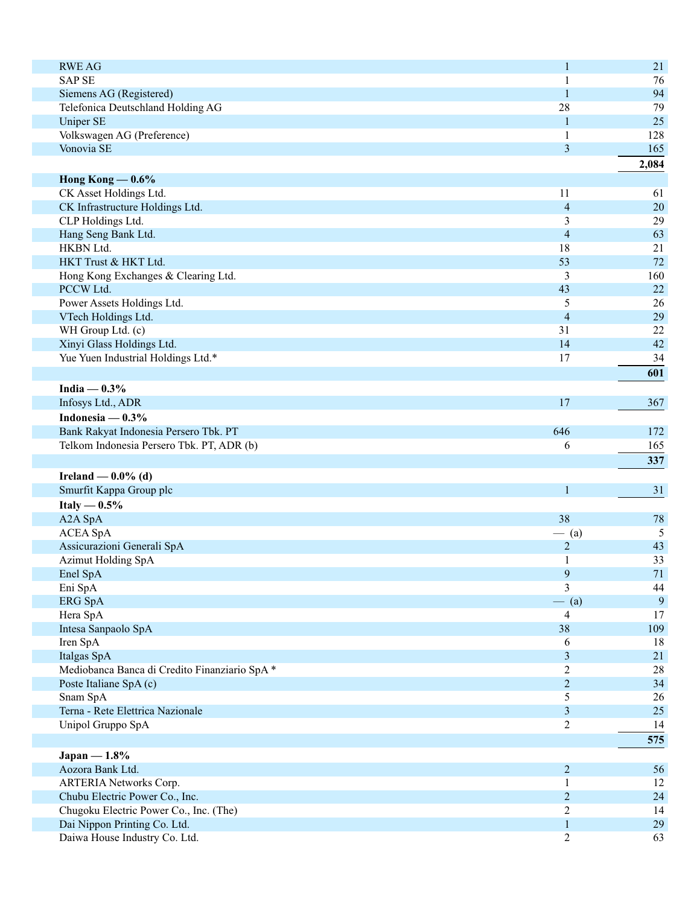| | | |
|---|---|---|
| RWE AG | 1 | 21 |
| SAP SE | 1 | 76 |
| Siemens AG (Registered) | 1 | 94 |
| Telefonica Deutschland Holding AG | 28 | 79 |
| Uniper SE | 1 | 25 |
| Volkswagen AG (Preference) | 1 | 128 |
| Vonovia SE | 3 | 165 |
| | | **2,084** |
| **Hong Kong — 0.6%** | | |
| CK Asset Holdings Ltd. | 11 | 61 |
| CK Infrastructure Holdings Ltd. | 4 | 20 |
| CLP Holdings Ltd. | 3 | 29 |
| Hang Seng Bank Ltd. | 4 | 63 |
| HKBN Ltd. | 18 | 21 |
| HKT Trust & HKT Ltd. | 53 | 72 |
| Hong Kong Exchanges & Clearing Ltd. | 3 | 160 |
| PCCW Ltd. | 43 | 22 |
| Power Assets Holdings Ltd. | 5 | 26 |
| VTech Holdings Ltd. | 4 | 29 |
| WH Group Ltd. (c) | 31 | 22 |
| Xinyi Glass Holdings Ltd. | 14 | 42 |
| Yue Yuen Industrial Holdings Ltd.* | 17 | 34 |
| | | **601** |
| **India — 0.3%** | | |
| Infosys Ltd., ADR | 17 | 367 |
| **Indonesia — 0.3%** | | |
| Bank Rakyat Indonesia Persero Tbk. PT | 646 | 172 |
| Telkom Indonesia Persero Tbk. PT, ADR (b) | 6 | 165 |
| | | **337** |
| **Ireland — 0.0% (d)** | | |
| Smurfit Kappa Group plc | 1 | 31 |
| **Italy — 0.5%** | | |
| A2A SpA | 38 | 78 |
| ACEA SpA | — (a) | 5 |
| Assicurazioni Generali SpA | 2 | 43 |
| Azimut Holding SpA | 1 | 33 |
| Enel SpA | 9 | 71 |
| Eni SpA | 3 | 44 |
| ERG SpA | — (a) | 9 |
| Hera SpA | 4 | 17 |
| Intesa Sanpaolo SpA | 38 | 109 |
| Iren SpA | 6 | 18 |
| Italgas SpA | 3 | 21 |
| Mediobanca Banca di Credito Finanziario SpA * | 2 | 28 |
| Poste Italiane SpA (c) | 2 | 34 |
| Snam SpA | 5 | 26 |
| Terna - Rete Elettrica Nazionale | 3 | 25 |
| Unipol Gruppo SpA | 2 | 14 |
| | | **575** |
| **Japan — 1.8%** | | |
| Aozora Bank Ltd. | 2 | 56 |
| ARTERIA Networks Corp. | 1 | 12 |
| Chubu Electric Power Co., Inc. | 2 | 24 |
| Chugoku Electric Power Co., Inc. (The) | 2 | 14 |
| Dai Nippon Printing Co. Ltd. | 1 | 29 |
| Daiwa House Industry Co. Ltd. | 2 | 63 |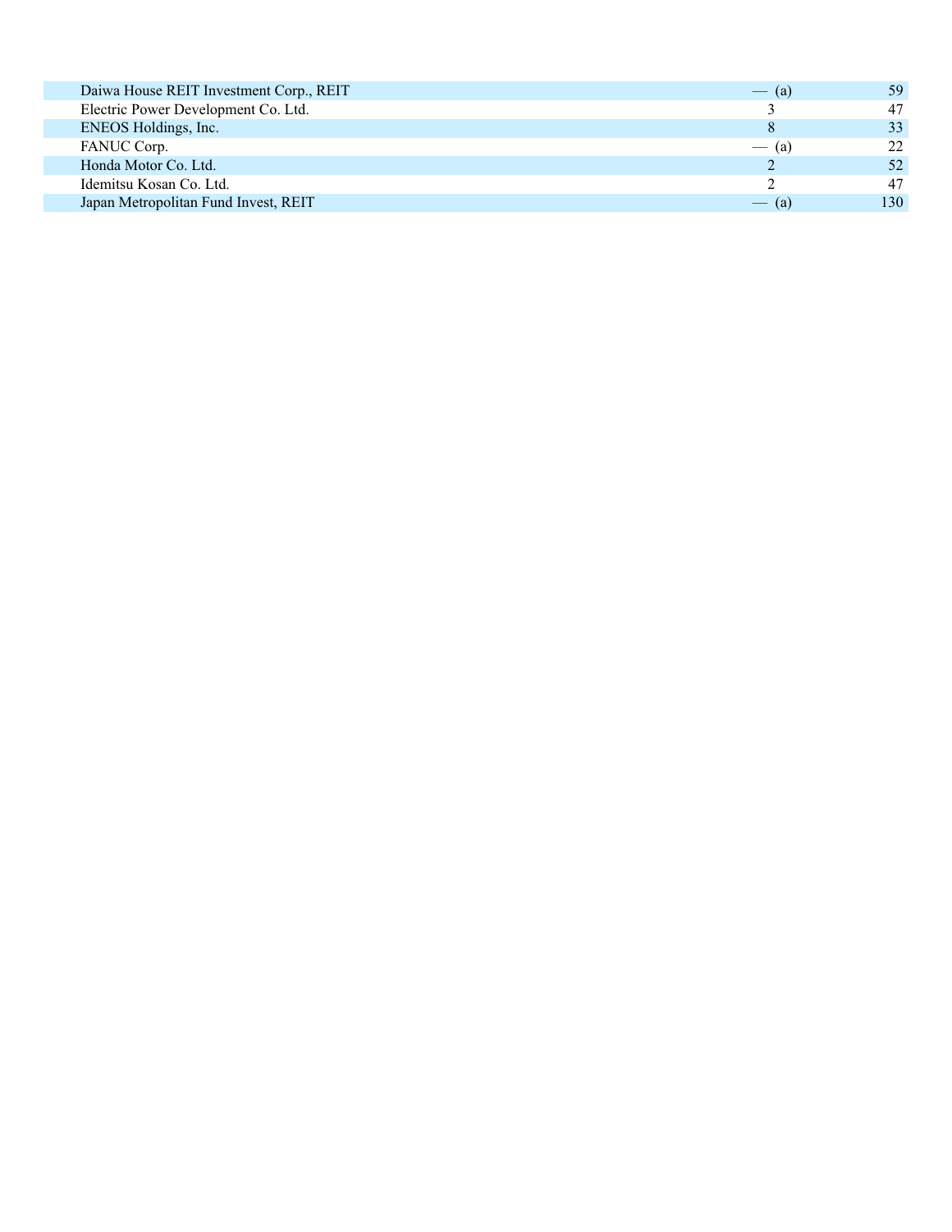| | | |
|---|---|---|
| Daiwa House REIT Investment Corp., REIT | — (a) | 59 |
| Electric Power Development Co. Ltd. | 3 | 47 |
| ENEOS Holdings, Inc. | 8 | 33 |
| FANUC Corp. | — (a) | 22 |
| Honda Motor Co. Ltd. | 2 | 52 |
| Idemitsu Kosan Co. Ltd. | 2 | 47 |
| Japan Metropolitan Fund Invest, REIT | — (a) | 130 |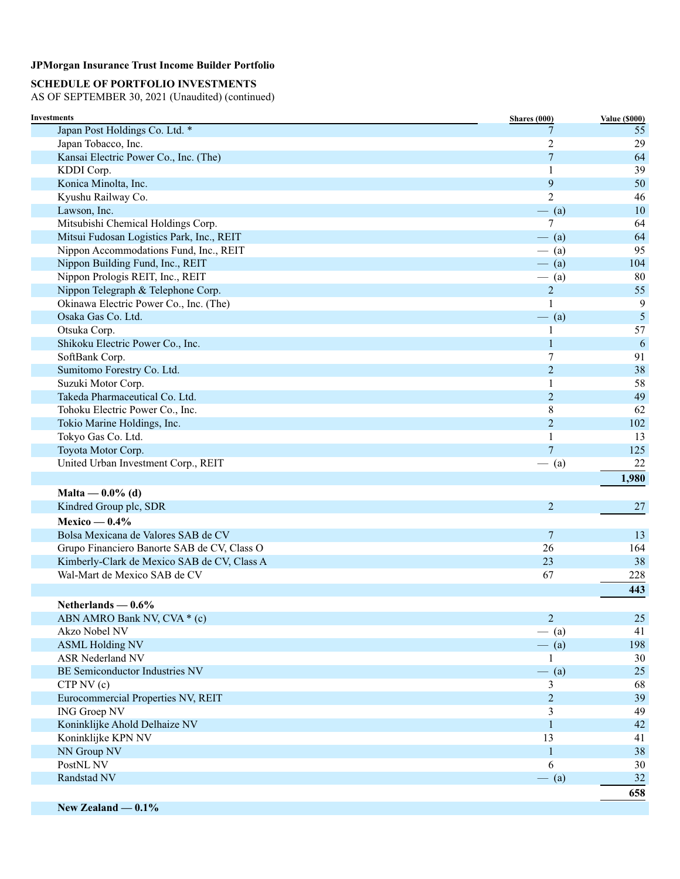**JPMorgan Insurance Trust Income Builder Portfolio**

**SCHEDULE OF PORTFOLIO INVESTMENTS**
AS OF SEPTEMBER 30, 2021 (Unaudited) (continued)

| Investments | Shares (000) | Value ($000) |
|---|---|---|
| Japan Post Holdings Co. Ltd. * | 7 | 55 |
| Japan Tobacco, Inc. | 2 | 29 |
| Kansai Electric Power Co., Inc. (The) | 7 | 64 |
| KDDI Corp. | 1 | 39 |
| Konica Minolta, Inc. | 9 | 50 |
| Kyushu Railway Co. | 2 | 46 |
| Lawson, Inc. | — (a) | 10 |
| Mitsubishi Chemical Holdings Corp. | 7 | 64 |
| Mitsui Fudosan Logistics Park, Inc., REIT | — (a) | 64 |
| Nippon Accommodations Fund, Inc., REIT | — (a) | 95 |
| Nippon Building Fund, Inc., REIT | — (a) | 104 |
| Nippon Prologis REIT, Inc., REIT | — (a) | 80 |
| Nippon Telegraph & Telephone Corp. | 2 | 55 |
| Okinawa Electric Power Co., Inc. (The) | 1 | 9 |
| Osaka Gas Co. Ltd. | — (a) | 5 |
| Otsuka Corp. | 1 | 57 |
| Shikoku Electric Power Co., Inc. | 1 | 6 |
| SoftBank Corp. | 7 | 91 |
| Sumitomo Forestry Co. Ltd. | 2 | 38 |
| Suzuki Motor Corp. | 1 | 58 |
| Takeda Pharmaceutical Co. Ltd. | 2 | 49 |
| Tohoku Electric Power Co., Inc. | 8 | 62 |
| Tokio Marine Holdings, Inc. | 2 | 102 |
| Tokyo Gas Co. Ltd. | 1 | 13 |
| Toyota Motor Corp. | 7 | 125 |
| United Urban Investment Corp., REIT | — (a) | 22 |
| | | **1,980** |
| **Malta — 0.0% (d)** | | |
| Kindred Group plc, SDR | 2 | 27 |
| **Mexico — 0.4%** | | |
| Bolsa Mexicana de Valores SAB de CV | 7 | 13 |
| Grupo Financiero Banorte SAB de CV, Class O | 26 | 164 |
| Kimberly-Clark de Mexico SAB de CV, Class A | 23 | 38 |
| Wal-Mart de Mexico SAB de CV | 67 | 228 |
| | | **443** |
| **Netherlands — 0.6%** | | |
| ABN AMRO Bank NV, CVA * (c) | 2 | 25 |
| Akzo Nobel NV | — (a) | 41 |
| ASML Holding NV | — (a) | 198 |
| ASR Nederland NV | 1 | 30 |
| BE Semiconductor Industries NV | — (a) | 25 |
| CTP NV (c) | 3 | 68 |
| Eurocommercial Properties NV, REIT | 2 | 39 |
| ING Groep NV | 3 | 49 |
| Koninklijke Ahold Delhaize NV | 1 | 42 |
| Koninklijke KPN NV | 13 | 41 |
| NN Group NV | 1 | 38 |
| PostNL NV | 6 | 30 |
| Randstad NV | — (a) | 32 |
| | | **658** |
| **New Zealand — 0.1%** | | |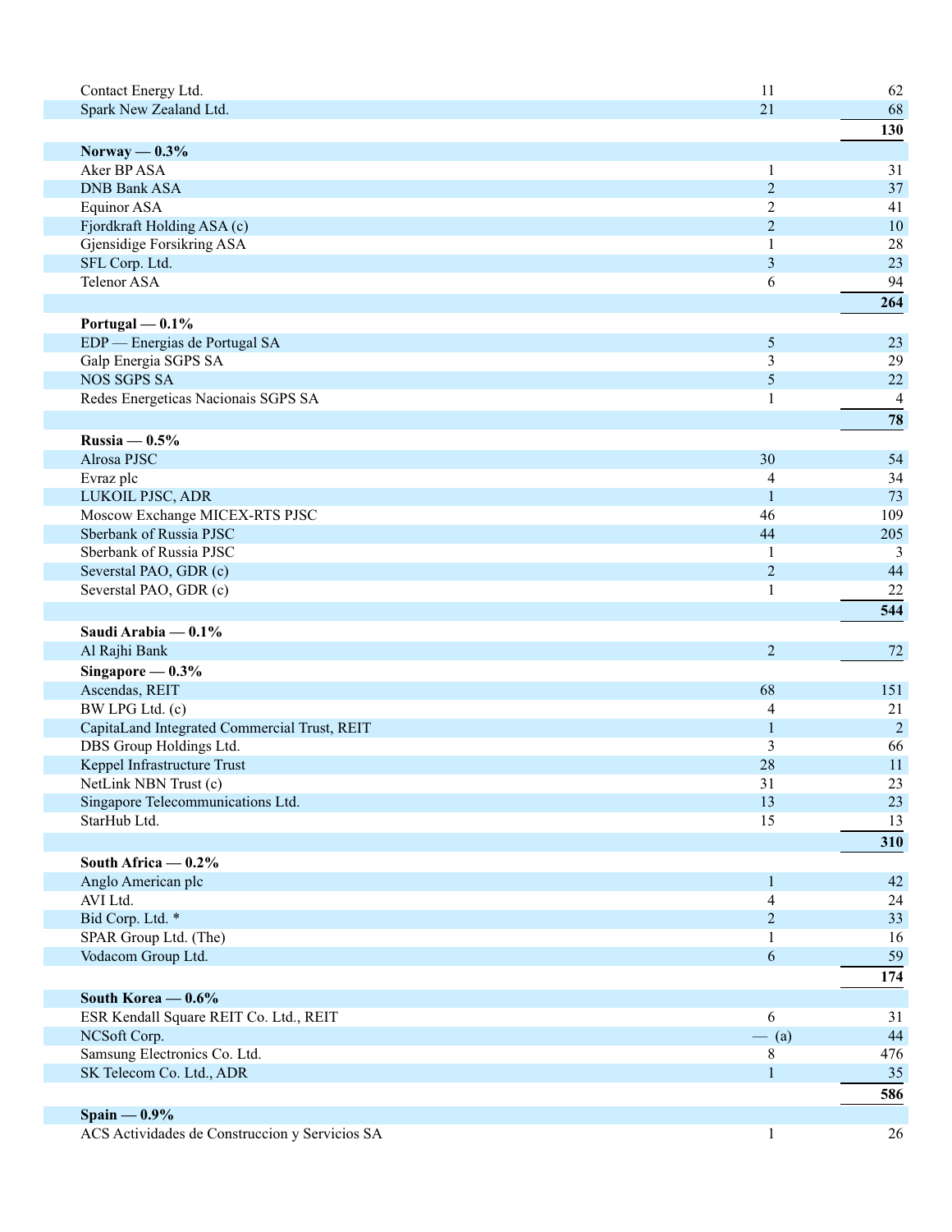| | | |
|---|---|---|
| Contact Energy Ltd. | 11 | 62 |
| Spark New Zealand Ltd. | 21 | 68 |
| | | **130** |
| **Norway — 0.3%** | | |
| Aker BP ASA | 1 | 31 |
| DNB Bank ASA | 2 | 37 |
| Equinor ASA | 2 | 41 |
| Fjordkraft Holding ASA (c) | 2 | 10 |
| Gjensidige Forsikring ASA | 1 | 28 |
| SFL Corp. Ltd. | 3 | 23 |
| Telenor ASA | 6 | 94 |
| | | **264** |
| **Portugal — 0.1%** | | |
| EDP — Energias de Portugal SA | 5 | 23 |
| Galp Energia SGPS SA | 3 | 29 |
| NOS SGPS SA | 5 | 22 |
| Redes Energeticas Nacionais SGPS SA | 1 | 4 |
| | | **78** |
| **Russia — 0.5%** | | |
| Alrosa PJSC | 30 | 54 |
| Evraz plc | 4 | 34 |
| LUKOIL PJSC, ADR | 1 | 73 |
| Moscow Exchange MICEX-RTS PJSC | 46 | 109 |
| Sberbank of Russia PJSC | 44 | 205 |
| Sberbank of Russia PJSC | 1 | 3 |
| Severstal PAO, GDR (c) | 2 | 44 |
| Severstal PAO, GDR (c) | 1 | 22 |
| | | **544** |
| **Saudi Arabia — 0.1%** | | |
| Al Rajhi Bank | 2 | 72 |
| **Singapore — 0.3%** | | |
| Ascendas, REIT | 68 | 151 |
| BW LPG Ltd. (c) | 4 | 21 |
| CapitaLand Integrated Commercial Trust, REIT | 1 | 2 |
| DBS Group Holdings Ltd. | 3 | 66 |
| Keppel Infrastructure Trust | 28 | 11 |
| NetLink NBN Trust (c) | 31 | 23 |
| Singapore Telecommunications Ltd. | 13 | 23 |
| StarHub Ltd. | 15 | 13 |
| | | **310** |
| **South Africa — 0.2%** | | |
| Anglo American plc | 1 | 42 |
| AVI Ltd. | 4 | 24 |
| Bid Corp. Ltd. * | 2 | 33 |
| SPAR Group Ltd. (The) | 1 | 16 |
| Vodacom Group Ltd. | 6 | 59 |
| | | **174** |
| **South Korea — 0.6%** | | |
| ESR Kendall Square REIT Co. Ltd., REIT | 6 | 31 |
| NCSoft Corp. | — (a) | 44 |
| Samsung Electronics Co. Ltd. | 8 | 476 |
| SK Telecom Co. Ltd., ADR | 1 | 35 |
| | | **586** |
| **Spain — 0.9%** | | |
| ACS Actividades de Construccion y Servicios SA | 1 | 26 |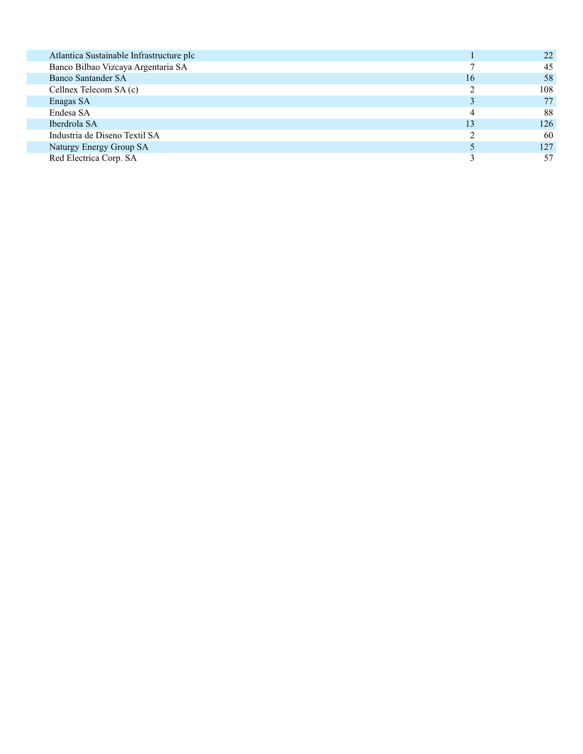| | | |
|---|---|---|
| Atlantica Sustainable Infrastructure plc | 1 | 22 |
| Banco Bilbao Vizcaya Argentaria SA | 7 | 45 |
| Banco Santander SA | 16 | 58 |
| Cellnex Telecom SA (c) | 2 | 108 |
| Enagas SA | 3 | 77 |
| Endesa SA | 4 | 88 |
| Iberdrola SA | 13 | 126 |
| Industria de Diseno Textil SA | 2 | 60 |
| Naturgy Energy Group SA | 5 | 127 |
| Red Electrica Corp. SA | 3 | 57 |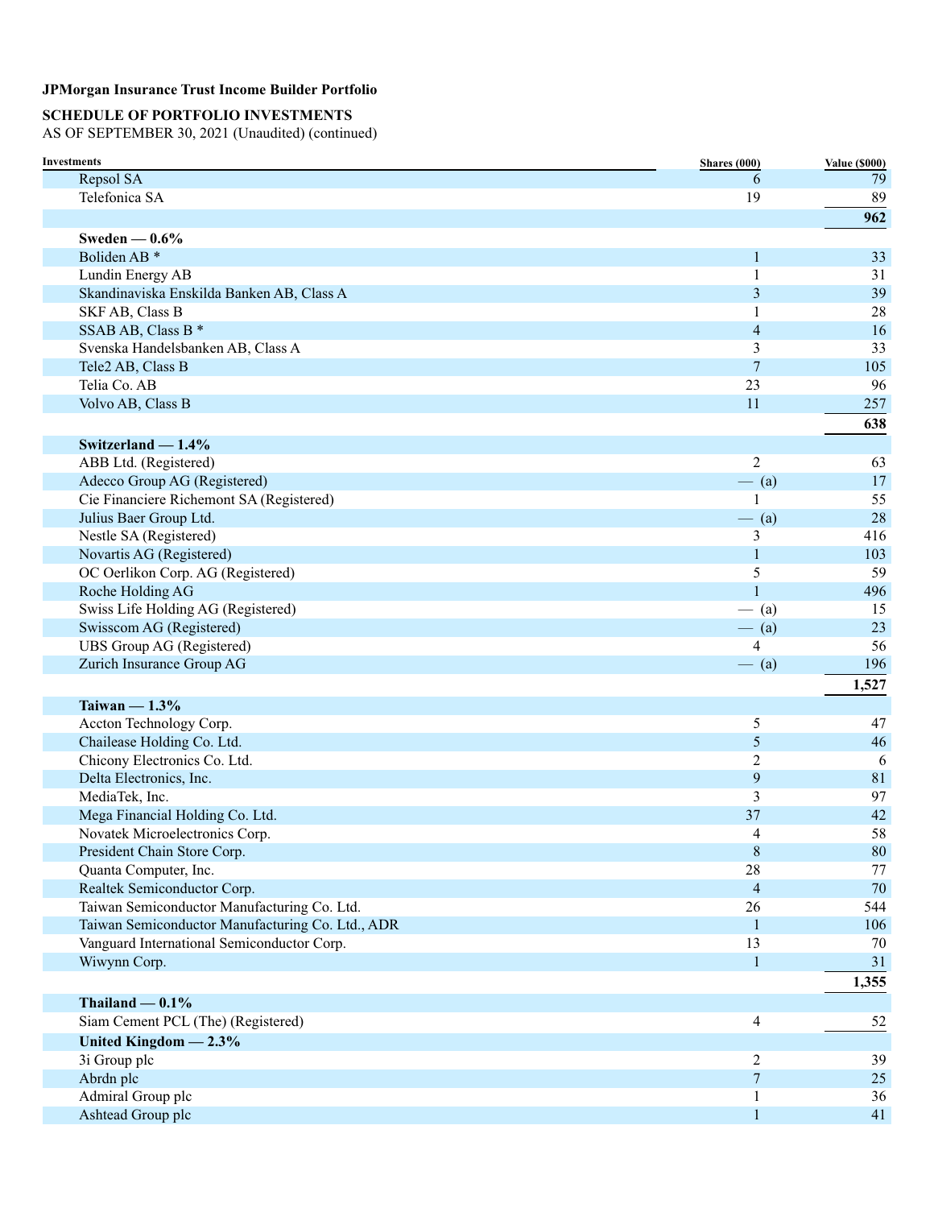**JPMorgan Insurance Trust Income Builder Portfolio**

**SCHEDULE OF PORTFOLIO INVESTMENTS**

AS OF SEPTEMBER 30, 2021 (Unaudited) (continued)

| Investments | Shares (000) | Value ($000) |
|---|---|---|
| Repsol SA | 6 | 79 |
| Telefonica SA | 19 | 89 |
| | | **962** |
| **Sweden — 0.6%** | | |
| Boliden AB * | 1 | 33 |
| Lundin Energy AB | 1 | 31 |
| Skandinaviska Enskilda Banken AB, Class A | 3 | 39 |
| SKF AB, Class B | 1 | 28 |
| SSAB AB, Class B * | 4 | 16 |
| Svenska Handelsbanken AB, Class A | 3 | 33 |
| Tele2 AB, Class B | 7 | 105 |
| Telia Co. AB | 23 | 96 |
| Volvo AB, Class B | 11 | 257 |
| | | **638** |
| **Switzerland — 1.4%** | | |
| ABB Ltd. (Registered) | 2 | 63 |
| Adecco Group AG (Registered) | — (a) | 17 |
| Cie Financiere Richemont SA (Registered) | 1 | 55 |
| Julius Baer Group Ltd. | — (a) | 28 |
| Nestle SA (Registered) | 3 | 416 |
| Novartis AG (Registered) | 1 | 103 |
| OC Oerlikon Corp. AG (Registered) | 5 | 59 |
| Roche Holding AG | 1 | 496 |
| Swiss Life Holding AG (Registered) | — (a) | 15 |
| Swisscom AG (Registered) | — (a) | 23 |
| UBS Group AG (Registered) | 4 | 56 |
| Zurich Insurance Group AG | — (a) | 196 |
| | | **1,527** |
| **Taiwan — 1.3%** | | |
| Accton Technology Corp. | 5 | 47 |
| Chailease Holding Co. Ltd. | 5 | 46 |
| Chicony Electronics Co. Ltd. | 2 | 6 |
| Delta Electronics, Inc. | 9 | 81 |
| MediaTek, Inc. | 3 | 97 |
| Mega Financial Holding Co. Ltd. | 37 | 42 |
| Novatek Microelectronics Corp. | 4 | 58 |
| President Chain Store Corp. | 8 | 80 |
| Quanta Computer, Inc. | 28 | 77 |
| Realtek Semiconductor Corp. | 4 | 70 |
| Taiwan Semiconductor Manufacturing Co. Ltd. | 26 | 544 |
| Taiwan Semiconductor Manufacturing Co. Ltd., ADR | 1 | 106 |
| Vanguard International Semiconductor Corp. | 13 | 70 |
| Wiwynn Corp. | 1 | 31 |
| | | **1,355** |
| **Thailand — 0.1%** | | |
| Siam Cement PCL (The) (Registered) | 4 | 52 |
| **United Kingdom — 2.3%** | | |
| 3i Group plc | 2 | 39 |
| Abrdn plc | 7 | 25 |
| Admiral Group plc | 1 | 36 |
| Ashtead Group plc | 1 | 41 |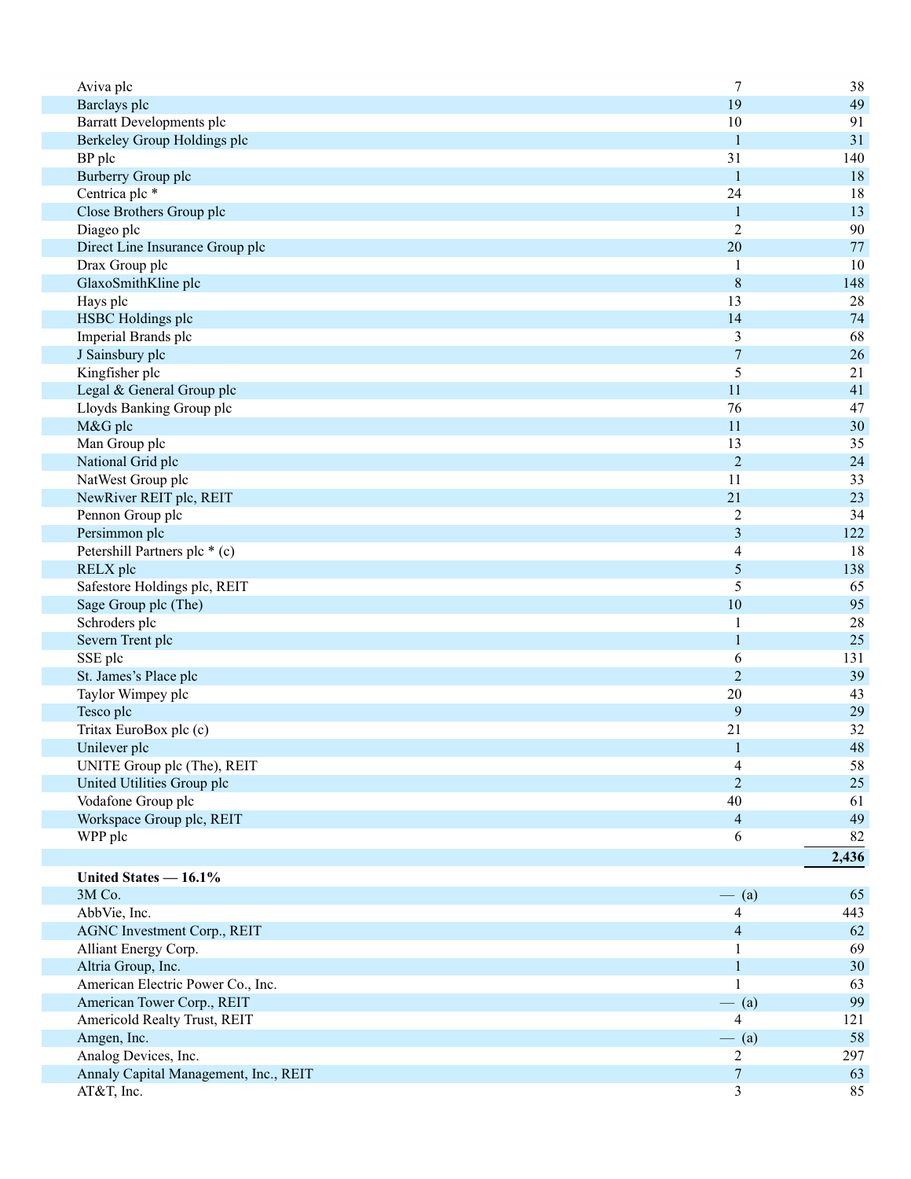| | | |
|---|---|---|
| Aviva plc | 7 | 38 |
| Barclays plc | 19 | 49 |
| Barratt Developments plc | 10 | 91 |
| Berkeley Group Holdings plc | 1 | 31 |
| BP plc | 31 | 140 |
| Burberry Group plc | 1 | 18 |
| Centrica plc * | 24 | 18 |
| Close Brothers Group plc | 1 | 13 |
| Diageo plc | 2 | 90 |
| Direct Line Insurance Group plc | 20 | 77 |
| Drax Group plc | 1 | 10 |
| GlaxoSmithKline plc | 8 | 148 |
| Hays plc | 13 | 28 |
| HSBC Holdings plc | 14 | 74 |
| Imperial Brands plc | 3 | 68 |
| J Sainsbury plc | 7 | 26 |
| Kingfisher plc | 5 | 21 |
| Legal & General Group plc | 11 | 41 |
| Lloyds Banking Group plc | 76 | 47 |
| M&G plc | 11 | 30 |
| Man Group plc | 13 | 35 |
| National Grid plc | 2 | 24 |
| NatWest Group plc | 11 | 33 |
| NewRiver REIT plc, REIT | 21 | 23 |
| Pennon Group plc | 2 | 34 |
| Persimmon plc | 3 | 122 |
| Petershill Partners plc * (c) | 4 | 18 |
| RELX plc | 5 | 138 |
| Safestore Holdings plc, REIT | 5 | 65 |
| Sage Group plc (The) | 10 | 95 |
| Schroders plc | 1 | 28 |
| Severn Trent plc | 1 | 25 |
| SSE plc | 6 | 131 |
| St. James's Place plc | 2 | 39 |
| Taylor Wimpey plc | 20 | 43 |
| Tesco plc | 9 | 29 |
| Tritax EuroBox plc (c) | 21 | 32 |
| Unilever plc | 1 | 48 |
| UNITE Group plc (The), REIT | 4 | 58 |
| United Utilities Group plc | 2 | 25 |
| Vodafone Group plc | 40 | 61 |
| Workspace Group plc, REIT | 4 | 49 |
| WPP plc | 6 | 82 |
| | | **2,436** |
| **United States — 16.1%** | | |
| 3M Co. | — (a) | 65 |
| AbbVie, Inc. | 4 | 443 |
| AGNC Investment Corp., REIT | 4 | 62 |
| Alliant Energy Corp. | 1 | 69 |
| Altria Group, Inc. | 1 | 30 |
| American Electric Power Co., Inc. | 1 | 63 |
| American Tower Corp., REIT | — (a) | 99 |
| Americold Realty Trust, REIT | 4 | 121 |
| Amgen, Inc. | — (a) | 58 |
| Analog Devices, Inc. | 2 | 297 |
| Annaly Capital Management, Inc., REIT | 7 | 63 |
| AT&T, Inc. | 3 | 85 |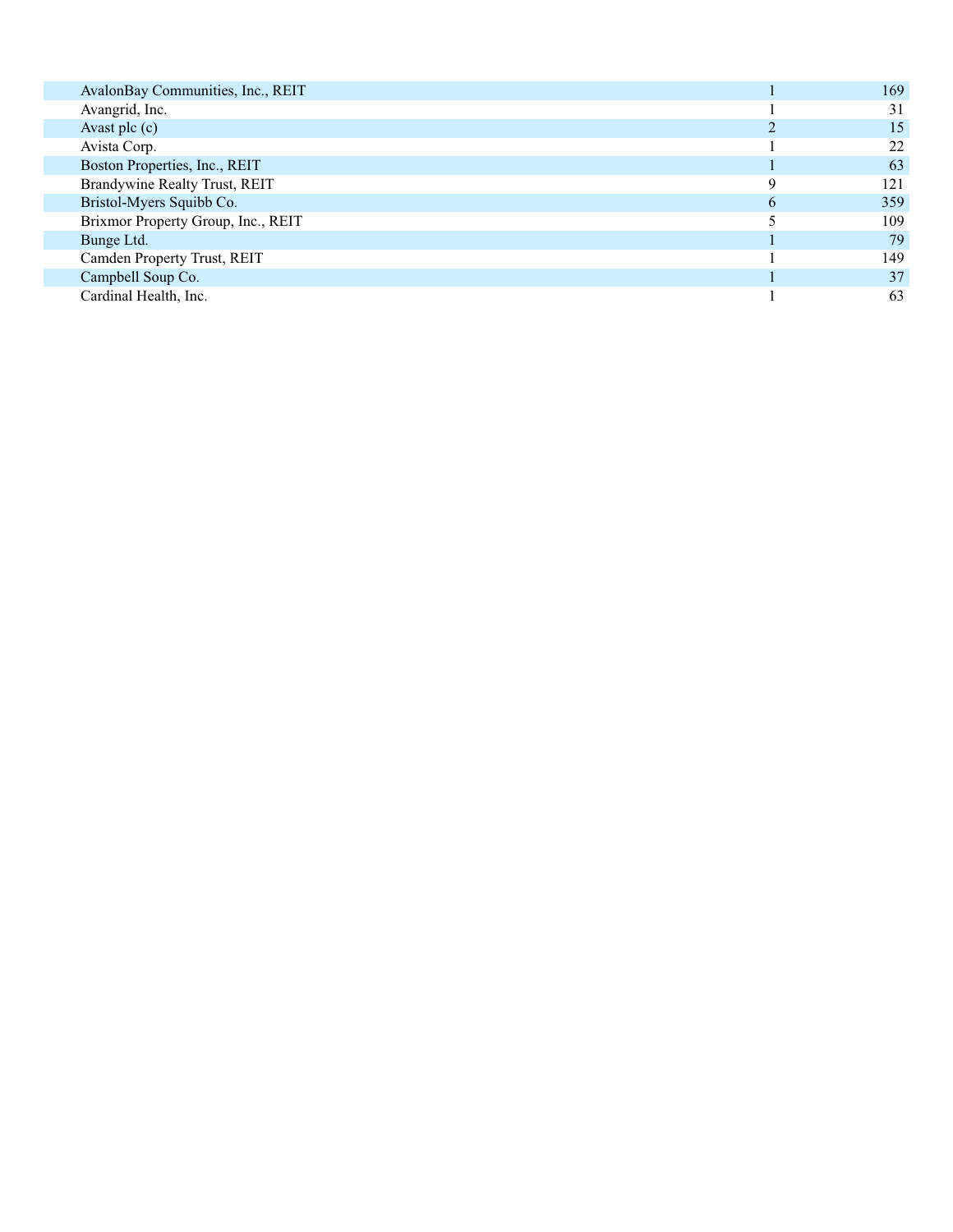| | | |
|---|---|---|
| AvalonBay Communities, Inc., REIT | 1 | 169 |
| Avangrid, Inc. | 1 | 31 |
| Avast plc (c) | 2 | 15 |
| Avista Corp. | 1 | 22 |
| Boston Properties, Inc., REIT | 1 | 63 |
| Brandywine Realty Trust, REIT | 9 | 121 |
| Bristol-Myers Squibb Co. | 6 | 359 |
| Brixmor Property Group, Inc., REIT | 5 | 109 |
| Bunge Ltd. | 1 | 79 |
| Camden Property Trust, REIT | 1 | 149 |
| Campbell Soup Co. | 1 | 37 |
| Cardinal Health, Inc. | 1 | 63 |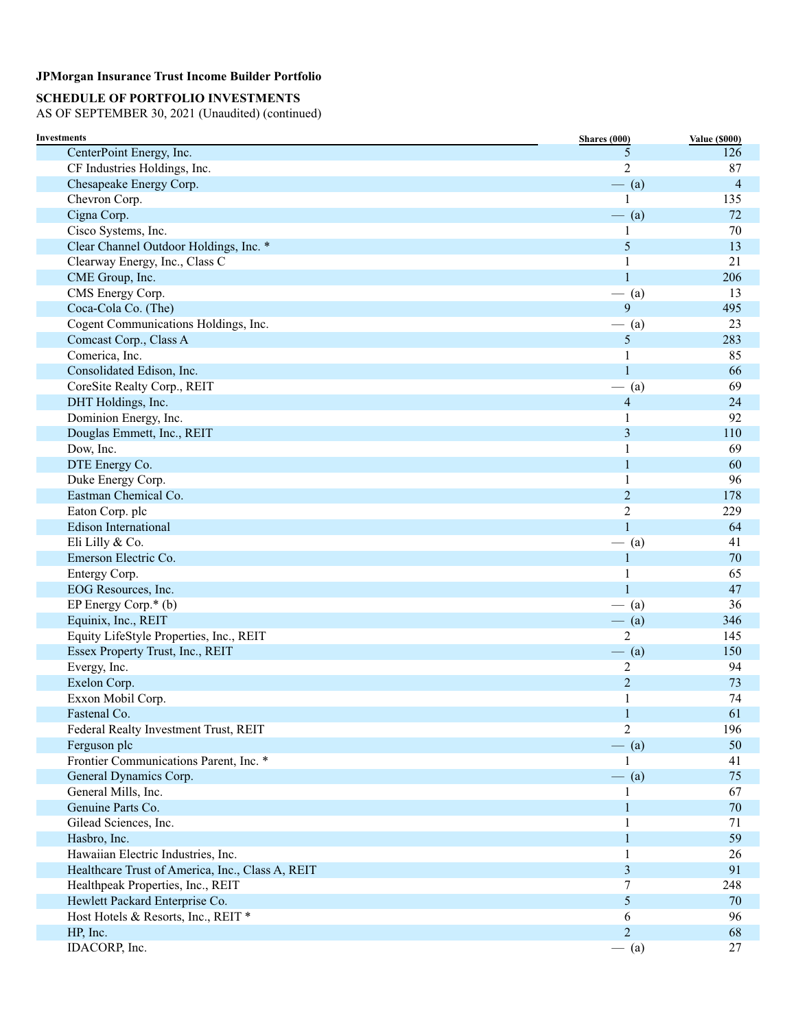**JPMorgan Insurance Trust Income Builder Portfolio**

**SCHEDULE OF PORTFOLIO INVESTMENTS**
AS OF SEPTEMBER 30, 2021 (Unaudited) (continued)

| Investments | Shares (000) | Value ($000) |
|---|---|---|
| CenterPoint Energy, Inc. | 5 | 126 |
| CF Industries Holdings, Inc. | 2 | 87 |
| Chesapeake Energy Corp. | — (a) | 4 |
| Chevron Corp. | 1 | 135 |
| Cigna Corp. | — (a) | 72 |
| Cisco Systems, Inc. | 1 | 70 |
| Clear Channel Outdoor Holdings, Inc. * | 5 | 13 |
| Clearway Energy, Inc., Class C | 1 | 21 |
| CME Group, Inc. | 1 | 206 |
| CMS Energy Corp. | — (a) | 13 |
| Coca-Cola Co. (The) | 9 | 495 |
| Cogent Communications Holdings, Inc. | — (a) | 23 |
| Comcast Corp., Class A | 5 | 283 |
| Comerica, Inc. | 1 | 85 |
| Consolidated Edison, Inc. | 1 | 66 |
| CoreSite Realty Corp., REIT | — (a) | 69 |
| DHT Holdings, Inc. | 4 | 24 |
| Dominion Energy, Inc. | 1 | 92 |
| Douglas Emmett, Inc., REIT | 3 | 110 |
| Dow, Inc. | 1 | 69 |
| DTE Energy Co. | 1 | 60 |
| Duke Energy Corp. | 1 | 96 |
| Eastman Chemical Co. | 2 | 178 |
| Eaton Corp. plc | 2 | 229 |
| Edison International | 1 | 64 |
| Eli Lilly & Co. | — (a) | 41 |
| Emerson Electric Co. | 1 | 70 |
| Entergy Corp. | 1 | 65 |
| EOG Resources, Inc. | 1 | 47 |
| EP Energy Corp.* (b) | — (a) | 36 |
| Equinix, Inc., REIT | — (a) | 346 |
| Equity LifeStyle Properties, Inc., REIT | 2 | 145 |
| Essex Property Trust, Inc., REIT | — (a) | 150 |
| Evergy, Inc. | 2 | 94 |
| Exelon Corp. | 2 | 73 |
| Exxon Mobil Corp. | 1 | 74 |
| Fastenal Co. | 1 | 61 |
| Federal Realty Investment Trust, REIT | 2 | 196 |
| Ferguson plc | — (a) | 50 |
| Frontier Communications Parent, Inc. * | 1 | 41 |
| General Dynamics Corp. | — (a) | 75 |
| General Mills, Inc. | 1 | 67 |
| Genuine Parts Co. | 1 | 70 |
| Gilead Sciences, Inc. | 1 | 71 |
| Hasbro, Inc. | 1 | 59 |
| Hawaiian Electric Industries, Inc. | 1 | 26 |
| Healthcare Trust of America, Inc., Class A, REIT | 3 | 91 |
| Healthpeak Properties, Inc., REIT | 7 | 248 |
| Hewlett Packard Enterprise Co. | 5 | 70 |
| Host Hotels & Resorts, Inc., REIT * | 6 | 96 |
| HP, Inc. | 2 | 68 |
| IDACORP, Inc. | — (a) | 27 |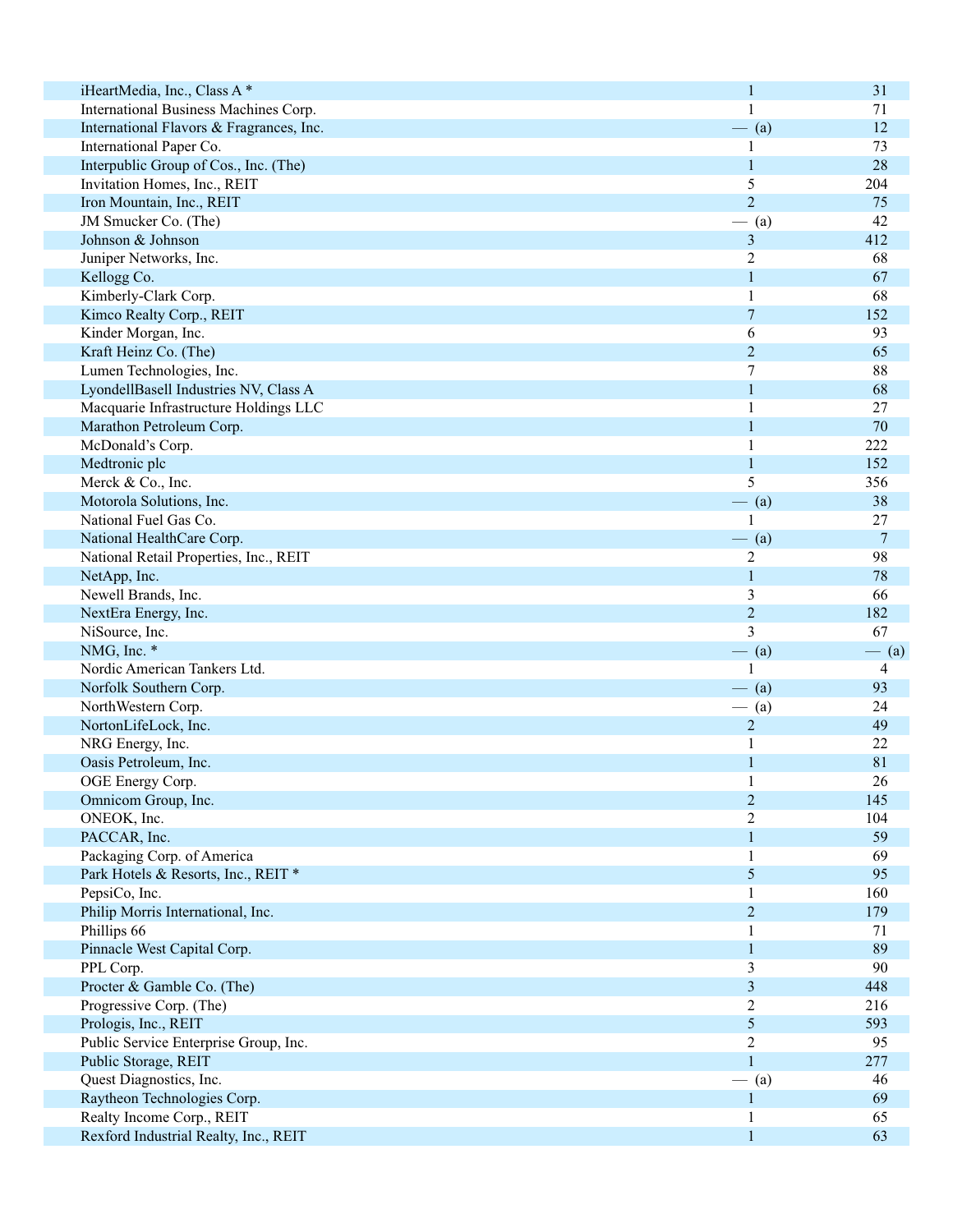| | | |
|---|---|---|
| iHeartMedia, Inc., Class A * | 1 | 31 |
| International Business Machines Corp. | 1 | 71 |
| International Flavors & Fragrances, Inc. | — (a) | 12 |
| International Paper Co. | 1 | 73 |
| Interpublic Group of Cos., Inc. (The) | 1 | 28 |
| Invitation Homes, Inc., REIT | 5 | 204 |
| Iron Mountain, Inc., REIT | 2 | 75 |
| JM Smucker Co. (The) | — (a) | 42 |
| Johnson & Johnson | 3 | 412 |
| Juniper Networks, Inc. | 2 | 68 |
| Kellogg Co. | 1 | 67 |
| Kimberly-Clark Corp. | 1 | 68 |
| Kimco Realty Corp., REIT | 7 | 152 |
| Kinder Morgan, Inc. | 6 | 93 |
| Kraft Heinz Co. (The) | 2 | 65 |
| Lumen Technologies, Inc. | 7 | 88 |
| LyondellBasell Industries NV, Class A | 1 | 68 |
| Macquarie Infrastructure Holdings LLC | 1 | 27 |
| Marathon Petroleum Corp. | 1 | 70 |
| McDonald’s Corp. | 1 | 222 |
| Medtronic plc | 1 | 152 |
| Merck & Co., Inc. | 5 | 356 |
| Motorola Solutions, Inc. | — (a) | 38 |
| National Fuel Gas Co. | 1 | 27 |
| National HealthCare Corp. | — (a) | 7 |
| National Retail Properties, Inc., REIT | 2 | 98 |
| NetApp, Inc. | 1 | 78 |
| Newell Brands, Inc. | 3 | 66 |
| NextEra Energy, Inc. | 2 | 182 |
| NiSource, Inc. | 3 | 67 |
| NMG, Inc. * | — (a) | — (a) |
| Nordic American Tankers Ltd. | 1 | 4 |
| Norfolk Southern Corp. | — (a) | 93 |
| NorthWestern Corp. | — (a) | 24 |
| NortonLifeLock, Inc. | 2 | 49 |
| NRG Energy, Inc. | 1 | 22 |
| Oasis Petroleum, Inc. | 1 | 81 |
| OGE Energy Corp. | 1 | 26 |
| Omnicom Group, Inc. | 2 | 145 |
| ONEOK, Inc. | 2 | 104 |
| PACCAR, Inc. | 1 | 59 |
| Packaging Corp. of America | 1 | 69 |
| Park Hotels & Resorts, Inc., REIT * | 5 | 95 |
| PepsiCo, Inc. | 1 | 160 |
| Philip Morris International, Inc. | 2 | 179 |
| Phillips 66 | 1 | 71 |
| Pinnacle West Capital Corp. | 1 | 89 |
| PPL Corp. | 3 | 90 |
| Procter & Gamble Co. (The) | 3 | 448 |
| Progressive Corp. (The) | 2 | 216 |
| Prologis, Inc., REIT | 5 | 593 |
| Public Service Enterprise Group, Inc. | 2 | 95 |
| Public Storage, REIT | 1 | 277 |
| Quest Diagnostics, Inc. | — (a) | 46 |
| Raytheon Technologies Corp. | 1 | 69 |
| Realty Income Corp., REIT | 1 | 65 |
| Rexford Industrial Realty, Inc., REIT | 1 | 63 |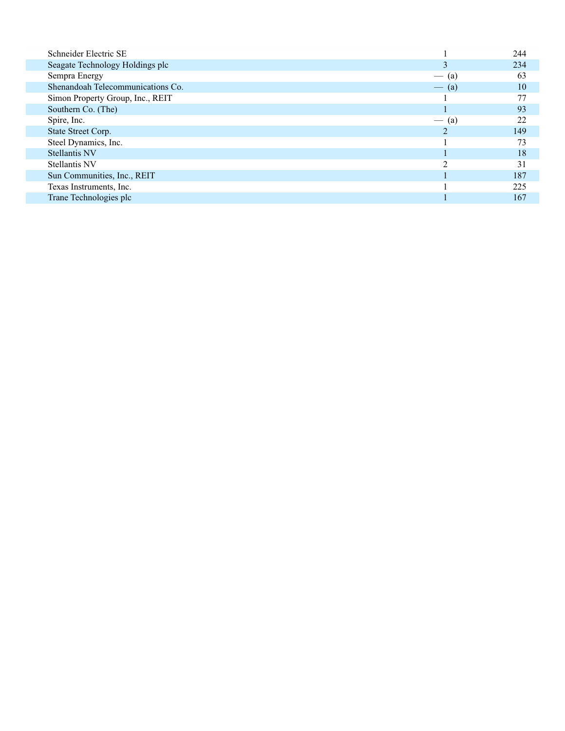| | | |
|---|---|---|
| Schneider Electric SE | 1 | 244 |
| Seagate Technology Holdings plc | 3 | 234 |
| Sempra Energy | — (a) | 63 |
| Shenandoah Telecommunications Co. | — (a) | 10 |
| Simon Property Group, Inc., REIT | 1 | 77 |
| Southern Co. (The) | 1 | 93 |
| Spire, Inc. | — (a) | 22 |
| State Street Corp. | 2 | 149 |
| Steel Dynamics, Inc. | 1 | 73 |
| Stellantis NV | 1 | 18 |
| Stellantis NV | 2 | 31 |
| Sun Communities, Inc., REIT | 1 | 187 |
| Texas Instruments, Inc. | 1 | 225 |
| Trane Technologies plc | 1 | 167 |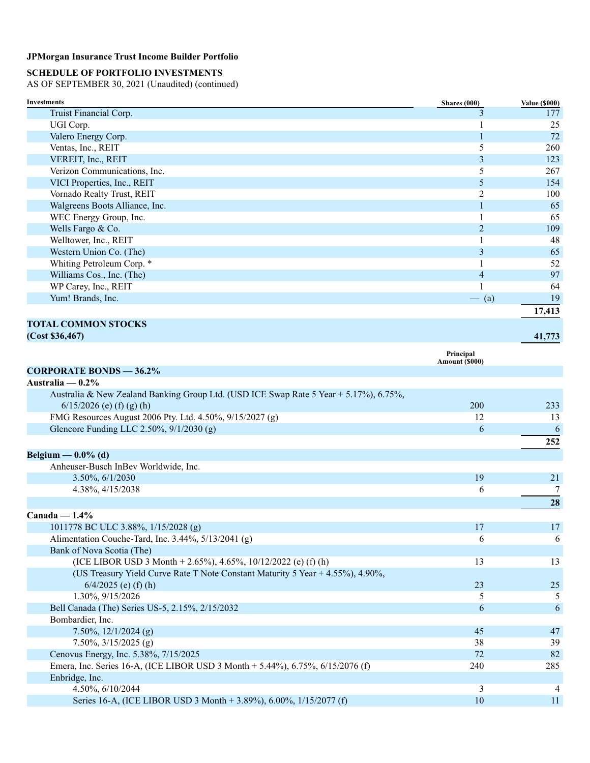**JPMorgan Insurance Trust Income Builder Portfolio**

**SCHEDULE OF PORTFOLIO INVESTMENTS**
AS OF SEPTEMBER 30, 2021 (Unaudited) (continued)

| Investments | Shares (000) | Value ($000) |
|---|---|---|
| Truist Financial Corp. | 3 | 177 |
| UGI Corp. | 1 | 25 |
| Valero Energy Corp. | 1 | 72 |
| Ventas, Inc., REIT | 5 | 260 |
| VEREIT, Inc., REIT | 3 | 123 |
| Verizon Communications, Inc. | 5 | 267 |
| VICI Properties, Inc., REIT | 5 | 154 |
| Vornado Realty Trust, REIT | 2 | 100 |
| Walgreens Boots Alliance, Inc. | 1 | 65 |
| WEC Energy Group, Inc. | 1 | 65 |
| Wells Fargo & Co. | 2 | 109 |
| Welltower, Inc., REIT | 1 | 48 |
| Western Union Co. (The) | 3 | 65 |
| Whiting Petroleum Corp. * | 1 | 52 |
| Williams Cos., Inc. (The) | 4 | 97 |
| WP Carey, Inc., REIT | 1 | 64 |
| Yum! Brands, Inc. | — (a) | 19 |
| | | **17,413** |
| **TOTAL COMMON STOCKS (Cost $36,467)** | | **41,773** |
| | **Principal Amount ($000)** | |
| **CORPORATE BONDS — 36.2%** | | |
| **Australia — 0.2%** | | |
| Australia & New Zealand Banking Group Ltd. (USD ICE Swap Rate 5 Year + 5.17%), 6.75%, 6/15/2026 (e) (f) (g) (h) | 200 | 233 |
| FMG Resources August 2006 Pty. Ltd. 4.50%, 9/15/2027 (g) | 12 | 13 |
| Glencore Funding LLC 2.50%, 9/1/2030 (g) | 6 | 6 |
| | | **252** |
| **Belgium — 0.0% (d)** | | |
| Anheuser-Busch InBev Worldwide, Inc. | | |
| 3.50%, 6/1/2030 | 19 | 21 |
| 4.38%, 4/15/2038 | 6 | 7 |
| | | **28** |
| **Canada — 1.4%** | | |
| 1011778 BC ULC 3.88%, 1/15/2028 (g) | 17 | 17 |
| Alimentation Couche-Tard, Inc. 3.44%, 5/13/2041 (g) | 6 | 6 |
| Bank of Nova Scotia (The) | | |
| (ICE LIBOR USD 3 Month + 2.65%), 4.65%, 10/12/2022 (e) (f) (h) | 13 | 13 |
| (US Treasury Yield Curve Rate T Note Constant Maturity 5 Year + 4.55%), 4.90%, 6/4/2025 (e) (f) (h) | 23 | 25 |
| 1.30%, 9/15/2026 | 5 | 5 |
| Bell Canada (The) Series US-5, 2.15%, 2/15/2032 | 6 | 6 |
| Bombardier, Inc. | | |
| 7.50%, 12/1/2024 (g) | 45 | 47 |
| 7.50%, 3/15/2025 (g) | 38 | 39 |
| Cenovus Energy, Inc. 5.38%, 7/15/2025 | 72 | 82 |
| Emera, Inc. Series 16-A, (ICE LIBOR USD 3 Month + 5.44%), 6.75%, 6/15/2076 (f) | 240 | 285 |
| Enbridge, Inc. | | |
| 4.50%, 6/10/2044 | 3 | 4 |
| Series 16-A, (ICE LIBOR USD 3 Month + 3.89%), 6.00%, 1/15/2077 (f) | 10 | 11 |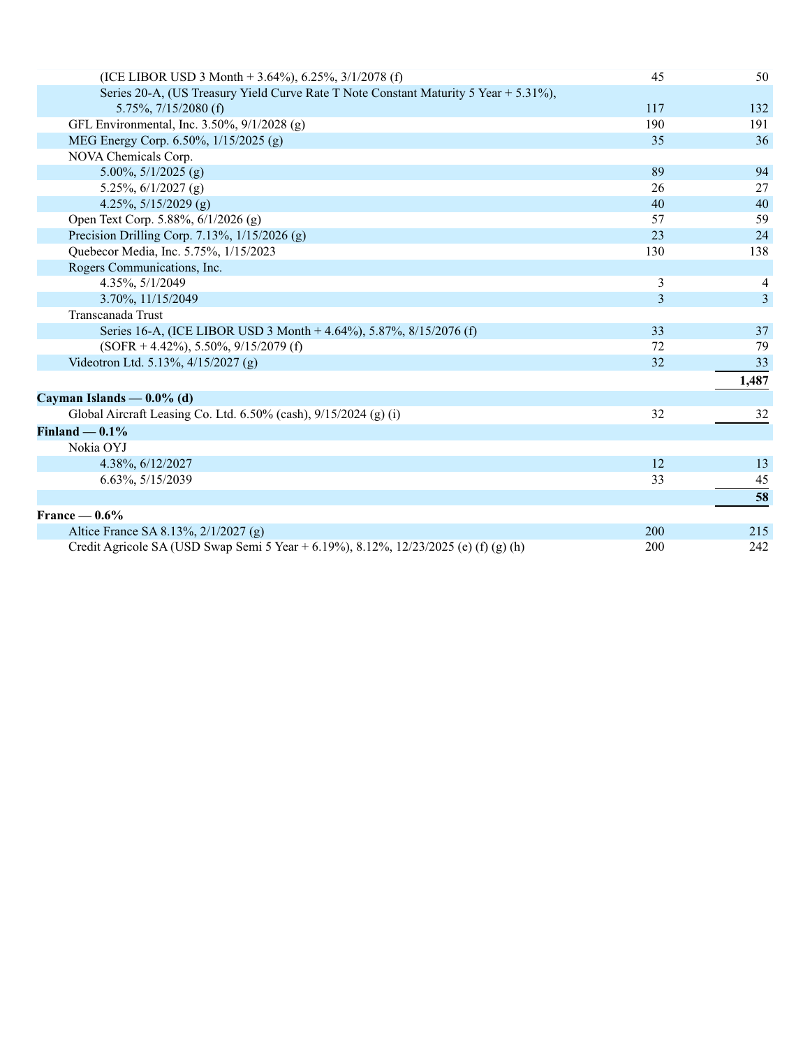| | | |
|---|---|---|
| (ICE LIBOR USD 3 Month + 3.64%), 6.25%, 3/1/2078 (f) | 45 | 50 |
| Series 20-A, (US Treasury Yield Curve Rate T Note Constant Maturity 5 Year + 5.31%), 5.75%, 7/15/2080 (f) | 117 | 132 |
| GFL Environmental, Inc. 3.50%, 9/1/2028 (g) | 190 | 191 |
| MEG Energy Corp. 6.50%, 1/15/2025 (g) | 35 | 36 |
| NOVA Chemicals Corp. | | |
| 5.00%, 5/1/2025 (g) | 89 | 94 |
| 5.25%, 6/1/2027 (g) | 26 | 27 |
| 4.25%, 5/15/2029 (g) | 40 | 40 |
| Open Text Corp. 5.88%, 6/1/2026 (g) | 57 | 59 |
| Precision Drilling Corp. 7.13%, 1/15/2026 (g) | 23 | 24 |
| Quebecor Media, Inc. 5.75%, 1/15/2023 | 130 | 138 |
| Rogers Communications, Inc. | | |
| 4.35%, 5/1/2049 | 3 | 4 |
| 3.70%, 11/15/2049 | 3 | 3 |
| Transcanada Trust | | |
| Series 16-A, (ICE LIBOR USD 3 Month + 4.64%), 5.87%, 8/15/2076 (f) | 33 | 37 |
| (SOFR + 4.42%), 5.50%, 9/15/2079 (f) | 72 | 79 |
| Videotron Ltd. 5.13%, 4/15/2027 (g) | 32 | 33 |
| | | **1,487** |
| **Cayman Islands — 0.0% (d)** | | |
| Global Aircraft Leasing Co. Ltd. 6.50% (cash), 9/15/2024 (g) (i) | 32 | 32 |
| **Finland — 0.1%** | | |
| Nokia OYJ | | |
| 4.38%, 6/12/2027 | 12 | 13 |
| 6.63%, 5/15/2039 | 33 | 45 |
| | | **58** |
| **France — 0.6%** | | |
| Altice France SA 8.13%, 2/1/2027 (g) | 200 | 215 |
| Credit Agricole SA (USD Swap Semi 5 Year + 6.19%), 8.12%, 12/23/2025 (e) (f) (g) (h) | 200 | 242 |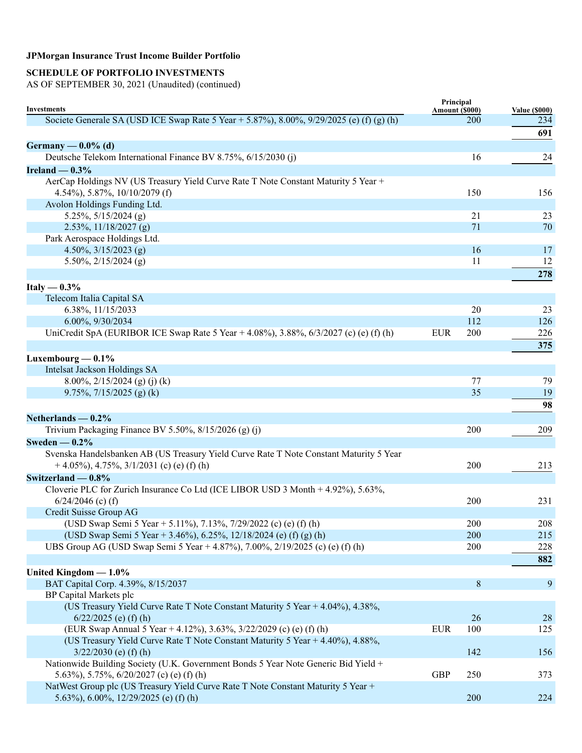**JPMorgan Insurance Trust Income Builder Portfolio**

**SCHEDULE OF PORTFOLIO INVESTMENTS**

AS OF SEPTEMBER 30, 2021 (Unaudited) (continued)

| Investments | | Principal Amount ($000) | Value ($000) |
|---|---|---|---|
| Societe Generale SA (USD ICE Swap Rate 5 Year + 5.87%), 8.00%, 9/29/2025 (e) (f) (g) (h) | | 200 | 234 |
| | | | **691** |
| **Germany — 0.0% (d)** | | | |
| Deutsche Telekom International Finance BV 8.75%, 6/15/2030 (j) | | 16 | 24 |
| **Ireland — 0.3%** | | | |
| AerCap Holdings NV (US Treasury Yield Curve Rate T Note Constant Maturity 5 Year + 4.54%), 5.87%, 10/10/2079 (f) | | 150 | 156 |
| Avolon Holdings Funding Ltd. | | | |
| 5.25%, 5/15/2024 (g) | | 21 | 23 |
| 2.53%, 11/18/2027 (g) | | 71 | 70 |
| Park Aerospace Holdings Ltd. | | | |
| 4.50%, 3/15/2023 (g) | | 16 | 17 |
| 5.50%, 2/15/2024 (g) | | 11 | 12 |
| | | | **278** |
| **Italy — 0.3%** | | | |
| Telecom Italia Capital SA | | | |
| 6.38%, 11/15/2033 | | 20 | 23 |
| 6.00%, 9/30/2034 | | 112 | 126 |
| UniCredit SpA (EURIBOR ICE Swap Rate 5 Year + 4.08%), 3.88%, 6/3/2027 (c) (e) (f) (h) | EUR | 200 | 226 |
| | | | **375** |
| **Luxembourg — 0.1%** | | | |
| Intelsat Jackson Holdings SA | | | |
| 8.00%, 2/15/2024 (g) (j) (k) | | 77 | 79 |
| 9.75%, 7/15/2025 (g) (k) | | 35 | 19 |
| | | | **98** |
| **Netherlands — 0.2%** | | | |
| Trivium Packaging Finance BV 5.50%, 8/15/2026 (g) (j) | | 200 | 209 |
| **Sweden — 0.2%** | | | |
| Svenska Handelsbanken AB (US Treasury Yield Curve Rate T Note Constant Maturity 5 Year + 4.05%), 4.75%, 3/1/2031 (c) (e) (f) (h) | | 200 | 213 |
| **Switzerland — 0.8%** | | | |
| Cloverie PLC for Zurich Insurance Co Ltd (ICE LIBOR USD 3 Month + 4.92%), 5.63%, 6/24/2046 (c) (f) | | 200 | 231 |
| Credit Suisse Group AG | | | |
| (USD Swap Semi 5 Year + 5.11%), 7.13%, 7/29/2022 (c) (e) (f) (h) | | 200 | 208 |
| (USD Swap Semi 5 Year + 3.46%), 6.25%, 12/18/2024 (e) (f) (g) (h) | | 200 | 215 |
| UBS Group AG (USD Swap Semi 5 Year + 4.87%), 7.00%, 2/19/2025 (c) (e) (f) (h) | | 200 | 228 |
| | | | **882** |
| **United Kingdom — 1.0%** | | | |
| BAT Capital Corp. 4.39%, 8/15/2037 | | 8 | 9 |
| BP Capital Markets plc | | | |
| (US Treasury Yield Curve Rate T Note Constant Maturity 5 Year + 4.04%), 4.38%, 6/22/2025 (e) (f) (h) | | 26 | 28 |
| (EUR Swap Annual 5 Year + 4.12%), 3.63%, 3/22/2029 (c) (e) (f) (h) | EUR | 100 | 125 |
| (US Treasury Yield Curve Rate T Note Constant Maturity 5 Year + 4.40%), 4.88%, 3/22/2030 (e) (f) (h) | | 142 | 156 |
| Nationwide Building Society (U.K. Government Bonds 5 Year Note Generic Bid Yield + 5.63%), 5.75%, 6/20/2027 (c) (e) (f) (h) | GBP | 250 | 373 |
| NatWest Group plc (US Treasury Yield Curve Rate T Note Constant Maturity 5 Year + 5.63%), 6.00%, 12/29/2025 (e) (f) (h) | | 200 | 224 |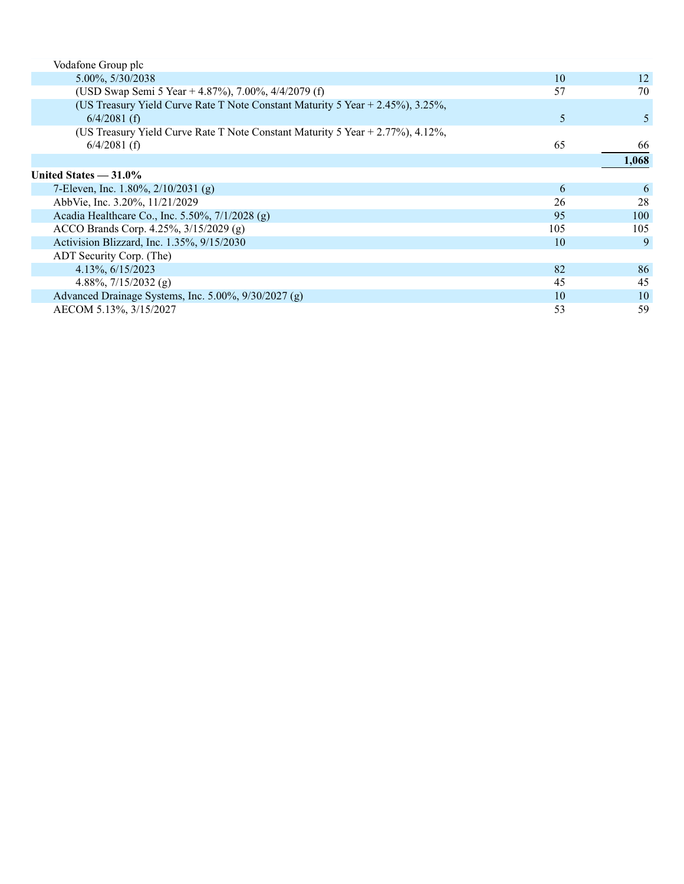| | | |
|---|---|---|
| Vodafone Group plc | | |
| 5.00%, 5/30/2038 | 10 | 12 |
| (USD Swap Semi 5 Year + 4.87%), 7.00%, 4/4/2079 (f) | 57 | 70 |
| (US Treasury Yield Curve Rate T Note Constant Maturity 5 Year + 2.45%), 3.25%, 6/4/2081 (f) | 5 | 5 |
| (US Treasury Yield Curve Rate T Note Constant Maturity 5 Year + 2.77%), 4.12%, 6/4/2081 (f) | 65 | 66 |
| | | **1,068** |
| **United States — 31.0%** | | |
| 7-Eleven, Inc. 1.80%, 2/10/2031 (g) | 6 | 6 |
| AbbVie, Inc. 3.20%, 11/21/2029 | 26 | 28 |
| Acadia Healthcare Co., Inc. 5.50%, 7/1/2028 (g) | 95 | 100 |
| ACCO Brands Corp. 4.25%, 3/15/2029 (g) | 105 | 105 |
| Activision Blizzard, Inc. 1.35%, 9/15/2030 | 10 | 9 |
| ADT Security Corp. (The) | | |
| 4.13%, 6/15/2023 | 82 | 86 |
| 4.88%, 7/15/2032 (g) | 45 | 45 |
| Advanced Drainage Systems, Inc. 5.00%, 9/30/2027 (g) | 10 | 10 |
| AECOM 5.13%, 3/15/2027 | 53 | 59 |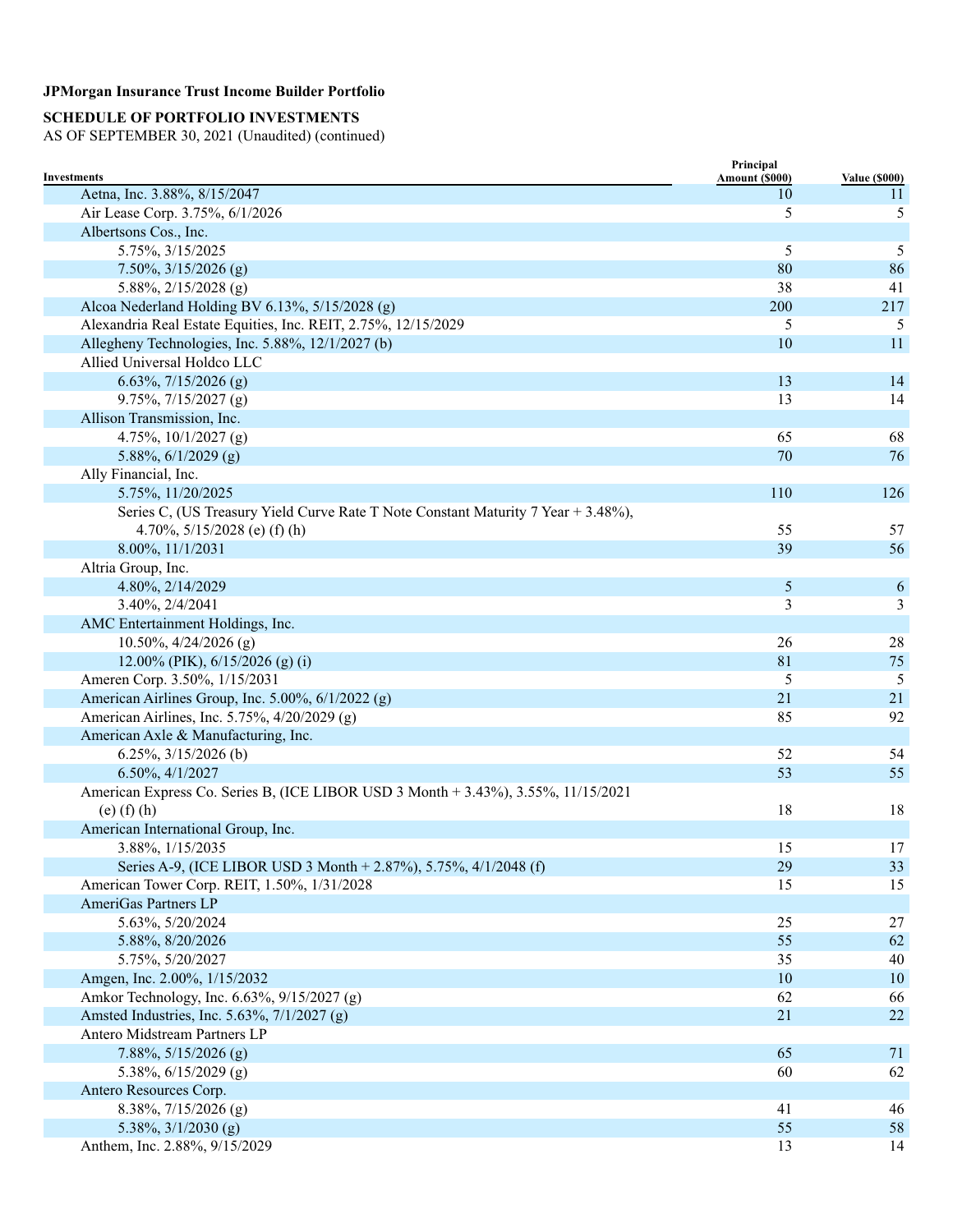**JPMorgan Insurance Trust Income Builder Portfolio**

**SCHEDULE OF PORTFOLIO INVESTMENTS**

AS OF SEPTEMBER 30, 2021 (Unaudited) (continued)

| Investments | Principal Amount ($000) | Value ($000) |
|---|---|---|
| Aetna, Inc. 3.88%, 8/15/2047 | 10 | 11 |
| Air Lease Corp. 3.75%, 6/1/2026 | 5 | 5 |
| Albertsons Cos., Inc. | | |
| 5.75%, 3/15/2025 | 5 | 5 |
| 7.50%, 3/15/2026 (g) | 80 | 86 |
| 5.88%, 2/15/2028 (g) | 38 | 41 |
| Alcoa Nederland Holding BV 6.13%, 5/15/2028 (g) | 200 | 217 |
| Alexandria Real Estate Equities, Inc. REIT, 2.75%, 12/15/2029 | 5 | 5 |
| Allegheny Technologies, Inc. 5.88%, 12/1/2027 (b) | 10 | 11 |
| Allied Universal Holdco LLC | | |
| 6.63%, 7/15/2026 (g) | 13 | 14 |
| 9.75%, 7/15/2027 (g) | 13 | 14 |
| Allison Transmission, Inc. | | |
| 4.75%, 10/1/2027 (g) | 65 | 68 |
| 5.88%, 6/1/2029 (g) | 70 | 76 |
| Ally Financial, Inc. | | |
| 5.75%, 11/20/2025 | 110 | 126 |
| Series C, (US Treasury Yield Curve Rate T Note Constant Maturity 7 Year + 3.48%), 4.70%, 5/15/2028 (e) (f) (h) | 55 | 57 |
| 8.00%, 11/1/2031 | 39 | 56 |
| Altria Group, Inc. | | |
| 4.80%, 2/14/2029 | 5 | 6 |
| 3.40%, 2/4/2041 | 3 | 3 |
| AMC Entertainment Holdings, Inc. | | |
| 10.50%, 4/24/2026 (g) | 26 | 28 |
| 12.00% (PIK), 6/15/2026 (g) (i) | 81 | 75 |
| Ameren Corp. 3.50%, 1/15/2031 | 5 | 5 |
| American Airlines Group, Inc. 5.00%, 6/1/2022 (g) | 21 | 21 |
| American Airlines, Inc. 5.75%, 4/20/2029 (g) | 85 | 92 |
| American Axle & Manufacturing, Inc. | | |
| 6.25%, 3/15/2026 (b) | 52 | 54 |
| 6.50%, 4/1/2027 | 53 | 55 |
| American Express Co. Series B, (ICE LIBOR USD 3 Month + 3.43%), 3.55%, 11/15/2021 (e) (f) (h) | 18 | 18 |
| American International Group, Inc. | | |
| 3.88%, 1/15/2035 | 15 | 17 |
| Series A-9, (ICE LIBOR USD 3 Month + 2.87%), 5.75%, 4/1/2048 (f) | 29 | 33 |
| American Tower Corp. REIT, 1.50%, 1/31/2028 | 15 | 15 |
| AmeriGas Partners LP | | |
| 5.63%, 5/20/2024 | 25 | 27 |
| 5.88%, 8/20/2026 | 55 | 62 |
| 5.75%, 5/20/2027 | 35 | 40 |
| Amgen, Inc. 2.00%, 1/15/2032 | 10 | 10 |
| Amkor Technology, Inc. 6.63%, 9/15/2027 (g) | 62 | 66 |
| Amsted Industries, Inc. 5.63%, 7/1/2027 (g) | 21 | 22 |
| Antero Midstream Partners LP | | |
| 7.88%, 5/15/2026 (g) | 65 | 71 |
| 5.38%, 6/15/2029 (g) | 60 | 62 |
| Antero Resources Corp. | | |
| 8.38%, 7/15/2026 (g) | 41 | 46 |
| 5.38%, 3/1/2030 (g) | 55 | 58 |
| Anthem, Inc. 2.88%, 9/15/2029 | 13 | 14 |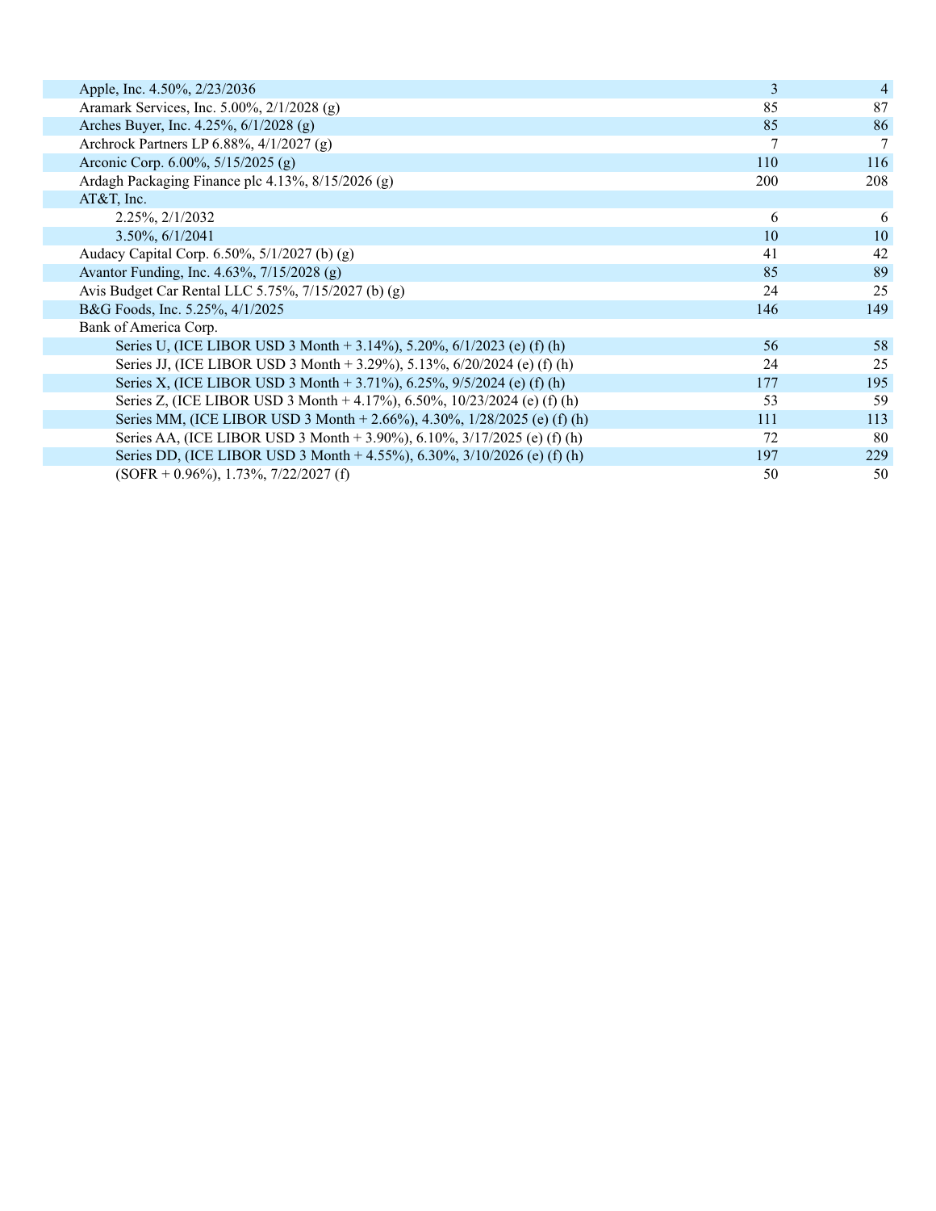| | | |
|---|---|---|
| Apple, Inc. 4.50%, 2/23/2036 | 3 | 4 |
| Aramark Services, Inc. 5.00%, 2/1/2028 (g) | 85 | 87 |
| Arches Buyer, Inc. 4.25%, 6/1/2028 (g) | 85 | 86 |
| Archrock Partners LP 6.88%, 4/1/2027 (g) | 7 | 7 |
| Arconic Corp. 6.00%, 5/15/2025 (g) | 110 | 116 |
| Ardagh Packaging Finance plc 4.13%, 8/15/2026 (g) | 200 | 208 |
| AT&T, Inc. | | |
| 2.25%, 2/1/2032 | 6 | 6 |
| 3.50%, 6/1/2041 | 10 | 10 |
| Audacy Capital Corp. 6.50%, 5/1/2027 (b) (g) | 41 | 42 |
| Avantor Funding, Inc. 4.63%, 7/15/2028 (g) | 85 | 89 |
| Avis Budget Car Rental LLC 5.75%, 7/15/2027 (b) (g) | 24 | 25 |
| B&G Foods, Inc. 5.25%, 4/1/2025 | 146 | 149 |
| Bank of America Corp. | | |
| Series U, (ICE LIBOR USD 3 Month + 3.14%), 5.20%, 6/1/2023 (e) (f) (h) | 56 | 58 |
| Series JJ, (ICE LIBOR USD 3 Month + 3.29%), 5.13%, 6/20/2024 (e) (f) (h) | 24 | 25 |
| Series X, (ICE LIBOR USD 3 Month + 3.71%), 6.25%, 9/5/2024 (e) (f) (h) | 177 | 195 |
| Series Z, (ICE LIBOR USD 3 Month + 4.17%), 6.50%, 10/23/2024 (e) (f) (h) | 53 | 59 |
| Series MM, (ICE LIBOR USD 3 Month + 2.66%), 4.30%, 1/28/2025 (e) (f) (h) | 111 | 113 |
| Series AA, (ICE LIBOR USD 3 Month + 3.90%), 6.10%, 3/17/2025 (e) (f) (h) | 72 | 80 |
| Series DD, (ICE LIBOR USD 3 Month + 4.55%), 6.30%, 3/10/2026 (e) (f) (h) | 197 | 229 |
| (SOFR + 0.96%), 1.73%, 7/22/2027 (f) | 50 | 50 |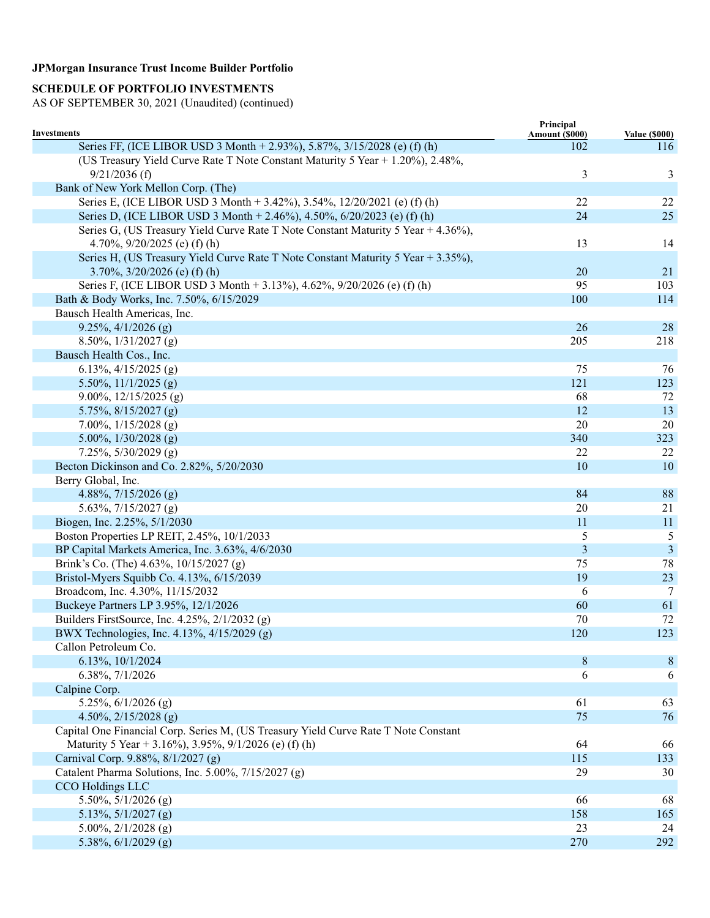**JPMorgan Insurance Trust Income Builder Portfolio**

**SCHEDULE OF PORTFOLIO INVESTMENTS**

AS OF SEPTEMBER 30, 2021 (Unaudited) (continued)

| Investments | Principal Amount ($000) | Value ($000) |
|---|---|---|
| Series FF, (ICE LIBOR USD 3 Month + 2.93%), 5.87%, 3/15/2028 (e) (f) (h) | 102 | 116 |
| (US Treasury Yield Curve Rate T Note Constant Maturity 5 Year + 1.20%), 2.48%, 9/21/2036 (f) | 3 | 3 |
| Bank of New York Mellon Corp. (The) | | |
| Series E, (ICE LIBOR USD 3 Month + 3.42%), 3.54%, 12/20/2021 (e) (f) (h) | 22 | 22 |
| Series D, (ICE LIBOR USD 3 Month + 2.46%), 4.50%, 6/20/2023 (e) (f) (h) | 24 | 25 |
| Series G, (US Treasury Yield Curve Rate T Note Constant Maturity 5 Year + 4.36%), 4.70%, 9/20/2025 (e) (f) (h) | 13 | 14 |
| Series H, (US Treasury Yield Curve Rate T Note Constant Maturity 5 Year + 3.35%), 3.70%, 3/20/2026 (e) (f) (h) | 20 | 21 |
| Series F, (ICE LIBOR USD 3 Month + 3.13%), 4.62%, 9/20/2026 (e) (f) (h) | 95 | 103 |
| Bath & Body Works, Inc. 7.50%, 6/15/2029 | 100 | 114 |
| Bausch Health Americas, Inc. | | |
| 9.25%, 4/1/2026 (g) | 26 | 28 |
| 8.50%, 1/31/2027 (g) | 205 | 218 |
| Bausch Health Cos., Inc. | | |
| 6.13%, 4/15/2025 (g) | 75 | 76 |
| 5.50%, 11/1/2025 (g) | 121 | 123 |
| 9.00%, 12/15/2025 (g) | 68 | 72 |
| 5.75%, 8/15/2027 (g) | 12 | 13 |
| 7.00%, 1/15/2028 (g) | 20 | 20 |
| 5.00%, 1/30/2028 (g) | 340 | 323 |
| 7.25%, 5/30/2029 (g) | 22 | 22 |
| Becton Dickinson and Co. 2.82%, 5/20/2030 | 10 | 10 |
| Berry Global, Inc. | | |
| 4.88%, 7/15/2026 (g) | 84 | 88 |
| 5.63%, 7/15/2027 (g) | 20 | 21 |
| Biogen, Inc. 2.25%, 5/1/2030 | 11 | 11 |
| Boston Properties LP REIT, 2.45%, 10/1/2033 | 5 | 5 |
| BP Capital Markets America, Inc. 3.63%, 4/6/2030 | 3 | 3 |
| Brink's Co. (The) 4.63%, 10/15/2027 (g) | 75 | 78 |
| Bristol-Myers Squibb Co. 4.13%, 6/15/2039 | 19 | 23 |
| Broadcom, Inc. 4.30%, 11/15/2032 | 6 | 7 |
| Buckeye Partners LP 3.95%, 12/1/2026 | 60 | 61 |
| Builders FirstSource, Inc. 4.25%, 2/1/2032 (g) | 70 | 72 |
| BWX Technologies, Inc. 4.13%, 4/15/2029 (g) | 120 | 123 |
| Callon Petroleum Co. | | |
| 6.13%, 10/1/2024 | 8 | 8 |
| 6.38%, 7/1/2026 | 6 | 6 |
| Calpine Corp. | | |
| 5.25%, 6/1/2026 (g) | 61 | 63 |
| 4.50%, 2/15/2028 (g) | 75 | 76 |
| Capital One Financial Corp. Series M, (US Treasury Yield Curve Rate T Note Constant Maturity 5 Year + 3.16%), 3.95%, 9/1/2026 (e) (f) (h) | 64 | 66 |
| Carnival Corp. 9.88%, 8/1/2027 (g) | 115 | 133 |
| Catalent Pharma Solutions, Inc. 5.00%, 7/15/2027 (g) | 29 | 30 |
| CCO Holdings LLC | | |
| 5.50%, 5/1/2026 (g) | 66 | 68 |
| 5.13%, 5/1/2027 (g) | 158 | 165 |
| 5.00%, 2/1/2028 (g) | 23 | 24 |
| 5.38%, 6/1/2029 (g) | 270 | 292 |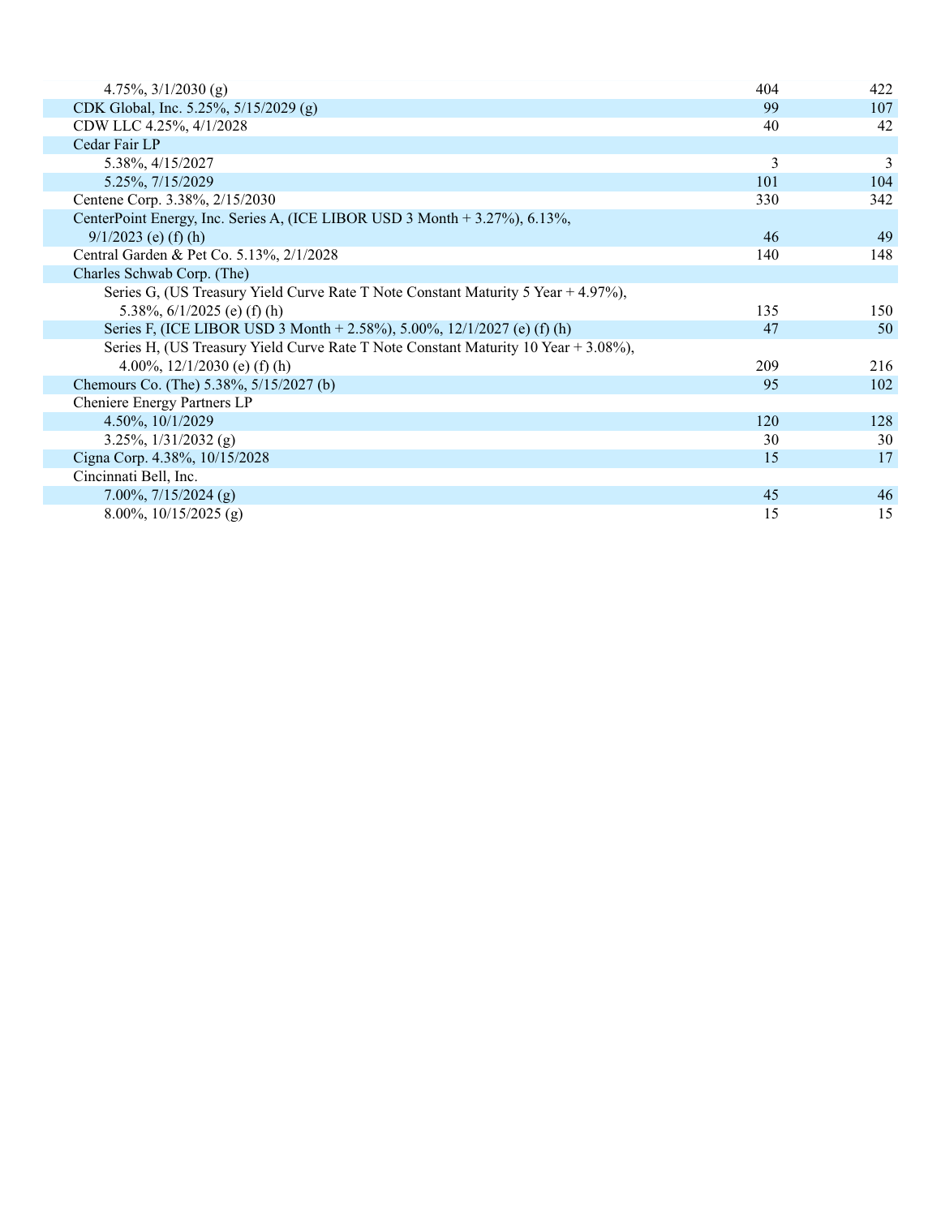| | | |
|---|---|---|
| 4.75%, 3/1/2030 (g) | 404 | 422 |
| CDK Global, Inc. 5.25%, 5/15/2029 (g) | 99 | 107 |
| CDW LLC 4.25%, 4/1/2028 | 40 | 42 |
| Cedar Fair LP | | |
| 5.38%, 4/15/2027 | 3 | 3 |
| 5.25%, 7/15/2029 | 101 | 104 |
| Centene Corp. 3.38%, 2/15/2030 | 330 | 342 |
| CenterPoint Energy, Inc. Series A, (ICE LIBOR USD 3 Month + 3.27%), 6.13%, 9/1/2023 (e) (f) (h) | 46 | 49 |
| Central Garden & Pet Co. 5.13%, 2/1/2028 | 140 | 148 |
| Charles Schwab Corp. (The) | | |
| Series G, (US Treasury Yield Curve Rate T Note Constant Maturity 5 Year + 4.97%), 5.38%, 6/1/2025 (e) (f) (h) | 135 | 150 |
| Series F, (ICE LIBOR USD 3 Month + 2.58%), 5.00%, 12/1/2027 (e) (f) (h) | 47 | 50 |
| Series H, (US Treasury Yield Curve Rate T Note Constant Maturity 10 Year + 3.08%), 4.00%, 12/1/2030 (e) (f) (h) | 209 | 216 |
| Chemours Co. (The) 5.38%, 5/15/2027 (b) | 95 | 102 |
| Cheniere Energy Partners LP | | |
| 4.50%, 10/1/2029 | 120 | 128 |
| 3.25%, 1/31/2032 (g) | 30 | 30 |
| Cigna Corp. 4.38%, 10/15/2028 | 15 | 17 |
| Cincinnati Bell, Inc. | | |
| 7.00%, 7/15/2024 (g) | 45 | 46 |
| 8.00%, 10/15/2025 (g) | 15 | 15 |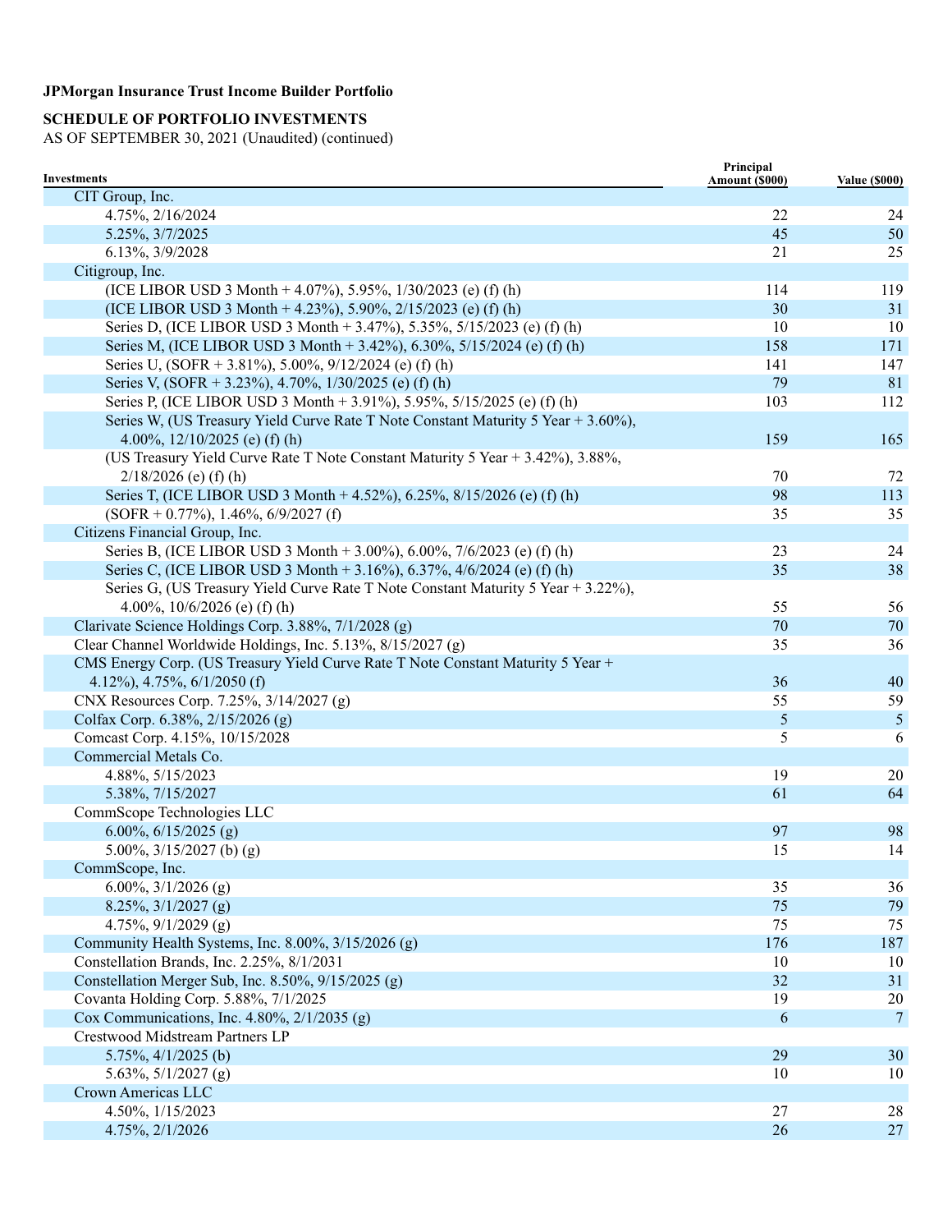**JPMorgan Insurance Trust Income Builder Portfolio**

**SCHEDULE OF PORTFOLIO INVESTMENTS**

AS OF SEPTEMBER 30, 2021 (Unaudited) (continued)

| Investments | Principal Amount ($000) | Value ($000) |
|---|---|---|
| CIT Group, Inc. | | |
| 4.75%, 2/16/2024 | 22 | 24 |
| 5.25%, 3/7/2025 | 45 | 50 |
| 6.13%, 3/9/2028 | 21 | 25 |
| Citigroup, Inc. | | |
| (ICE LIBOR USD 3 Month + 4.07%), 5.95%, 1/30/2023 (e) (f) (h) | 114 | 119 |
| (ICE LIBOR USD 3 Month + 4.23%), 5.90%, 2/15/2023 (e) (f) (h) | 30 | 31 |
| Series D, (ICE LIBOR USD 3 Month + 3.47%), 5.35%, 5/15/2023 (e) (f) (h) | 10 | 10 |
| Series M, (ICE LIBOR USD 3 Month + 3.42%), 6.30%, 5/15/2024 (e) (f) (h) | 158 | 171 |
| Series U, (SOFR + 3.81%), 5.00%, 9/12/2024 (e) (f) (h) | 141 | 147 |
| Series V, (SOFR + 3.23%), 4.70%, 1/30/2025 (e) (f) (h) | 79 | 81 |
| Series P, (ICE LIBOR USD 3 Month + 3.91%), 5.95%, 5/15/2025 (e) (f) (h) | 103 | 112 |
| Series W, (US Treasury Yield Curve Rate T Note Constant Maturity 5 Year + 3.60%), 4.00%, 12/10/2025 (e) (f) (h) | 159 | 165 |
| (US Treasury Yield Curve Rate T Note Constant Maturity 5 Year + 3.42%), 3.88%, 2/18/2026 (e) (f) (h) | 70 | 72 |
| Series T, (ICE LIBOR USD 3 Month + 4.52%), 6.25%, 8/15/2026 (e) (f) (h) | 98 | 113 |
| (SOFR + 0.77%), 1.46%, 6/9/2027 (f) | 35 | 35 |
| Citizens Financial Group, Inc. | | |
| Series B, (ICE LIBOR USD 3 Month + 3.00%), 6.00%, 7/6/2023 (e) (f) (h) | 23 | 24 |
| Series C, (ICE LIBOR USD 3 Month + 3.16%), 6.37%, 4/6/2024 (e) (f) (h) | 35 | 38 |
| Series G, (US Treasury Yield Curve Rate T Note Constant Maturity 5 Year + 3.22%), 4.00%, 10/6/2026 (e) (f) (h) | 55 | 56 |
| Clarivate Science Holdings Corp. 3.88%, 7/1/2028 (g) | 70 | 70 |
| Clear Channel Worldwide Holdings, Inc. 5.13%, 8/15/2027 (g) | 35 | 36 |
| CMS Energy Corp. (US Treasury Yield Curve Rate T Note Constant Maturity 5 Year + 4.12%), 4.75%, 6/1/2050 (f) | 36 | 40 |
| CNX Resources Corp. 7.25%, 3/14/2027 (g) | 55 | 59 |
| Colfax Corp. 6.38%, 2/15/2026 (g) | 5 | 5 |
| Comcast Corp. 4.15%, 10/15/2028 | 5 | 6 |
| Commercial Metals Co. | | |
| 4.88%, 5/15/2023 | 19 | 20 |
| 5.38%, 7/15/2027 | 61 | 64 |
| CommScope Technologies LLC | | |
| 6.00%, 6/15/2025 (g) | 97 | 98 |
| 5.00%, 3/15/2027 (b) (g) | 15 | 14 |
| CommScope, Inc. | | |
| 6.00%, 3/1/2026 (g) | 35 | 36 |
| 8.25%, 3/1/2027 (g) | 75 | 79 |
| 4.75%, 9/1/2029 (g) | 75 | 75 |
| Community Health Systems, Inc. 8.00%, 3/15/2026 (g) | 176 | 187 |
| Constellation Brands, Inc. 2.25%, 8/1/2031 | 10 | 10 |
| Constellation Merger Sub, Inc. 8.50%, 9/15/2025 (g) | 32 | 31 |
| Covanta Holding Corp. 5.88%, 7/1/2025 | 19 | 20 |
| Cox Communications, Inc. 4.80%, 2/1/2035 (g) | 6 | 7 |
| Crestwood Midstream Partners LP | | |
| 5.75%, 4/1/2025 (b) | 29 | 30 |
| 5.63%, 5/1/2027 (g) | 10 | 10 |
| Crown Americas LLC | | |
| 4.50%, 1/15/2023 | 27 | 28 |
| 4.75%, 2/1/2026 | 26 | 27 |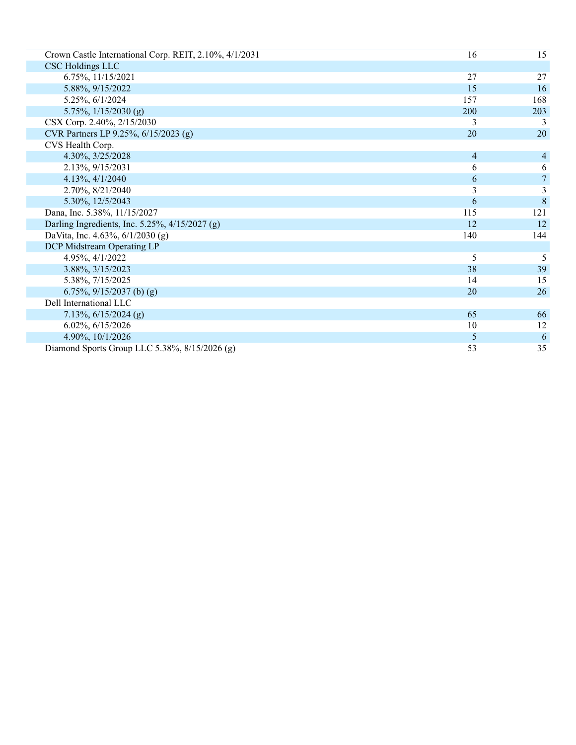| | | |
|---|---|---|
| Crown Castle International Corp. REIT, 2.10%, 4/1/2031 | 16 | 15 |
| CSC Holdings LLC | | |
| 6.75%, 11/15/2021 | 27 | 27 |
| 5.88%, 9/15/2022 | 15 | 16 |
| 5.25%, 6/1/2024 | 157 | 168 |
| 5.75%, 1/15/2030 (g) | 200 | 203 |
| CSX Corp. 2.40%, 2/15/2030 | 3 | 3 |
| CVR Partners LP 9.25%, 6/15/2023 (g) | 20 | 20 |
| CVS Health Corp. | | |
| 4.30%, 3/25/2028 | 4 | 4 |
| 2.13%, 9/15/2031 | 6 | 6 |
| 4.13%, 4/1/2040 | 6 | 7 |
| 2.70%, 8/21/2040 | 3 | 3 |
| 5.30%, 12/5/2043 | 6 | 8 |
| Dana, Inc. 5.38%, 11/15/2027 | 115 | 121 |
| Darling Ingredients, Inc. 5.25%, 4/15/2027 (g) | 12 | 12 |
| DaVita, Inc. 4.63%, 6/1/2030 (g) | 140 | 144 |
| DCP Midstream Operating LP | | |
| 4.95%, 4/1/2022 | 5 | 5 |
| 3.88%, 3/15/2023 | 38 | 39 |
| 5.38%, 7/15/2025 | 14 | 15 |
| 6.75%, 9/15/2037 (b) (g) | 20 | 26 |
| Dell International LLC | | |
| 7.13%, 6/15/2024 (g) | 65 | 66 |
| 6.02%, 6/15/2026 | 10 | 12 |
| 4.90%, 10/1/2026 | 5 | 6 |
| Diamond Sports Group LLC 5.38%, 8/15/2026 (g) | 53 | 35 |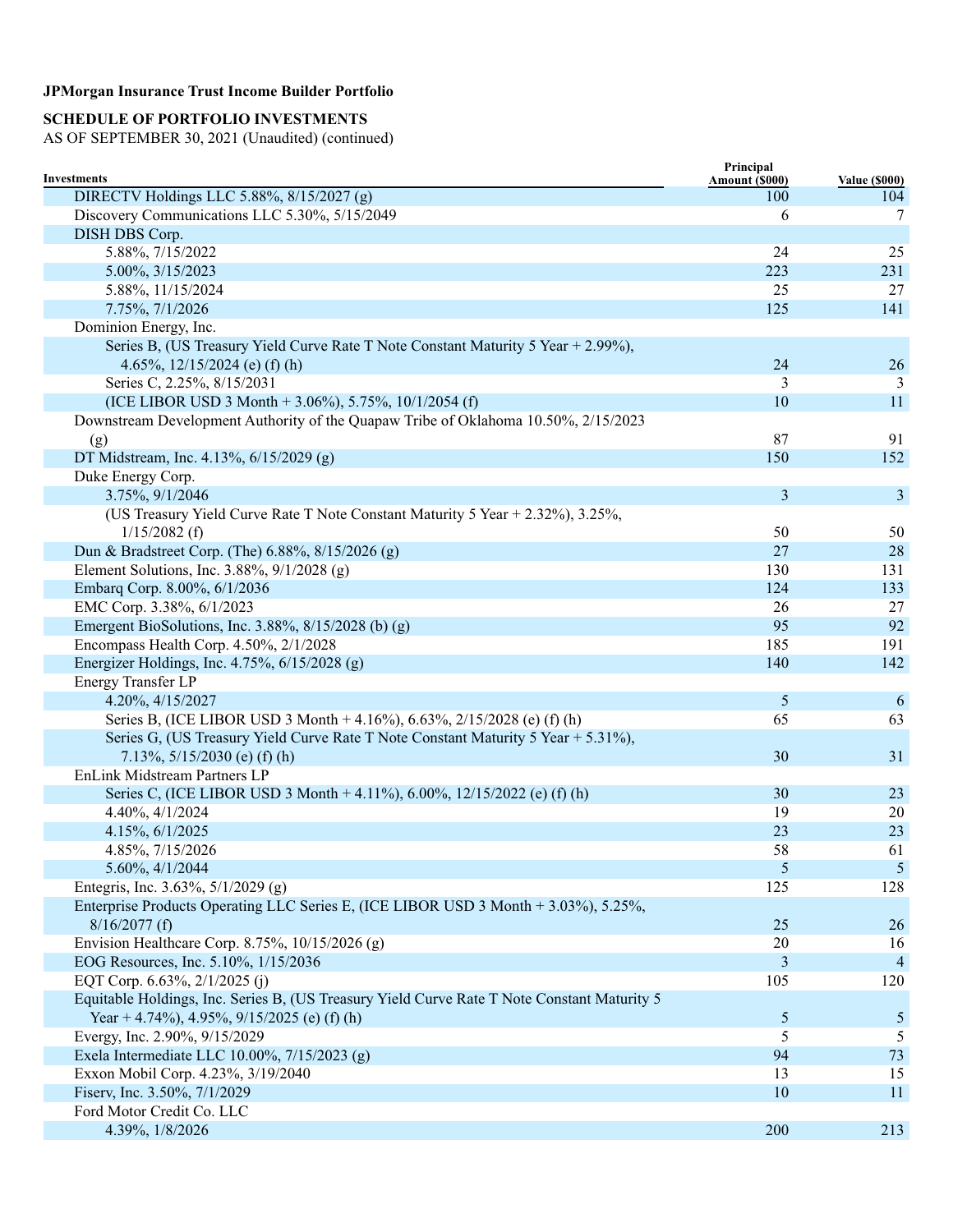**JPMorgan Insurance Trust Income Builder Portfolio**

**SCHEDULE OF PORTFOLIO INVESTMENTS**
AS OF SEPTEMBER 30, 2021 (Unaudited) (continued)

| Investments | Principal Amount ($000) | Value ($000) |
|---|---|---|
| DIRECTV Holdings LLC 5.88%, 8/15/2027 (g) | 100 | 104 |
| Discovery Communications LLC 5.30%, 5/15/2049 | 6 | 7 |
| DISH DBS Corp. | | |
| 5.88%, 7/15/2022 | 24 | 25 |
| 5.00%, 3/15/2023 | 223 | 231 |
| 5.88%, 11/15/2024 | 25 | 27 |
| 7.75%, 7/1/2026 | 125 | 141 |
| Dominion Energy, Inc. | | |
| Series B, (US Treasury Yield Curve Rate T Note Constant Maturity 5 Year + 2.99%), 4.65%, 12/15/2024 (e) (f) (h) | 24 | 26 |
| Series C, 2.25%, 8/15/2031 | 3 | 3 |
| (ICE LIBOR USD 3 Month + 3.06%), 5.75%, 10/1/2054 (f) | 10 | 11 |
| Downstream Development Authority of the Quapaw Tribe of Oklahoma 10.50%, 2/15/2023 (g) | 87 | 91 |
| DT Midstream, Inc. 4.13%, 6/15/2029 (g) | 150 | 152 |
| Duke Energy Corp. | | |
| 3.75%, 9/1/2046 | 3 | 3 |
| (US Treasury Yield Curve Rate T Note Constant Maturity 5 Year + 2.32%), 3.25%, 1/15/2082 (f) | 50 | 50 |
| Dun & Bradstreet Corp. (The) 6.88%, 8/15/2026 (g) | 27 | 28 |
| Element Solutions, Inc. 3.88%, 9/1/2028 (g) | 130 | 131 |
| Embarq Corp. 8.00%, 6/1/2036 | 124 | 133 |
| EMC Corp. 3.38%, 6/1/2023 | 26 | 27 |
| Emergent BioSolutions, Inc. 3.88%, 8/15/2028 (b) (g) | 95 | 92 |
| Encompass Health Corp. 4.50%, 2/1/2028 | 185 | 191 |
| Energizer Holdings, Inc. 4.75%, 6/15/2028 (g) | 140 | 142 |
| Energy Transfer LP | | |
| 4.20%, 4/15/2027 | 5 | 6 |
| Series B, (ICE LIBOR USD 3 Month + 4.16%), 6.63%, 2/15/2028 (e) (f) (h) | 65 | 63 |
| Series G, (US Treasury Yield Curve Rate T Note Constant Maturity 5 Year + 5.31%), 7.13%, 5/15/2030 (e) (f) (h) | 30 | 31 |
| EnLink Midstream Partners LP | | |
| Series C, (ICE LIBOR USD 3 Month + 4.11%), 6.00%, 12/15/2022 (e) (f) (h) | 30 | 23 |
| 4.40%, 4/1/2024 | 19 | 20 |
| 4.15%, 6/1/2025 | 23 | 23 |
| 4.85%, 7/15/2026 | 58 | 61 |
| 5.60%, 4/1/2044 | 5 | 5 |
| Entegris, Inc. 3.63%, 5/1/2029 (g) | 125 | 128 |
| Enterprise Products Operating LLC Series E, (ICE LIBOR USD 3 Month + 3.03%), 5.25%, 8/16/2077 (f) | 25 | 26 |
| Envision Healthcare Corp. 8.75%, 10/15/2026 (g) | 20 | 16 |
| EOG Resources, Inc. 5.10%, 1/15/2036 | 3 | 4 |
| EQT Corp. 6.63%, 2/1/2025 (j) | 105 | 120 |
| Equitable Holdings, Inc. Series B, (US Treasury Yield Curve Rate T Note Constant Maturity 5 Year + 4.74%), 4.95%, 9/15/2025 (e) (f) (h) | 5 | 5 |
| Evergy, Inc. 2.90%, 9/15/2029 | 5 | 5 |
| Exela Intermediate LLC 10.00%, 7/15/2023 (g) | 94 | 73 |
| Exxon Mobil Corp. 4.23%, 3/19/2040 | 13 | 15 |
| Fiserv, Inc. 3.50%, 7/1/2029 | 10 | 11 |
| Ford Motor Credit Co. LLC | | |
| 4.39%, 1/8/2026 | 200 | 213 |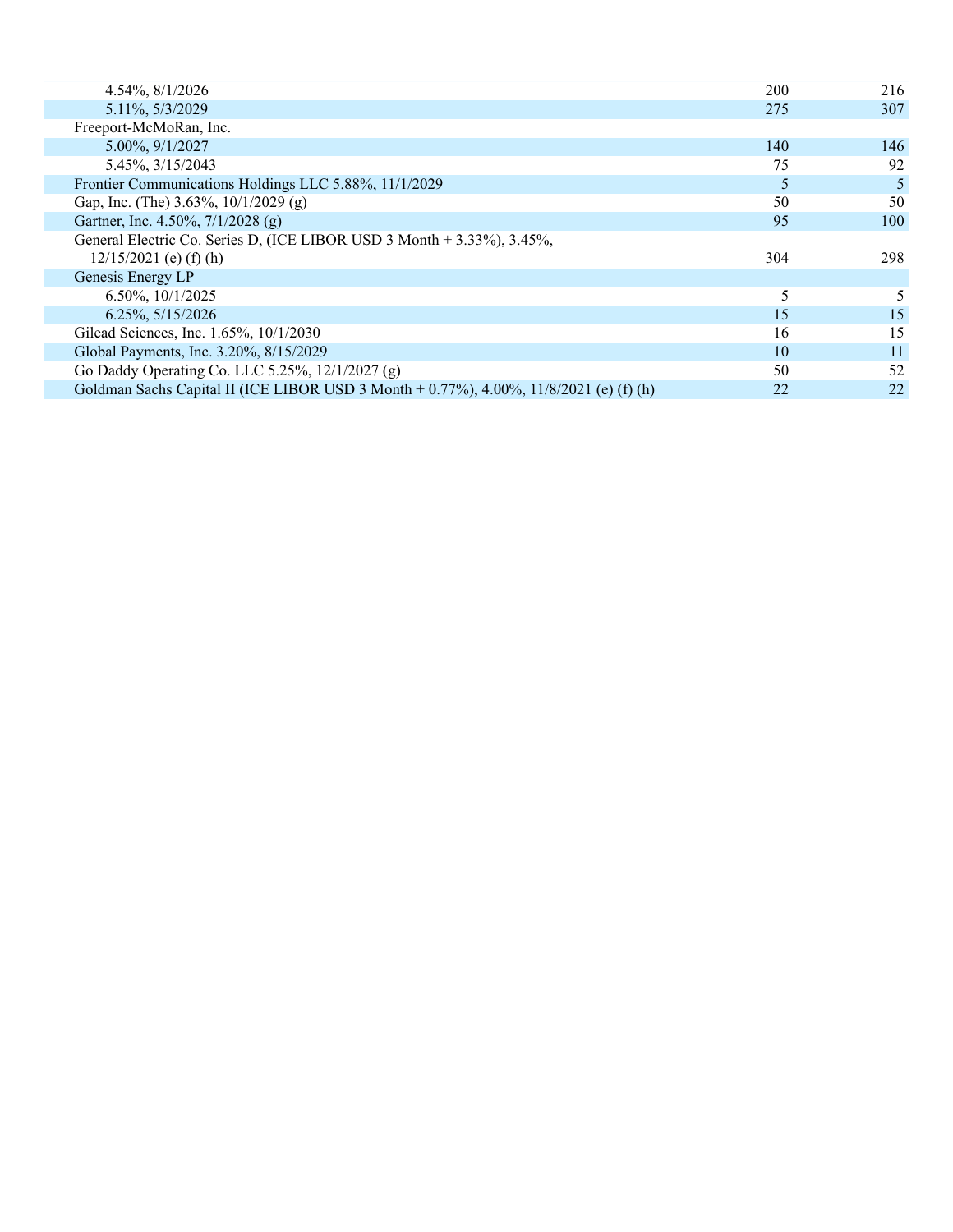| | | |
|---|---|---|
| 4.54%, 8/1/2026 | 200 | 216 |
| 5.11%, 5/3/2029 | 275 | 307 |
| Freeport-McMoRan, Inc. | | |
| 5.00%, 9/1/2027 | 140 | 146 |
| 5.45%, 3/15/2043 | 75 | 92 |
| Frontier Communications Holdings LLC 5.88%, 11/1/2029 | 5 | 5 |
| Gap, Inc. (The) 3.63%, 10/1/2029 (g) | 50 | 50 |
| Gartner, Inc. 4.50%, 7/1/2028 (g) | 95 | 100 |
| General Electric Co. Series D, (ICE LIBOR USD 3 Month + 3.33%), 3.45%, 12/15/2021 (e) (f) (h) | 304 | 298 |
| Genesis Energy LP | | |
| 6.50%, 10/1/2025 | 5 | 5 |
| 6.25%, 5/15/2026 | 15 | 15 |
| Gilead Sciences, Inc. 1.65%, 10/1/2030 | 16 | 15 |
| Global Payments, Inc. 3.20%, 8/15/2029 | 10 | 11 |
| Go Daddy Operating Co. LLC 5.25%, 12/1/2027 (g) | 50 | 52 |
| Goldman Sachs Capital II (ICE LIBOR USD 3 Month + 0.77%), 4.00%, 11/8/2021 (e) (f) (h) | 22 | 22 |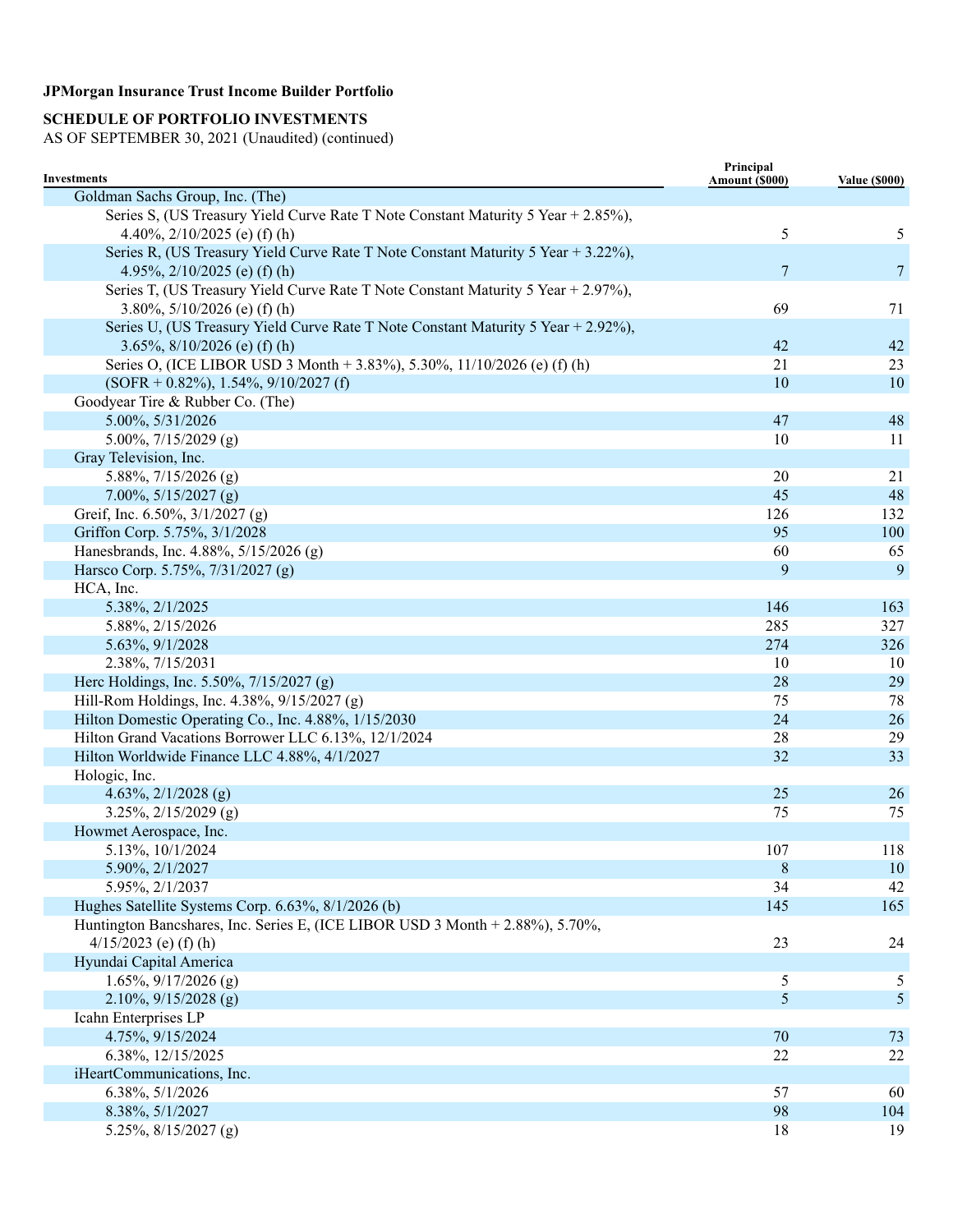**JPMorgan Insurance Trust Income Builder Portfolio**

**SCHEDULE OF PORTFOLIO INVESTMENTS**

AS OF SEPTEMBER 30, 2021 (Unaudited) (continued)

| Investments | Principal Amount ($000) | Value ($000) |
|---|---|---|
| Goldman Sachs Group, Inc. (The) | | |
| Series S, (US Treasury Yield Curve Rate T Note Constant Maturity 5 Year + 2.85%), 4.40%, 2/10/2025 (e) (f) (h) | 5 | 5 |
| Series R, (US Treasury Yield Curve Rate T Note Constant Maturity 5 Year + 3.22%), 4.95%, 2/10/2025 (e) (f) (h) | 7 | 7 |
| Series T, (US Treasury Yield Curve Rate T Note Constant Maturity 5 Year + 2.97%), 3.80%, 5/10/2026 (e) (f) (h) | 69 | 71 |
| Series U, (US Treasury Yield Curve Rate T Note Constant Maturity 5 Year + 2.92%), 3.65%, 8/10/2026 (e) (f) (h) | 42 | 42 |
| Series O, (ICE LIBOR USD 3 Month + 3.83%), 5.30%, 11/10/2026 (e) (f) (h) | 21 | 23 |
| (SOFR + 0.82%), 1.54%, 9/10/2027 (f) | 10 | 10 |
| Goodyear Tire & Rubber Co. (The) | | |
| 5.00%, 5/31/2026 | 47 | 48 |
| 5.00%, 7/15/2029 (g) | 10 | 11 |
| Gray Television, Inc. | | |
| 5.88%, 7/15/2026 (g) | 20 | 21 |
| 7.00%, 5/15/2027 (g) | 45 | 48 |
| Greif, Inc. 6.50%, 3/1/2027 (g) | 126 | 132 |
| Griffon Corp. 5.75%, 3/1/2028 | 95 | 100 |
| Hanesbrands, Inc. 4.88%, 5/15/2026 (g) | 60 | 65 |
| Harsco Corp. 5.75%, 7/31/2027 (g) | 9 | 9 |
| HCA, Inc. | | |
| 5.38%, 2/1/2025 | 146 | 163 |
| 5.88%, 2/15/2026 | 285 | 327 |
| 5.63%, 9/1/2028 | 274 | 326 |
| 2.38%, 7/15/2031 | 10 | 10 |
| Herc Holdings, Inc. 5.50%, 7/15/2027 (g) | 28 | 29 |
| Hill-Rom Holdings, Inc. 4.38%, 9/15/2027 (g) | 75 | 78 |
| Hilton Domestic Operating Co., Inc. 4.88%, 1/15/2030 | 24 | 26 |
| Hilton Grand Vacations Borrower LLC 6.13%, 12/1/2024 | 28 | 29 |
| Hilton Worldwide Finance LLC 4.88%, 4/1/2027 | 32 | 33 |
| Hologic, Inc. | | |
| 4.63%, 2/1/2028 (g) | 25 | 26 |
| 3.25%, 2/15/2029 (g) | 75 | 75 |
| Howmet Aerospace, Inc. | | |
| 5.13%, 10/1/2024 | 107 | 118 |
| 5.90%, 2/1/2027 | 8 | 10 |
| 5.95%, 2/1/2037 | 34 | 42 |
| Hughes Satellite Systems Corp. 6.63%, 8/1/2026 (b) | 145 | 165 |
| Huntington Bancshares, Inc. Series E, (ICE LIBOR USD 3 Month + 2.88%), 5.70%, 4/15/2023 (e) (f) (h) | 23 | 24 |
| Hyundai Capital America | | |
| 1.65%, 9/17/2026 (g) | 5 | 5 |
| 2.10%, 9/15/2028 (g) | 5 | 5 |
| Icahn Enterprises LP | | |
| 4.75%, 9/15/2024 | 70 | 73 |
| 6.38%, 12/15/2025 | 22 | 22 |
| iHeartCommunications, Inc. | | |
| 6.38%, 5/1/2026 | 57 | 60 |
| 8.38%, 5/1/2027 | 98 | 104 |
| 5.25%, 8/15/2027 (g) | 18 | 19 |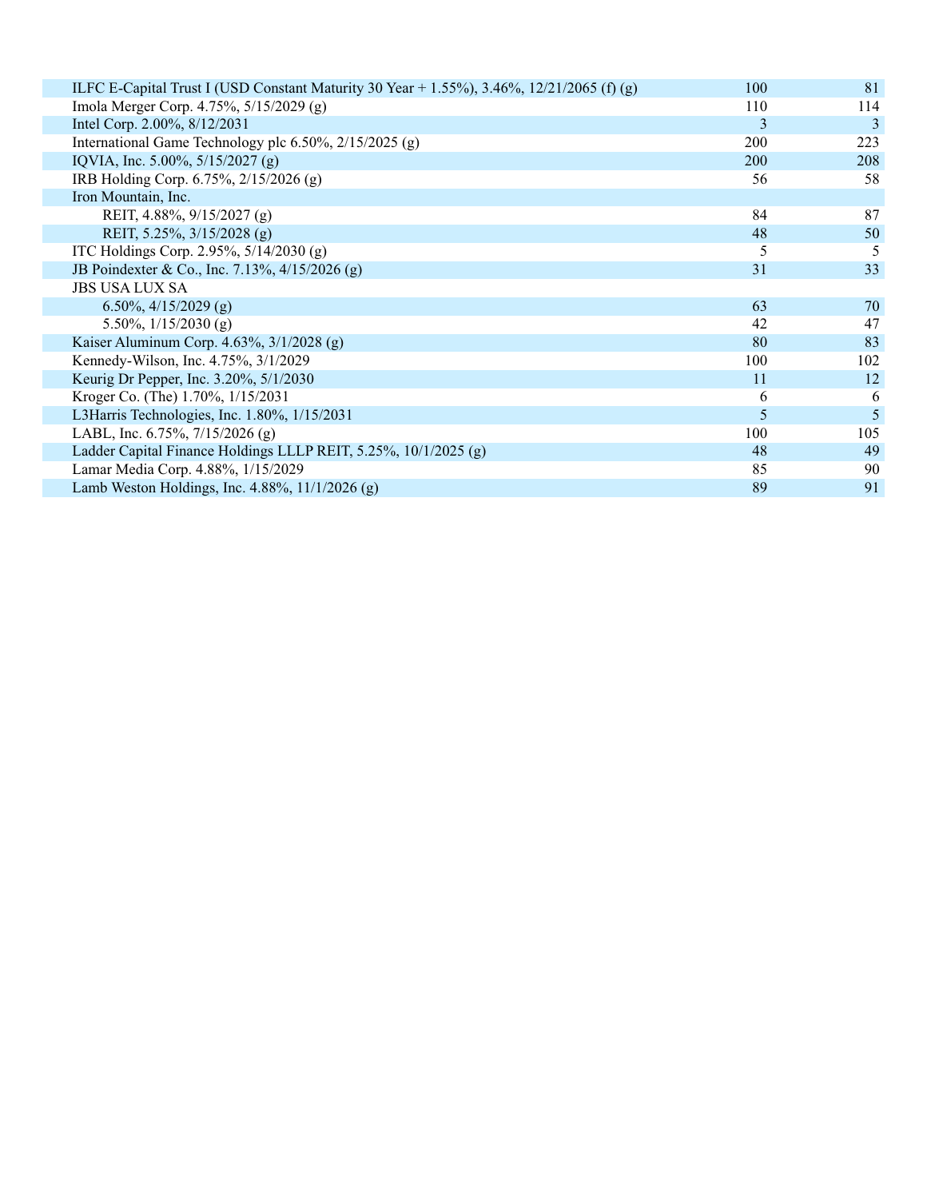| | | |
|---|---|---|
| ILFC E-Capital Trust I (USD Constant Maturity 30 Year + 1.55%), 3.46%, 12/21/2065 (f) (g) | 100 | 81 |
| Imola Merger Corp. 4.75%, 5/15/2029 (g) | 110 | 114 |
| Intel Corp. 2.00%, 8/12/2031 | 3 | 3 |
| International Game Technology plc 6.50%, 2/15/2025 (g) | 200 | 223 |
| IQVIA, Inc. 5.00%, 5/15/2027 (g) | 200 | 208 |
| IRB Holding Corp. 6.75%, 2/15/2026 (g) | 56 | 58 |
| Iron Mountain, Inc. | | |
| REIT, 4.88%, 9/15/2027 (g) | 84 | 87 |
| REIT, 5.25%, 3/15/2028 (g) | 48 | 50 |
| ITC Holdings Corp. 2.95%, 5/14/2030 (g) | 5 | 5 |
| JB Poindexter & Co., Inc. 7.13%, 4/15/2026 (g) | 31 | 33 |
| JBS USA LUX SA | | |
| 6.50%, 4/15/2029 (g) | 63 | 70 |
| 5.50%, 1/15/2030 (g) | 42 | 47 |
| Kaiser Aluminum Corp. 4.63%, 3/1/2028 (g) | 80 | 83 |
| Kennedy-Wilson, Inc. 4.75%, 3/1/2029 | 100 | 102 |
| Keurig Dr Pepper, Inc. 3.20%, 5/1/2030 | 11 | 12 |
| Kroger Co. (The) 1.70%, 1/15/2031 | 6 | 6 |
| L3Harris Technologies, Inc. 1.80%, 1/15/2031 | 5 | 5 |
| LABL, Inc. 6.75%, 7/15/2026 (g) | 100 | 105 |
| Ladder Capital Finance Holdings LLLP REIT, 5.25%, 10/1/2025 (g) | 48 | 49 |
| Lamar Media Corp. 4.88%, 1/15/2029 | 85 | 90 |
| Lamb Weston Holdings, Inc. 4.88%, 11/1/2026 (g) | 89 | 91 |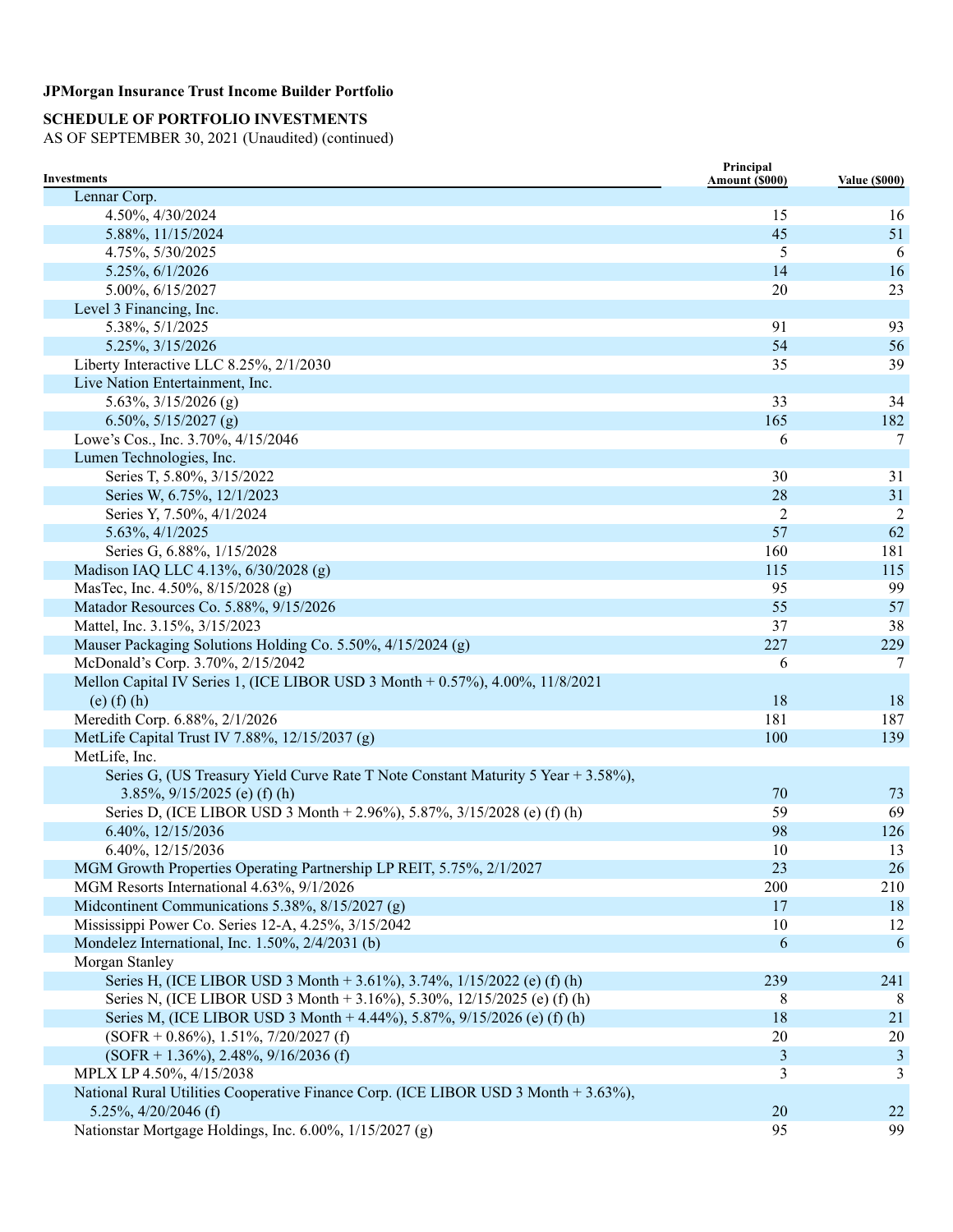**JPMorgan Insurance Trust Income Builder Portfolio**

**SCHEDULE OF PORTFOLIO INVESTMENTS**
AS OF SEPTEMBER 30, 2021 (Unaudited) (continued)

| Investments | Principal Amount ($000) | Value ($000) |
|---|---|---|
| Lennar Corp. | | |
| 4.50%, 4/30/2024 | 15 | 16 |
| 5.88%, 11/15/2024 | 45 | 51 |
| 4.75%, 5/30/2025 | 5 | 6 |
| 5.25%, 6/1/2026 | 14 | 16 |
| 5.00%, 6/15/2027 | 20 | 23 |
| Level 3 Financing, Inc. | | |
| 5.38%, 5/1/2025 | 91 | 93 |
| 5.25%, 3/15/2026 | 54 | 56 |
| Liberty Interactive LLC 8.25%, 2/1/2030 | 35 | 39 |
| Live Nation Entertainment, Inc. | | |
| 5.63%, 3/15/2026 (g) | 33 | 34 |
| 6.50%, 5/15/2027 (g) | 165 | 182 |
| Lowe's Cos., Inc. 3.70%, 4/15/2046 | 6 | 7 |
| Lumen Technologies, Inc. | | |
| Series T, 5.80%, 3/15/2022 | 30 | 31 |
| Series W, 6.75%, 12/1/2023 | 28 | 31 |
| Series Y, 7.50%, 4/1/2024 | 2 | 2 |
| 5.63%, 4/1/2025 | 57 | 62 |
| Series G, 6.88%, 1/15/2028 | 160 | 181 |
| Madison IAQ LLC 4.13%, 6/30/2028 (g) | 115 | 115 |
| MasTec, Inc. 4.50%, 8/15/2028 (g) | 95 | 99 |
| Matador Resources Co. 5.88%, 9/15/2026 | 55 | 57 |
| Mattel, Inc. 3.15%, 3/15/2023 | 37 | 38 |
| Mauser Packaging Solutions Holding Co. 5.50%, 4/15/2024 (g) | 227 | 229 |
| McDonald's Corp. 3.70%, 2/15/2042 | 6 | 7 |
| Mellon Capital IV Series 1, (ICE LIBOR USD 3 Month + 0.57%), 4.00%, 11/8/2021 (e) (f) (h) | 18 | 18 |
| Meredith Corp. 6.88%, 2/1/2026 | 181 | 187 |
| MetLife Capital Trust IV 7.88%, 12/15/2037 (g) | 100 | 139 |
| MetLife, Inc. | | |
| Series G, (US Treasury Yield Curve Rate T Note Constant Maturity 5 Year + 3.58%), 3.85%, 9/15/2025 (e) (f) (h) | 70 | 73 |
| Series D, (ICE LIBOR USD 3 Month + 2.96%), 5.87%, 3/15/2028 (e) (f) (h) | 59 | 69 |
| 6.40%, 12/15/2036 | 98 | 126 |
| 6.40%, 12/15/2036 | 10 | 13 |
| MGM Growth Properties Operating Partnership LP REIT, 5.75%, 2/1/2027 | 23 | 26 |
| MGM Resorts International 4.63%, 9/1/2026 | 200 | 210 |
| Midcontinent Communications 5.38%, 8/15/2027 (g) | 17 | 18 |
| Mississippi Power Co. Series 12-A, 4.25%, 3/15/2042 | 10 | 12 |
| Mondelez International, Inc. 1.50%, 2/4/2031 (b) | 6 | 6 |
| Morgan Stanley | | |
| Series H, (ICE LIBOR USD 3 Month + 3.61%), 3.74%, 1/15/2022 (e) (f) (h) | 239 | 241 |
| Series N, (ICE LIBOR USD 3 Month + 3.16%), 5.30%, 12/15/2025 (e) (f) (h) | 8 | 8 |
| Series M, (ICE LIBOR USD 3 Month + 4.44%), 5.87%, 9/15/2026 (e) (f) (h) | 18 | 21 |
| (SOFR + 0.86%), 1.51%, 7/20/2027 (f) | 20 | 20 |
| (SOFR + 1.36%), 2.48%, 9/16/2036 (f) | 3 | 3 |
| MPLX LP 4.50%, 4/15/2038 | 3 | 3 |
| National Rural Utilities Cooperative Finance Corp. (ICE LIBOR USD 3 Month + 3.63%), 5.25%, 4/20/2046 (f) | 20 | 22 |
| Nationstar Mortgage Holdings, Inc. 6.00%, 1/15/2027 (g) | 95 | 99 |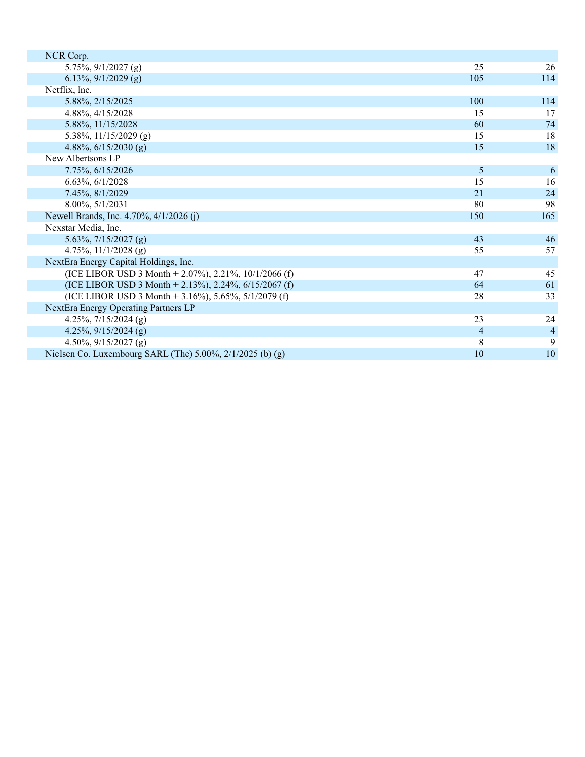| | | |
|---|---|---|
| NCR Corp. | | |
| 5.75%, 9/1/2027 (g) | 25 | 26 |
| 6.13%, 9/1/2029 (g) | 105 | 114 |
| Netflix, Inc. | | |
| 5.88%, 2/15/2025 | 100 | 114 |
| 4.88%, 4/15/2028 | 15 | 17 |
| 5.88%, 11/15/2028 | 60 | 74 |
| 5.38%, 11/15/2029 (g) | 15 | 18 |
| 4.88%, 6/15/2030 (g) | 15 | 18 |
| New Albertsons LP | | |
| 7.75%, 6/15/2026 | 5 | 6 |
| 6.63%, 6/1/2028 | 15 | 16 |
| 7.45%, 8/1/2029 | 21 | 24 |
| 8.00%, 5/1/2031 | 80 | 98 |
| Newell Brands, Inc. 4.70%, 4/1/2026 (j) | 150 | 165 |
| Nexstar Media, Inc. | | |
| 5.63%, 7/15/2027 (g) | 43 | 46 |
| 4.75%, 11/1/2028 (g) | 55 | 57 |
| NextEra Energy Capital Holdings, Inc. | | |
| (ICE LIBOR USD 3 Month + 2.07%), 2.21%, 10/1/2066 (f) | 47 | 45 |
| (ICE LIBOR USD 3 Month + 2.13%), 2.24%, 6/15/2067 (f) | 64 | 61 |
| (ICE LIBOR USD 3 Month + 3.16%), 5.65%, 5/1/2079 (f) | 28 | 33 |
| NextEra Energy Operating Partners LP | | |
| 4.25%, 7/15/2024 (g) | 23 | 24 |
| 4.25%, 9/15/2024 (g) | 4 | 4 |
| 4.50%, 9/15/2027 (g) | 8 | 9 |
| Nielsen Co. Luxembourg SARL (The) 5.00%, 2/1/2025 (b) (g) | 10 | 10 |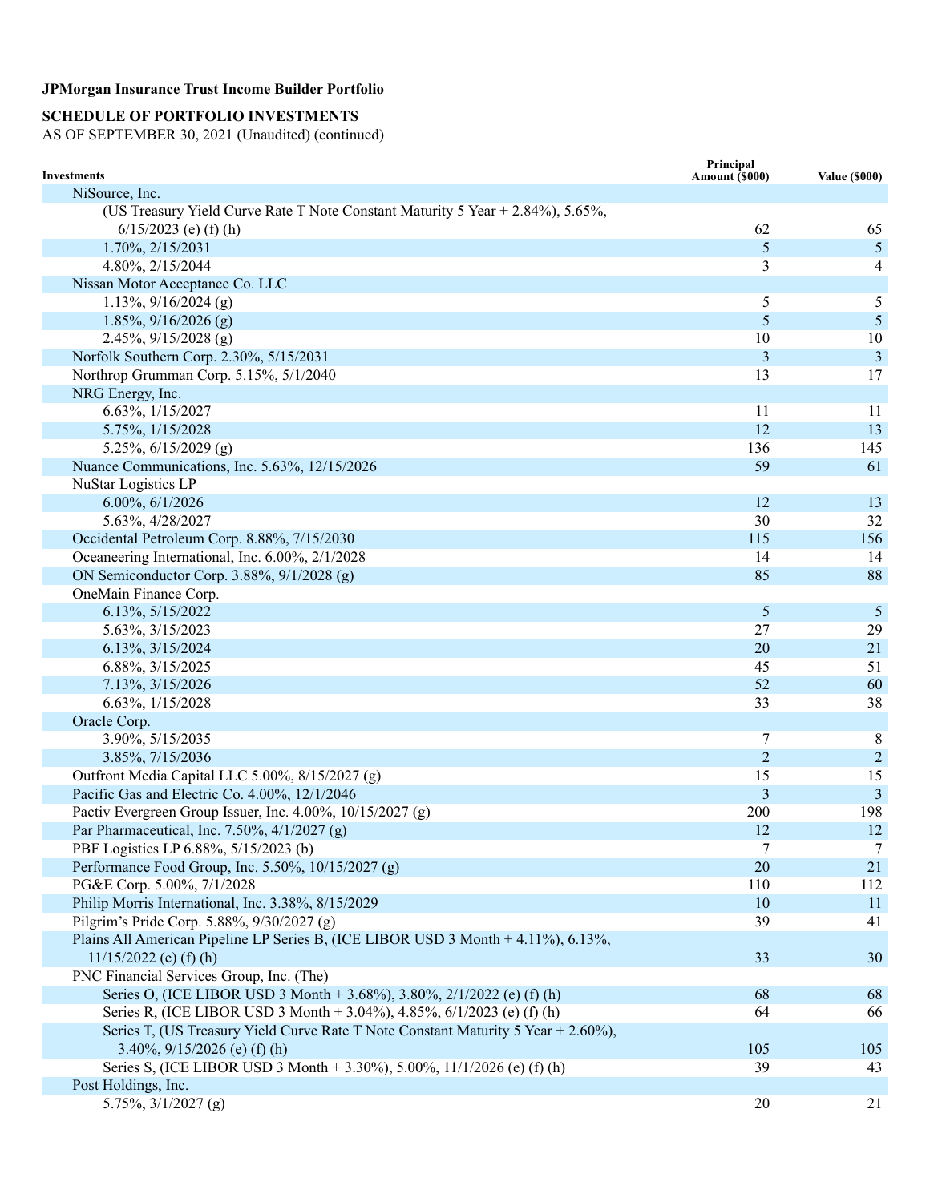**JPMorgan Insurance Trust Income Builder Portfolio**

**SCHEDULE OF PORTFOLIO INVESTMENTS**
AS OF SEPTEMBER 30, 2021 (Unaudited) (continued)

| Investments | Principal Amount ($000) | Value ($000) |
|---|---|---|
| NiSource, Inc. | | |
| (US Treasury Yield Curve Rate T Note Constant Maturity 5 Year + 2.84%), 5.65%, 6/15/2023 (e) (f) (h) | 62 | 65 |
| 1.70%, 2/15/2031 | 5 | 5 |
| 4.80%, 2/15/2044 | 3 | 4 |
| Nissan Motor Acceptance Co. LLC | | |
| 1.13%, 9/16/2024 (g) | 5 | 5 |
| 1.85%, 9/16/2026 (g) | 5 | 5 |
| 2.45%, 9/15/2028 (g) | 10 | 10 |
| Norfolk Southern Corp. 2.30%, 5/15/2031 | 3 | 3 |
| Northrop Grumman Corp. 5.15%, 5/1/2040 | 13 | 17 |
| NRG Energy, Inc. | | |
| 6.63%, 1/15/2027 | 11 | 11 |
| 5.75%, 1/15/2028 | 12 | 13 |
| 5.25%, 6/15/2029 (g) | 136 | 145 |
| Nuance Communications, Inc. 5.63%, 12/15/2026 | 59 | 61 |
| NuStar Logistics LP | | |
| 6.00%, 6/1/2026 | 12 | 13 |
| 5.63%, 4/28/2027 | 30 | 32 |
| Occidental Petroleum Corp. 8.88%, 7/15/2030 | 115 | 156 |
| Oceaneering International, Inc. 6.00%, 2/1/2028 | 14 | 14 |
| ON Semiconductor Corp. 3.88%, 9/1/2028 (g) | 85 | 88 |
| OneMain Finance Corp. | | |
| 6.13%, 5/15/2022 | 5 | 5 |
| 5.63%, 3/15/2023 | 27 | 29 |
| 6.13%, 3/15/2024 | 20 | 21 |
| 6.88%, 3/15/2025 | 45 | 51 |
| 7.13%, 3/15/2026 | 52 | 60 |
| 6.63%, 1/15/2028 | 33 | 38 |
| Oracle Corp. | | |
| 3.90%, 5/15/2035 | 7 | 8 |
| 3.85%, 7/15/2036 | 2 | 2 |
| Outfront Media Capital LLC 5.00%, 8/15/2027 (g) | 15 | 15 |
| Pacific Gas and Electric Co. 4.00%, 12/1/2046 | 3 | 3 |
| Pactiv Evergreen Group Issuer, Inc. 4.00%, 10/15/2027 (g) | 200 | 198 |
| Par Pharmaceutical, Inc. 7.50%, 4/1/2027 (g) | 12 | 12 |
| PBF Logistics LP 6.88%, 5/15/2023 (b) | 7 | 7 |
| Performance Food Group, Inc. 5.50%, 10/15/2027 (g) | 20 | 21 |
| PG&E Corp. 5.00%, 7/1/2028 | 110 | 112 |
| Philip Morris International, Inc. 3.38%, 8/15/2029 | 10 | 11 |
| Pilgrim's Pride Corp. 5.88%, 9/30/2027 (g) | 39 | 41 |
| Plains All American Pipeline LP Series B, (ICE LIBOR USD 3 Month + 4.11%), 6.13%, 11/15/2022 (e) (f) (h) | 33 | 30 |
| PNC Financial Services Group, Inc. (The) | | |
| Series O, (ICE LIBOR USD 3 Month + 3.68%), 3.80%, 2/1/2022 (e) (f) (h) | 68 | 68 |
| Series R, (ICE LIBOR USD 3 Month + 3.04%), 4.85%, 6/1/2023 (e) (f) (h) | 64 | 66 |
| Series T, (US Treasury Yield Curve Rate T Note Constant Maturity 5 Year + 2.60%), 3.40%, 9/15/2026 (e) (f) (h) | 105 | 105 |
| Series S, (ICE LIBOR USD 3 Month + 3.30%), 5.00%, 11/1/2026 (e) (f) (h) | 39 | 43 |
| Post Holdings, Inc. | | |
| 5.75%, 3/1/2027 (g) | 20 | 21 |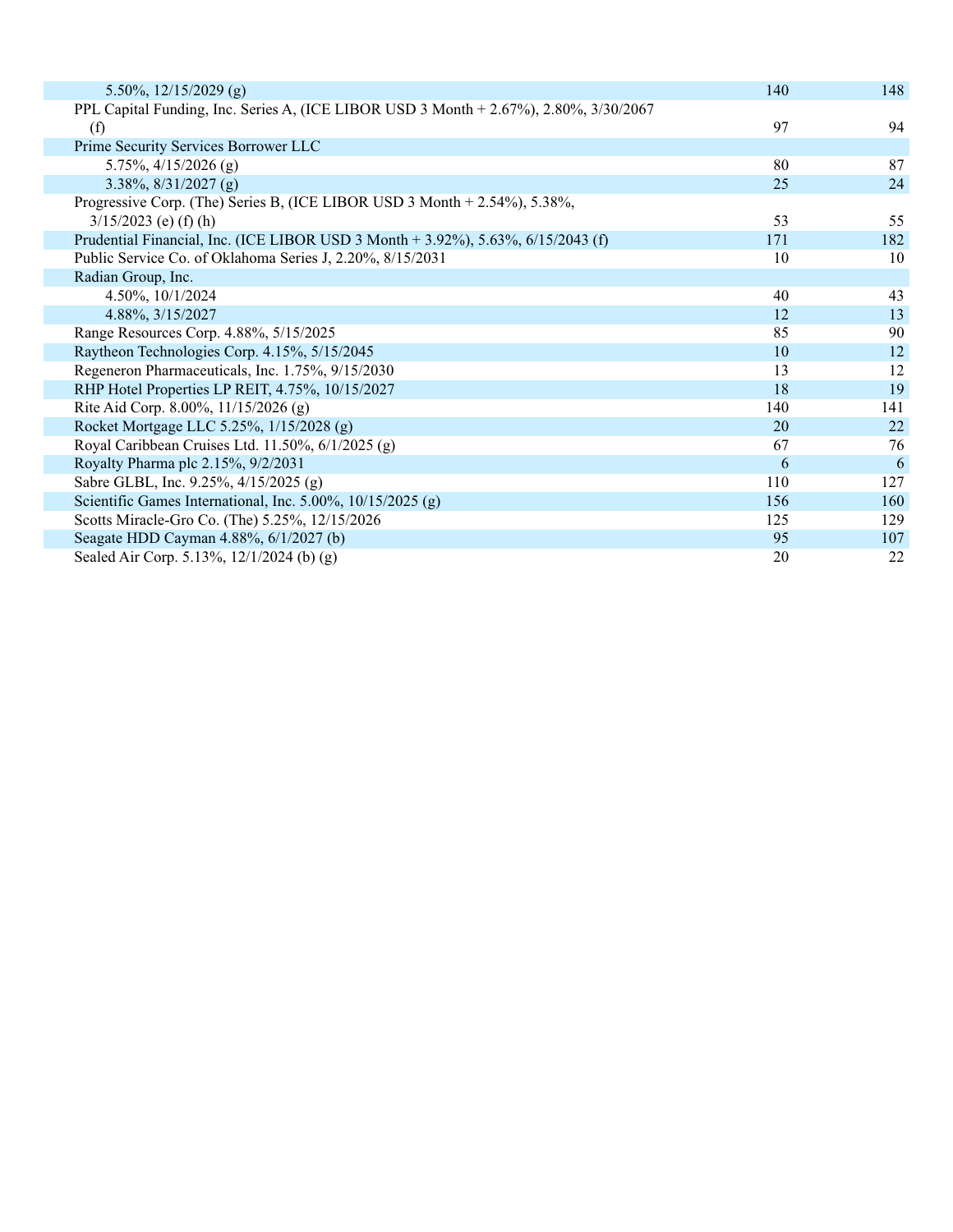| | | |
|---|---|---|
| 5.50%, 12/15/2029 (g) | 140 | 148 |
| PPL Capital Funding, Inc. Series A, (ICE LIBOR USD 3 Month + 2.67%), 2.80%, 3/30/2067 (f) | 97 | 94 |
| Prime Security Services Borrower LLC | | |
| 5.75%, 4/15/2026 (g) | 80 | 87 |
| 3.38%, 8/31/2027 (g) | 25 | 24 |
| Progressive Corp. (The) Series B, (ICE LIBOR USD 3 Month + 2.54%), 5.38%, 3/15/2023 (e) (f) (h) | 53 | 55 |
| Prudential Financial, Inc. (ICE LIBOR USD 3 Month + 3.92%), 5.63%, 6/15/2043 (f) | 171 | 182 |
| Public Service Co. of Oklahoma Series J, 2.20%, 8/15/2031 | 10 | 10 |
| Radian Group, Inc. | | |
| 4.50%, 10/1/2024 | 40 | 43 |
| 4.88%, 3/15/2027 | 12 | 13 |
| Range Resources Corp. 4.88%, 5/15/2025 | 85 | 90 |
| Raytheon Technologies Corp. 4.15%, 5/15/2045 | 10 | 12 |
| Regeneron Pharmaceuticals, Inc. 1.75%, 9/15/2030 | 13 | 12 |
| RHP Hotel Properties LP REIT, 4.75%, 10/15/2027 | 18 | 19 |
| Rite Aid Corp. 8.00%, 11/15/2026 (g) | 140 | 141 |
| Rocket Mortgage LLC 5.25%, 1/15/2028 (g) | 20 | 22 |
| Royal Caribbean Cruises Ltd. 11.50%, 6/1/2025 (g) | 67 | 76 |
| Royalty Pharma plc 2.15%, 9/2/2031 | 6 | 6 |
| Sabre GLBL, Inc. 9.25%, 4/15/2025 (g) | 110 | 127 |
| Scientific Games International, Inc. 5.00%, 10/15/2025 (g) | 156 | 160 |
| Scotts Miracle-Gro Co. (The) 5.25%, 12/15/2026 | 125 | 129 |
| Seagate HDD Cayman 4.88%, 6/1/2027 (b) | 95 | 107 |
| Sealed Air Corp. 5.13%, 12/1/2024 (b) (g) | 20 | 22 |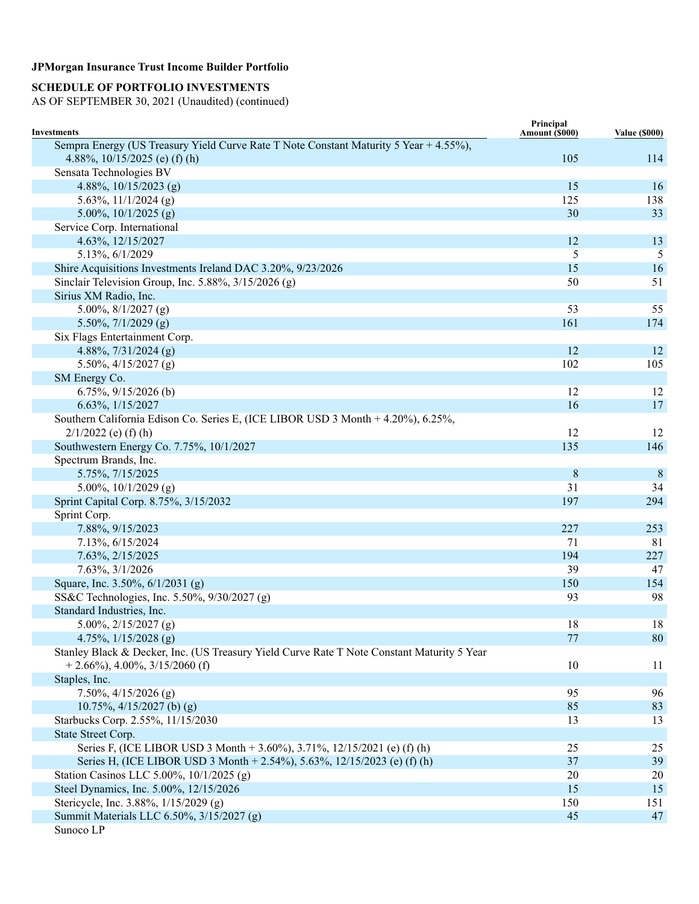**JPMorgan Insurance Trust Income Builder Portfolio**

**SCHEDULE OF PORTFOLIO INVESTMENTS**

AS OF SEPTEMBER 30, 2021 (Unaudited) (continued)

| Investments | Principal Amount ($000) | Value ($000) |
|---|---|---|
| Sempra Energy (US Treasury Yield Curve Rate T Note Constant Maturity 5 Year + 4.55%), 4.88%, 10/15/2025 (e) (f) (h) | 105 | 114 |
| Sensata Technologies BV | | |
| 4.88%, 10/15/2023 (g) | 15 | 16 |
| 5.63%, 11/1/2024 (g) | 125 | 138 |
| 5.00%, 10/1/2025 (g) | 30 | 33 |
| Service Corp. International | | |
| 4.63%, 12/15/2027 | 12 | 13 |
| 5.13%, 6/1/2029 | 5 | 5 |
| Shire Acquisitions Investments Ireland DAC 3.20%, 9/23/2026 | 15 | 16 |
| Sinclair Television Group, Inc. 5.88%, 3/15/2026 (g) | 50 | 51 |
| Sirius XM Radio, Inc. | | |
| 5.00%, 8/1/2027 (g) | 53 | 55 |
| 5.50%, 7/1/2029 (g) | 161 | 174 |
| Six Flags Entertainment Corp. | | |
| 4.88%, 7/31/2024 (g) | 12 | 12 |
| 5.50%, 4/15/2027 (g) | 102 | 105 |
| SM Energy Co. | | |
| 6.75%, 9/15/2026 (b) | 12 | 12 |
| 6.63%, 1/15/2027 | 16 | 17 |
| Southern California Edison Co. Series E, (ICE LIBOR USD 3 Month + 4.20%), 6.25%, 2/1/2022 (e) (f) (h) | 12 | 12 |
| Southwestern Energy Co. 7.75%, 10/1/2027 | 135 | 146 |
| Spectrum Brands, Inc. | | |
| 5.75%, 7/15/2025 | 8 | 8 |
| 5.00%, 10/1/2029 (g) | 31 | 34 |
| Sprint Capital Corp. 8.75%, 3/15/2032 | 197 | 294 |
| Sprint Corp. | | |
| 7.88%, 9/15/2023 | 227 | 253 |
| 7.13%, 6/15/2024 | 71 | 81 |
| 7.63%, 2/15/2025 | 194 | 227 |
| 7.63%, 3/1/2026 | 39 | 47 |
| Square, Inc. 3.50%, 6/1/2031 (g) | 150 | 154 |
| SS&C Technologies, Inc. 5.50%, 9/30/2027 (g) | 93 | 98 |
| Standard Industries, Inc. | | |
| 5.00%, 2/15/2027 (g) | 18 | 18 |
| 4.75%, 1/15/2028 (g) | 77 | 80 |
| Stanley Black & Decker, Inc. (US Treasury Yield Curve Rate T Note Constant Maturity 5 Year + 2.66%), 4.00%, 3/15/2060 (f) | 10 | 11 |
| Staples, Inc. | | |
| 7.50%, 4/15/2026 (g) | 95 | 96 |
| 10.75%, 4/15/2027 (b) (g) | 85 | 83 |
| Starbucks Corp. 2.55%, 11/15/2030 | 13 | 13 |
| State Street Corp. | | |
| Series F, (ICE LIBOR USD 3 Month + 3.60%), 3.71%, 12/15/2021 (e) (f) (h) | 25 | 25 |
| Series H, (ICE LIBOR USD 3 Month + 2.54%), 5.63%, 12/15/2023 (e) (f) (h) | 37 | 39 |
| Station Casinos LLC 5.00%, 10/1/2025 (g) | 20 | 20 |
| Steel Dynamics, Inc. 5.00%, 12/15/2026 | 15 | 15 |
| Stericycle, Inc. 3.88%, 1/15/2029 (g) | 150 | 151 |
| Summit Materials LLC 6.50%, 3/15/2027 (g) | 45 | 47 |
| Sunoco LP | | |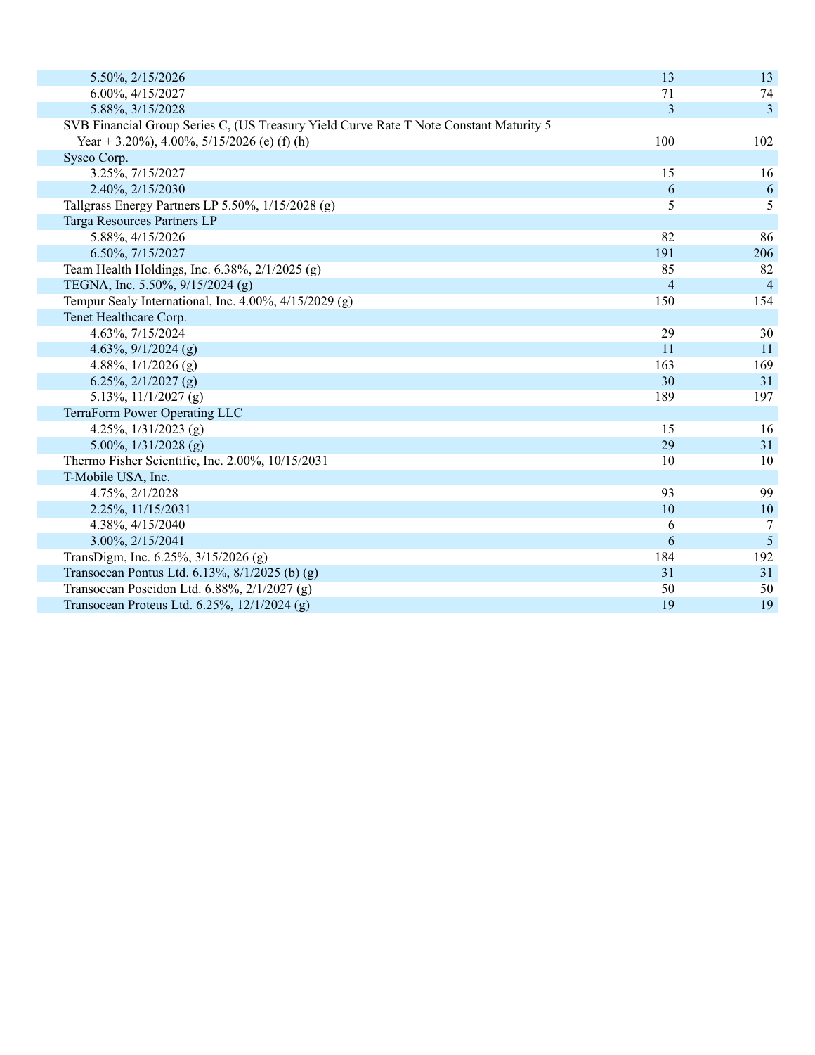| | | |
|---|---|---|
| 5.50%, 2/15/2026 | 13 | 13 |
| 6.00%, 4/15/2027 | 71 | 74 |
| 5.88%, 3/15/2028 | 3 | 3 |
| SVB Financial Group Series C, (US Treasury Yield Curve Rate T Note Constant Maturity 5 Year + 3.20%), 4.00%, 5/15/2026 (e) (f) (h) | 100 | 102 |
| Sysco Corp. | | |
| 3.25%, 7/15/2027 | 15 | 16 |
| 2.40%, 2/15/2030 | 6 | 6 |
| Tallgrass Energy Partners LP 5.50%, 1/15/2028 (g) | 5 | 5 |
| Targa Resources Partners LP | | |
| 5.88%, 4/15/2026 | 82 | 86 |
| 6.50%, 7/15/2027 | 191 | 206 |
| Team Health Holdings, Inc. 6.38%, 2/1/2025 (g) | 85 | 82 |
| TEGNA, Inc. 5.50%, 9/15/2024 (g) | 4 | 4 |
| Tempur Sealy International, Inc. 4.00%, 4/15/2029 (g) | 150 | 154 |
| Tenet Healthcare Corp. | | |
| 4.63%, 7/15/2024 | 29 | 30 |
| 4.63%, 9/1/2024 (g) | 11 | 11 |
| 4.88%, 1/1/2026 (g) | 163 | 169 |
| 6.25%, 2/1/2027 (g) | 30 | 31 |
| 5.13%, 11/1/2027 (g) | 189 | 197 |
| TerraForm Power Operating LLC | | |
| 4.25%, 1/31/2023 (g) | 15 | 16 |
| 5.00%, 1/31/2028 (g) | 29 | 31 |
| Thermo Fisher Scientific, Inc. 2.00%, 10/15/2031 | 10 | 10 |
| T-Mobile USA, Inc. | | |
| 4.75%, 2/1/2028 | 93 | 99 |
| 2.25%, 11/15/2031 | 10 | 10 |
| 4.38%, 4/15/2040 | 6 | 7 |
| 3.00%, 2/15/2041 | 6 | 5 |
| TransDigm, Inc. 6.25%, 3/15/2026 (g) | 184 | 192 |
| Transocean Pontus Ltd. 6.13%, 8/1/2025 (b) (g) | 31 | 31 |
| Transocean Poseidon Ltd. 6.88%, 2/1/2027 (g) | 50 | 50 |
| Transocean Proteus Ltd. 6.25%, 12/1/2024 (g) | 19 | 19 |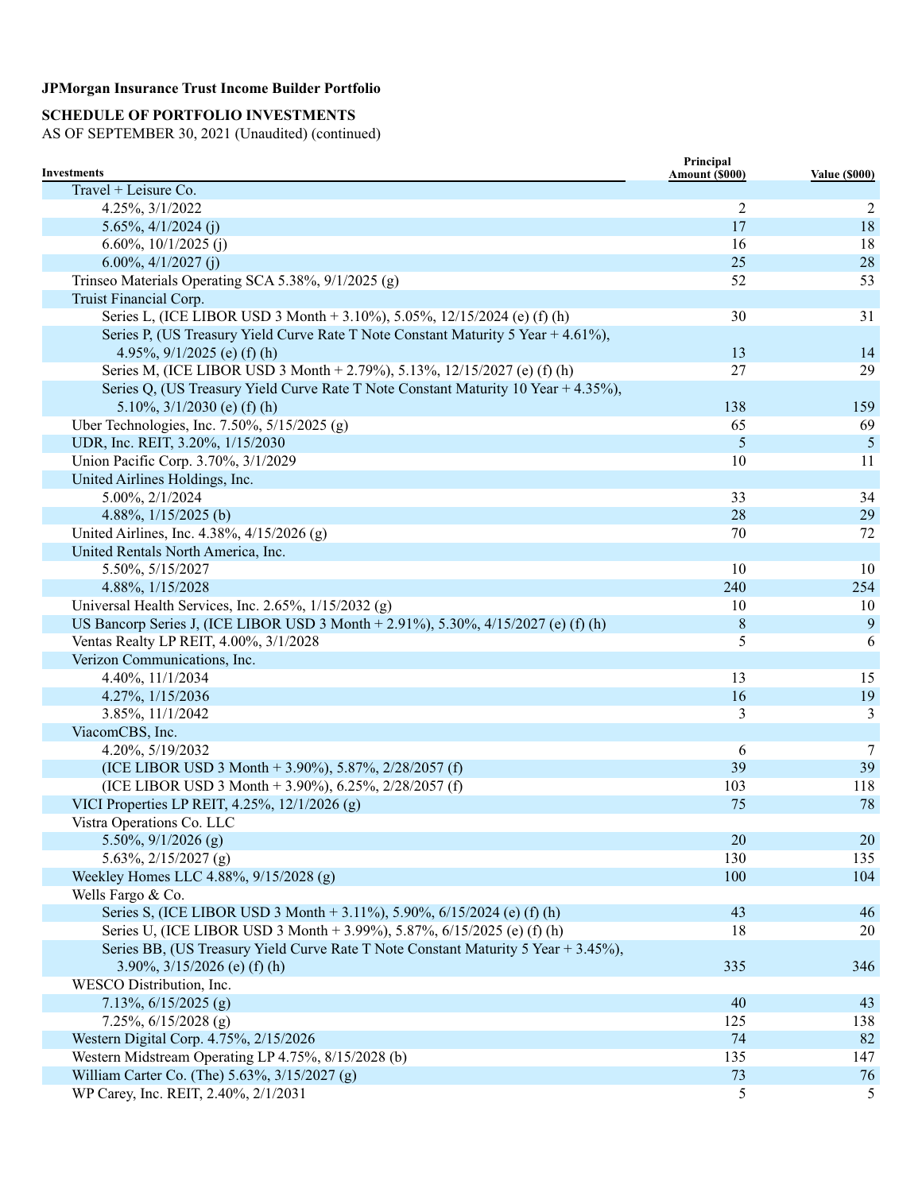**JPMorgan Insurance Trust Income Builder Portfolio**

**SCHEDULE OF PORTFOLIO INVESTMENTS**

AS OF SEPTEMBER 30, 2021 (Unaudited) (continued)

| Investments | Principal Amount ($000) | Value ($000) |
|---|---|---|
| Travel + Leisure Co. | | |
| 4.25%, 3/1/2022 | 2 | 2 |
| 5.65%, 4/1/2024 (j) | 17 | 18 |
| 6.60%, 10/1/2025 (j) | 16 | 18 |
| 6.00%, 4/1/2027 (j) | 25 | 28 |
| Trinseo Materials Operating SCA 5.38%, 9/1/2025 (g) | 52 | 53 |
| Truist Financial Corp. | | |
| Series L, (ICE LIBOR USD 3 Month + 3.10%), 5.05%, 12/15/2024 (e) (f) (h) | 30 | 31 |
| Series P, (US Treasury Yield Curve Rate T Note Constant Maturity 5 Year + 4.61%), 4.95%, 9/1/2025 (e) (f) (h) | 13 | 14 |
| Series M, (ICE LIBOR USD 3 Month + 2.79%), 5.13%, 12/15/2027 (e) (f) (h) | 27 | 29 |
| Series Q, (US Treasury Yield Curve Rate T Note Constant Maturity 10 Year + 4.35%), 5.10%, 3/1/2030 (e) (f) (h) | 138 | 159 |
| Uber Technologies, Inc. 7.50%, 5/15/2025 (g) | 65 | 69 |
| UDR, Inc. REIT, 3.20%, 1/15/2030 | 5 | 5 |
| Union Pacific Corp. 3.70%, 3/1/2029 | 10 | 11 |
| United Airlines Holdings, Inc. | | |
| 5.00%, 2/1/2024 | 33 | 34 |
| 4.88%, 1/15/2025 (b) | 28 | 29 |
| United Airlines, Inc. 4.38%, 4/15/2026 (g) | 70 | 72 |
| United Rentals North America, Inc. | | |
| 5.50%, 5/15/2027 | 10 | 10 |
| 4.88%, 1/15/2028 | 240 | 254 |
| Universal Health Services, Inc. 2.65%, 1/15/2032 (g) | 10 | 10 |
| US Bancorp Series J, (ICE LIBOR USD 3 Month + 2.91%), 5.30%, 4/15/2027 (e) (f) (h) | 8 | 9 |
| Ventas Realty LP REIT, 4.00%, 3/1/2028 | 5 | 6 |
| Verizon Communications, Inc. | | |
| 4.40%, 11/1/2034 | 13 | 15 |
| 4.27%, 1/15/2036 | 16 | 19 |
| 3.85%, 11/1/2042 | 3 | 3 |
| ViacomCBS, Inc. | | |
| 4.20%, 5/19/2032 | 6 | 7 |
| (ICE LIBOR USD 3 Month + 3.90%), 5.87%, 2/28/2057 (f) | 39 | 39 |
| (ICE LIBOR USD 3 Month + 3.90%), 6.25%, 2/28/2057 (f) | 103 | 118 |
| VICI Properties LP REIT, 4.25%, 12/1/2026 (g) | 75 | 78 |
| Vistra Operations Co. LLC | | |
| 5.50%, 9/1/2026 (g) | 20 | 20 |
| 5.63%, 2/15/2027 (g) | 130 | 135 |
| Weekley Homes LLC 4.88%, 9/15/2028 (g) | 100 | 104 |
| Wells Fargo & Co. | | |
| Series S, (ICE LIBOR USD 3 Month + 3.11%), 5.90%, 6/15/2024 (e) (f) (h) | 43 | 46 |
| Series U, (ICE LIBOR USD 3 Month + 3.99%), 5.87%, 6/15/2025 (e) (f) (h) | 18 | 20 |
| Series BB, (US Treasury Yield Curve Rate T Note Constant Maturity 5 Year + 3.45%), 3.90%, 3/15/2026 (e) (f) (h) | 335 | 346 |
| WESCO Distribution, Inc. | | |
| 7.13%, 6/15/2025 (g) | 40 | 43 |
| 7.25%, 6/15/2028 (g) | 125 | 138 |
| Western Digital Corp. 4.75%, 2/15/2026 | 74 | 82 |
| Western Midstream Operating LP 4.75%, 8/15/2028 (b) | 135 | 147 |
| William Carter Co. (The) 5.63%, 3/15/2027 (g) | 73 | 76 |
| WP Carey, Inc. REIT, 2.40%, 2/1/2031 | 5 | 5 |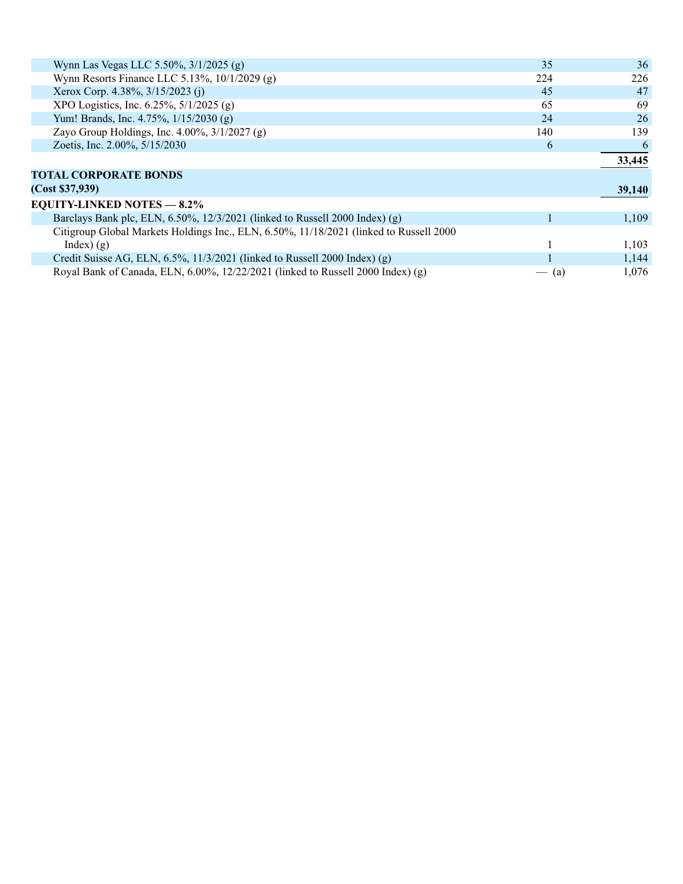| | | |
|---|---|---|
| Wynn Las Vegas LLC 5.50%, 3/1/2025 (g) | 35 | 36 |
| Wynn Resorts Finance LLC 5.13%, 10/1/2029 (g) | 224 | 226 |
| Xerox Corp. 4.38%, 3/15/2023 (j) | 45 | 47 |
| XPO Logistics, Inc. 6.25%, 5/1/2025 (g) | 65 | 69 |
| Yum! Brands, Inc. 4.75%, 1/15/2030 (g) | 24 | 26 |
| Zayo Group Holdings, Inc. 4.00%, 3/1/2027 (g) | 140 | 139 |
| Zoetis, Inc. 2.00%, 5/15/2030 | 6 | 6 |
| | | **33,445** |
| **TOTAL CORPORATE BONDS (Cost $37,939)** | | **39,140** |
| **EQUITY-LINKED NOTES — 8.2%** | | |
| Barclays Bank plc, ELN, 6.50%, 12/3/2021 (linked to Russell 2000 Index) (g) | 1 | 1,109 |
| Citigroup Global Markets Holdings Inc., ELN, 6.50%, 11/18/2021 (linked to Russell 2000 Index) (g) | 1 | 1,103 |
| Credit Suisse AG, ELN, 6.5%, 11/3/2021 (linked to Russell 2000 Index) (g) | 1 | 1,144 |
| Royal Bank of Canada, ELN, 6.00%, 12/22/2021 (linked to Russell 2000 Index) (g) | — (a) | 1,076 |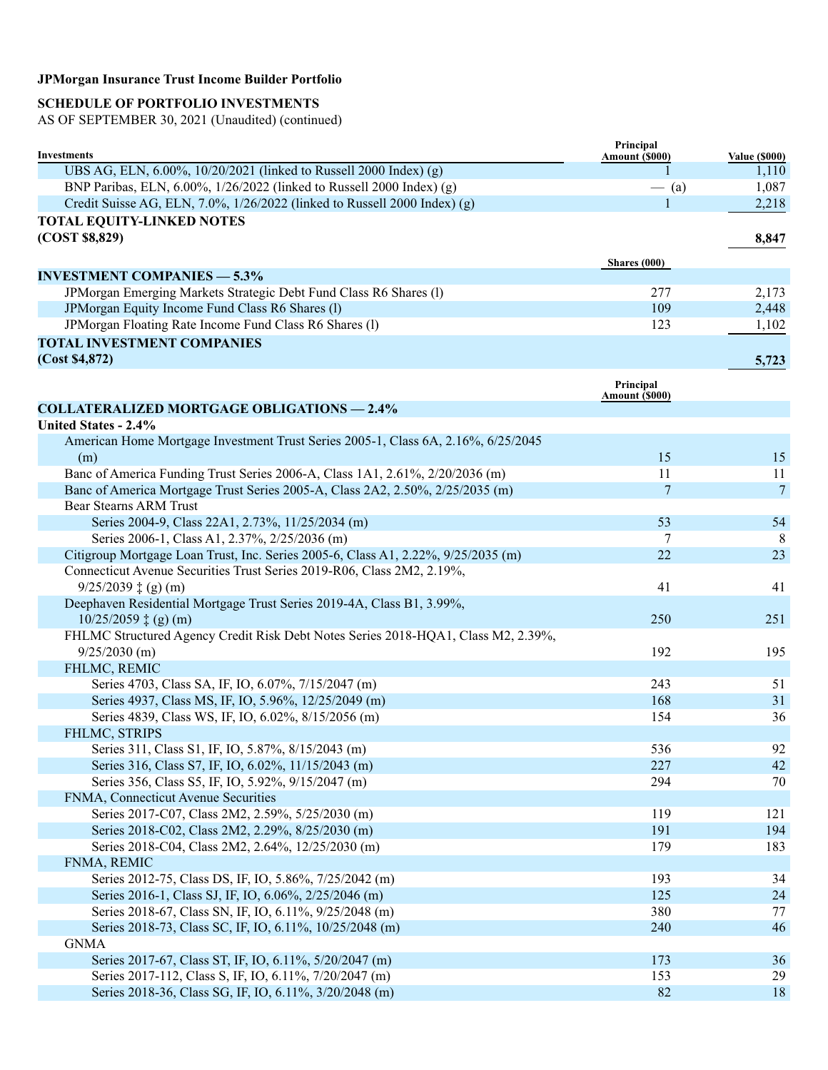**JPMorgan Insurance Trust Income Builder Portfolio**

**SCHEDULE OF PORTFOLIO INVESTMENTS**
AS OF SEPTEMBER 30, 2021 (Unaudited) (continued)

| Investments | Principal Amount ($000) | Value ($000) |
|---|---|---|
| UBS AG, ELN, 6.00%, 10/20/2021 (linked to Russell 2000 Index) (g) | 1 | 1,110 |
| BNP Paribas, ELN, 6.00%, 1/26/2022 (linked to Russell 2000 Index) (g) | — (a) | 1,087 |
| Credit Suisse AG, ELN, 7.0%, 1/26/2022 (linked to Russell 2000 Index) (g) | 1 | 2,218 |
| **TOTAL EQUITY-LINKED NOTES (COST $8,829)** | | **8,847** |
| | **Shares (000)** | |
| **INVESTMENT COMPANIES — 5.3%** | | |
| JPMorgan Emerging Markets Strategic Debt Fund Class R6 Shares (l) | 277 | 2,173 |
| JPMorgan Equity Income Fund Class R6 Shares (l) | 109 | 2,448 |
| JPMorgan Floating Rate Income Fund Class R6 Shares (l) | 123 | 1,102 |
| **TOTAL INVESTMENT COMPANIES (Cost $4,872)** | | **5,723** |
| | **Principal Amount ($000)** | |
| **COLLATERALIZED MORTGAGE OBLIGATIONS — 2.4%** | | |
| **United States - 2.4%** | | |
| American Home Mortgage Investment Trust Series 2005-1, Class 6A, 2.16%, 6/25/2045 (m) | 15 | 15 |
| Banc of America Funding Trust Series 2006-A, Class 1A1, 2.61%, 2/20/2036 (m) | 11 | 11 |
| Banc of America Mortgage Trust Series 2005-A, Class 2A2, 2.50%, 2/25/2035 (m) | 7 | 7 |
| Bear Stearns ARM Trust | | |
| Series 2004-9, Class 22A1, 2.73%, 11/25/2034 (m) | 53 | 54 |
| Series 2006-1, Class A1, 2.37%, 2/25/2036 (m) | 7 | 8 |
| Citigroup Mortgage Loan Trust, Inc. Series 2005-6, Class A1, 2.22%, 9/25/2035 (m) | 22 | 23 |
| Connecticut Avenue Securities Trust Series 2019-R06, Class 2M2, 2.19%, 9/25/2039 ‡ (g) (m) | 41 | 41 |
| Deephaven Residential Mortgage Trust Series 2019-4A, Class B1, 3.99%, 10/25/2059 ‡ (g) (m) | 250 | 251 |
| FHLMC Structured Agency Credit Risk Debt Notes Series 2018-HQA1, Class M2, 2.39%, 9/25/2030 (m) | 192 | 195 |
| FHLMC, REMIC | | |
| Series 4703, Class SA, IF, IO, 6.07%, 7/15/2047 (m) | 243 | 51 |
| Series 4937, Class MS, IF, IO, 5.96%, 12/25/2049 (m) | 168 | 31 |
| Series 4839, Class WS, IF, IO, 6.02%, 8/15/2056 (m) | 154 | 36 |
| FHLMC, STRIPS | | |
| Series 311, Class S1, IF, IO, 5.87%, 8/15/2043 (m) | 536 | 92 |
| Series 316, Class S7, IF, IO, 6.02%, 11/15/2043 (m) | 227 | 42 |
| Series 356, Class S5, IF, IO, 5.92%, 9/15/2047 (m) | 294 | 70 |
| FNMA, Connecticut Avenue Securities | | |
| Series 2017-C07, Class 2M2, 2.59%, 5/25/2030 (m) | 119 | 121 |
| Series 2018-C02, Class 2M2, 2.29%, 8/25/2030 (m) | 191 | 194 |
| Series 2018-C04, Class 2M2, 2.64%, 12/25/2030 (m) | 179 | 183 |
| FNMA, REMIC | | |
| Series 2012-75, Class DS, IF, IO, 5.86%, 7/25/2042 (m) | 193 | 34 |
| Series 2016-1, Class SJ, IF, IO, 6.06%, 2/25/2046 (m) | 125 | 24 |
| Series 2018-67, Class SN, IF, IO, 6.11%, 9/25/2048 (m) | 380 | 77 |
| Series 2018-73, Class SC, IF, IO, 6.11%, 10/25/2048 (m) | 240 | 46 |
| GNMA | | |
| Series 2017-67, Class ST, IF, IO, 6.11%, 5/20/2047 (m) | 173 | 36 |
| Series 2017-112, Class S, IF, IO, 6.11%, 7/20/2047 (m) | 153 | 29 |
| Series 2018-36, Class SG, IF, IO, 6.11%, 3/20/2048 (m) | 82 | 18 |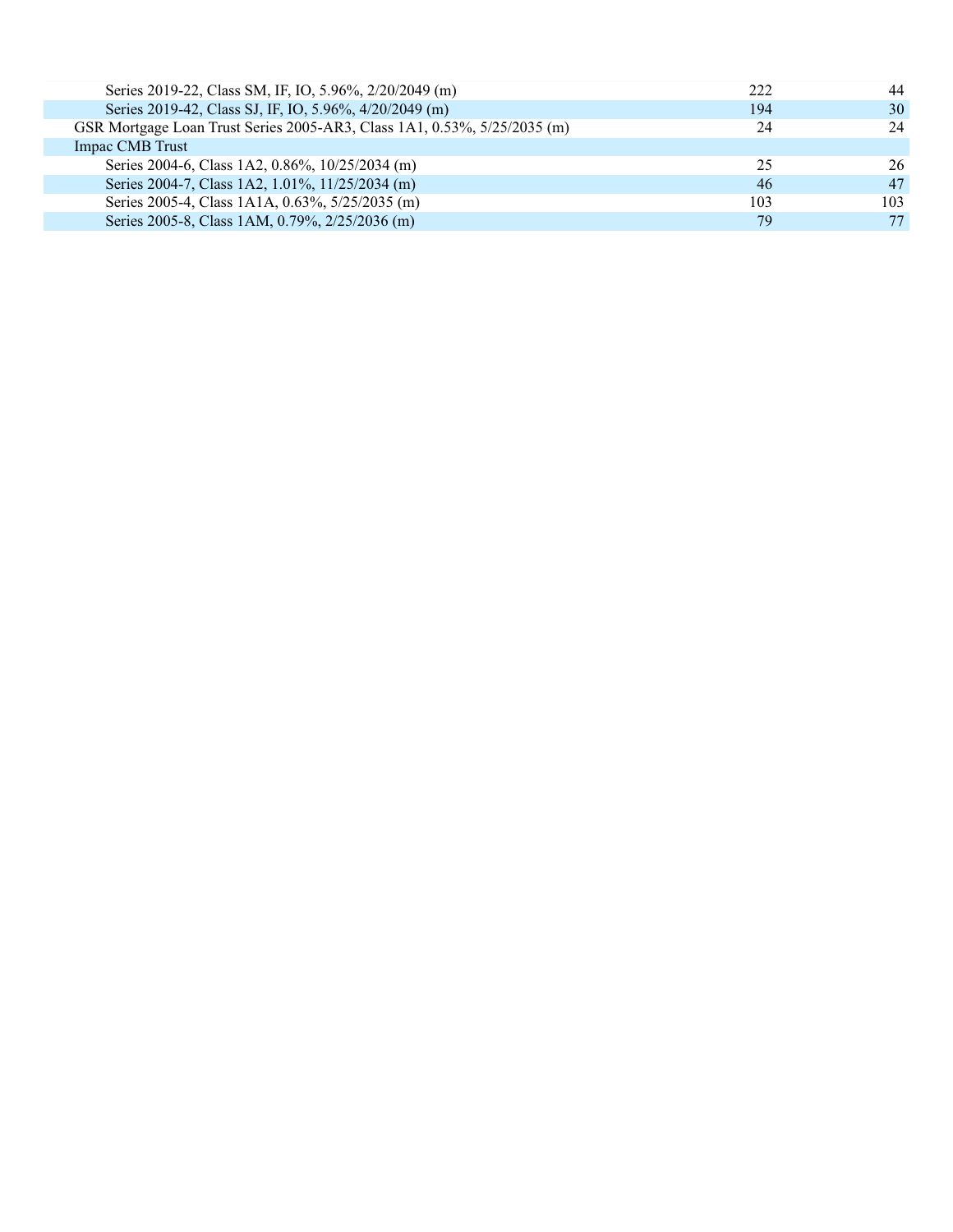| | | |
|---|---|---|
| Series 2019-22, Class SM, IF, IO, 5.96%, 2/20/2049 (m) | 222 | 44 |
| Series 2019-42, Class SJ, IF, IO, 5.96%, 4/20/2049 (m) | 194 | 30 |
| GSR Mortgage Loan Trust Series 2005-AR3, Class 1A1, 0.53%, 5/25/2035 (m) | 24 | 24 |
| Impac CMB Trust | | |
| Series 2004-6, Class 1A2, 0.86%, 10/25/2034 (m) | 25 | 26 |
| Series 2004-7, Class 1A2, 1.01%, 11/25/2034 (m) | 46 | 47 |
| Series 2005-4, Class 1A1A, 0.63%, 5/25/2035 (m) | 103 | 103 |
| Series 2005-8, Class 1AM, 0.79%, 2/25/2036 (m) | 79 | 77 |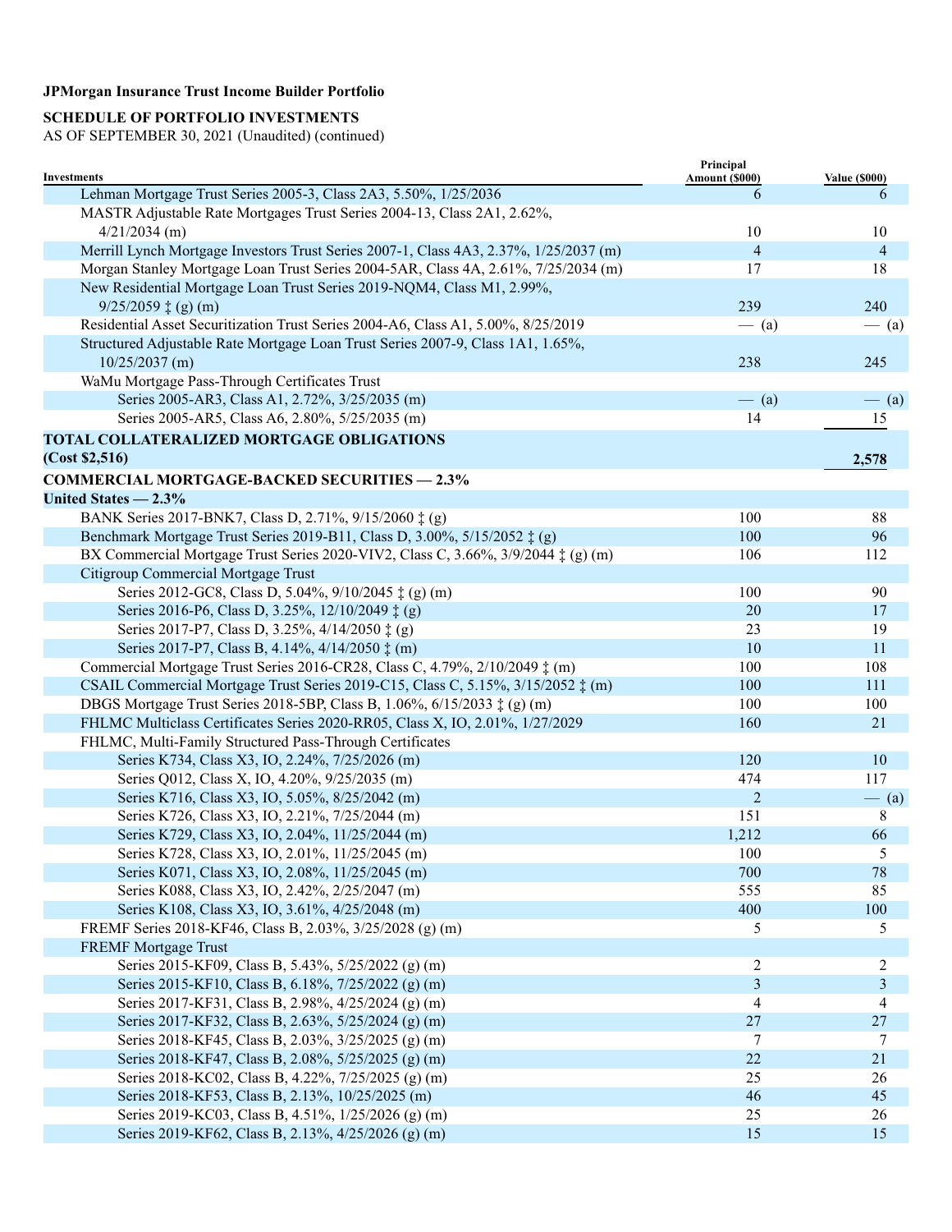**JPMorgan Insurance Trust Income Builder Portfolio**

**SCHEDULE OF PORTFOLIO INVESTMENTS**
AS OF SEPTEMBER 30, 2021 (Unaudited) (continued)

| Investments | Principal Amount ($000) | Value ($000) |
|---|---|---|
| Lehman Mortgage Trust Series 2005-3, Class 2A3, 5.50%, 1/25/2036 | 6 | 6 |
| MASTR Adjustable Rate Mortgages Trust Series 2004-13, Class 2A1, 2.62%, 4/21/2034 (m) | 10 | 10 |
| Merrill Lynch Mortgage Investors Trust Series 2007-1, Class 4A3, 2.37%, 1/25/2037 (m) | 4 | 4 |
| Morgan Stanley Mortgage Loan Trust Series 2004-5AR, Class 4A, 2.61%, 7/25/2034 (m) | 17 | 18 |
| New Residential Mortgage Loan Trust Series 2019-NQM4, Class M1, 2.99%, 9/25/2059 ‡ (g) (m) | 239 | 240 |
| Residential Asset Securitization Trust Series 2004-A6, Class A1, 5.00%, 8/25/2019 | — (a) | — (a) |
| Structured Adjustable Rate Mortgage Loan Trust Series 2007-9, Class 1A1, 1.65%, 10/25/2037 (m) | 238 | 245 |
| WaMu Mortgage Pass-Through Certificates Trust | | |
| Series 2005-AR3, Class A1, 2.72%, 3/25/2035 (m) | — (a) | — (a) |
| Series 2005-AR5, Class A6, 2.80%, 5/25/2035 (m) | 14 | 15 |
| **TOTAL COLLATERALIZED MORTGAGE OBLIGATIONS (Cost $2,516)** | | **2,578** |
| **COMMERCIAL MORTGAGE-BACKED SECURITIES — 2.3%** | | |
| **United States — 2.3%** | | |
| BANK Series 2017-BNK7, Class D, 2.71%, 9/15/2060 ‡ (g) | 100 | 88 |
| Benchmark Mortgage Trust Series 2019-B11, Class D, 3.00%, 5/15/2052 ‡ (g) | 100 | 96 |
| BX Commercial Mortgage Trust Series 2020-VIV2, Class C, 3.66%, 3/9/2044 ‡ (g) (m) | 106 | 112 |
| Citigroup Commercial Mortgage Trust | | |
| Series 2012-GC8, Class D, 5.04%, 9/10/2045 ‡ (g) (m) | 100 | 90 |
| Series 2016-P6, Class D, 3.25%, 12/10/2049 ‡ (g) | 20 | 17 |
| Series 2017-P7, Class D, 3.25%, 4/14/2050 ‡ (g) | 23 | 19 |
| Series 2017-P7, Class B, 4.14%, 4/14/2050 ‡ (m) | 10 | 11 |
| Commercial Mortgage Trust Series 2016-CR28, Class C, 4.79%, 2/10/2049 ‡ (m) | 100 | 108 |
| CSAIL Commercial Mortgage Trust Series 2019-C15, Class C, 5.15%, 3/15/2052 ‡ (m) | 100 | 111 |
| DBGS Mortgage Trust Series 2018-5BP, Class B, 1.06%, 6/15/2033 ‡ (g) (m) | 100 | 100 |
| FHLMC Multiclass Certificates Series 2020-RR05, Class X, IO, 2.01%, 1/27/2029 | 160 | 21 |
| FHLMC, Multi-Family Structured Pass-Through Certificates | | |
| Series K734, Class X3, IO, 2.24%, 7/25/2026 (m) | 120 | 10 |
| Series Q012, Class X, IO, 4.20%, 9/25/2035 (m) | 474 | 117 |
| Series K716, Class X3, IO, 5.05%, 8/25/2042 (m) | 2 | — (a) |
| Series K726, Class X3, IO, 2.21%, 7/25/2044 (m) | 151 | 8 |
| Series K729, Class X3, IO, 2.04%, 11/25/2044 (m) | 1,212 | 66 |
| Series K728, Class X3, IO, 2.01%, 11/25/2045 (m) | 100 | 5 |
| Series K071, Class X3, IO, 2.08%, 11/25/2045 (m) | 700 | 78 |
| Series K088, Class X3, IO, 2.42%, 2/25/2047 (m) | 555 | 85 |
| Series K108, Class X3, IO, 3.61%, 4/25/2048 (m) | 400 | 100 |
| FREMF Series 2018-KF46, Class B, 2.03%, 3/25/2028 (g) (m) | 5 | 5 |
| FREMF Mortgage Trust | | |
| Series 2015-KF09, Class B, 5.43%, 5/25/2022 (g) (m) | 2 | 2 |
| Series 2015-KF10, Class B, 6.18%, 7/25/2022 (g) (m) | 3 | 3 |
| Series 2017-KF31, Class B, 2.98%, 4/25/2024 (g) (m) | 4 | 4 |
| Series 2017-KF32, Class B, 2.63%, 5/25/2024 (g) (m) | 27 | 27 |
| Series 2018-KF45, Class B, 2.03%, 3/25/2025 (g) (m) | 7 | 7 |
| Series 2018-KF47, Class B, 2.08%, 5/25/2025 (g) (m) | 22 | 21 |
| Series 2018-KC02, Class B, 4.22%, 7/25/2025 (g) (m) | 25 | 26 |
| Series 2018-KF53, Class B, 2.13%, 10/25/2025 (m) | 46 | 45 |
| Series 2019-KC03, Class B, 4.51%, 1/25/2026 (g) (m) | 25 | 26 |
| Series 2019-KF62, Class B, 2.13%, 4/25/2026 (g) (m) | 15 | 15 |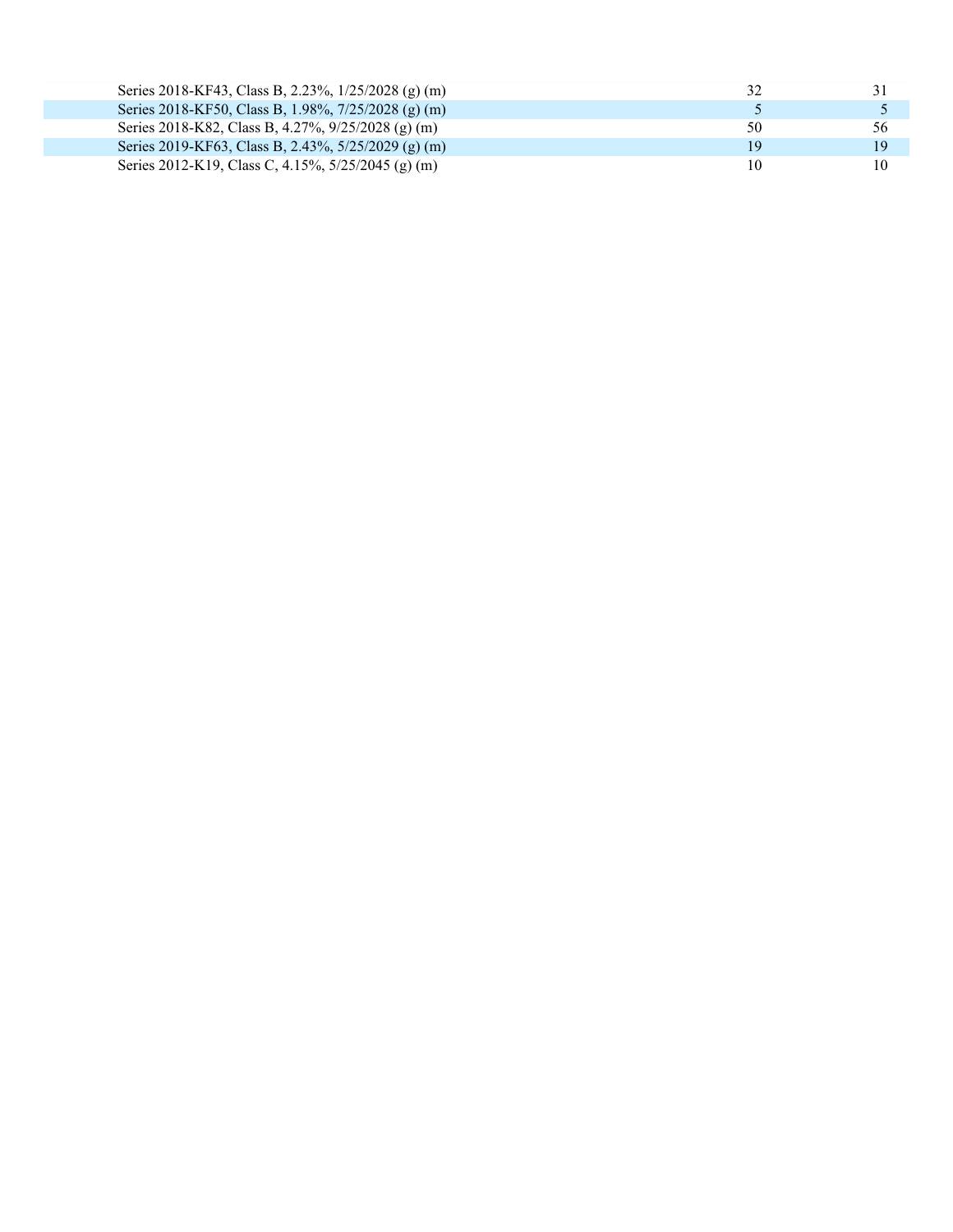| | | |
|---|---|---|
| Series 2018-KF43, Class B, 2.23%, 1/25/2028 (g) (m) | 32 | 31 |
| Series 2018-KF50, Class B, 1.98%, 7/25/2028 (g) (m) | 5 | 5 |
| Series 2018-K82, Class B, 4.27%, 9/25/2028 (g) (m) | 50 | 56 |
| Series 2019-KF63, Class B, 2.43%, 5/25/2029 (g) (m) | 19 | 19 |
| Series 2012-K19, Class C, 4.15%, 5/25/2045 (g) (m) | 10 | 10 |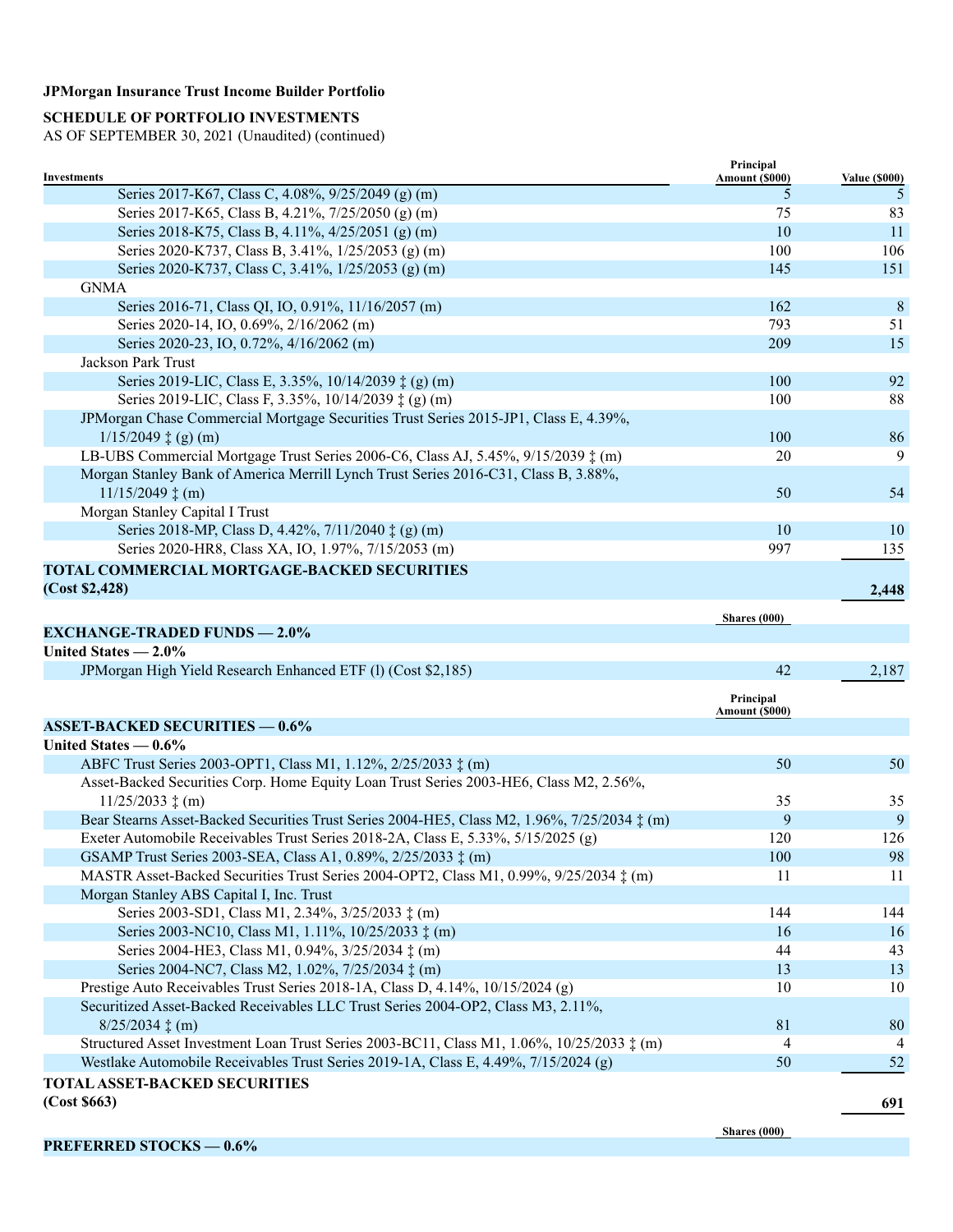**JPMorgan Insurance Trust Income Builder Portfolio**

**SCHEDULE OF PORTFOLIO INVESTMENTS**

AS OF SEPTEMBER 30, 2021 (Unaudited) (continued)

| Investments | Principal Amount ($000) | Value ($000) |
|---|---|---|
| Series 2017-K67, Class C, 4.08%, 9/25/2049 (g) (m) | 5 | 5 |
| Series 2017-K65, Class B, 4.21%, 7/25/2050 (g) (m) | 75 | 83 |
| Series 2018-K75, Class B, 4.11%, 4/25/2051 (g) (m) | 10 | 11 |
| Series 2020-K737, Class B, 3.41%, 1/25/2053 (g) (m) | 100 | 106 |
| Series 2020-K737, Class C, 3.41%, 1/25/2053 (g) (m) | 145 | 151 |
| GNMA | | |
| Series 2016-71, Class QI, IO, 0.91%, 11/16/2057 (m) | 162 | 8 |
| Series 2020-14, IO, 0.69%, 2/16/2062 (m) | 793 | 51 |
| Series 2020-23, IO, 0.72%, 4/16/2062 (m) | 209 | 15 |
| Jackson Park Trust | | |
| Series 2019-LIC, Class E, 3.35%, 10/14/2039 ‡ (g) (m) | 100 | 92 |
| Series 2019-LIC, Class F, 3.35%, 10/14/2039 ‡ (g) (m) | 100 | 88 |
| JPMorgan Chase Commercial Mortgage Securities Trust Series 2015-JP1, Class E, 4.39%, 1/15/2049 ‡ (g) (m) | 100 | 86 |
| LB-UBS Commercial Mortgage Trust Series 2006-C6, Class AJ, 5.45%, 9/15/2039 ‡ (m) | 20 | 9 |
| Morgan Stanley Bank of America Merrill Lynch Trust Series 2016-C31, Class B, 3.88%, 11/15/2049 ‡ (m) | 50 | 54 |
| Morgan Stanley Capital I Trust | | |
| Series 2018-MP, Class D, 4.42%, 7/11/2040 ‡ (g) (m) | 10 | 10 |
| Series 2020-HR8, Class XA, IO, 1.97%, 7/15/2053 (m) | 997 | 135 |
| **TOTAL COMMERCIAL MORTGAGE-BACKED SECURITIES (Cost $2,428)** | | **2,448** |
| | **Shares (000)** | |
| **EXCHANGE-TRADED FUNDS — 2.0%** | | |
| **United States — 2.0%** | | |
| JPMorgan High Yield Research Enhanced ETF (l) (Cost $2,185) | 42 | 2,187 |
| | **Principal Amount ($000)** | |
| **ASSET-BACKED SECURITIES — 0.6%** | | |
| **United States — 0.6%** | | |
| ABFC Trust Series 2003-OPT1, Class M1, 1.12%, 2/25/2033 ‡ (m) | 50 | 50 |
| Asset-Backed Securities Corp. Home Equity Loan Trust Series 2003-HE6, Class M2, 2.56%, 11/25/2033 ‡ (m) | 35 | 35 |
| Bear Stearns Asset-Backed Securities Trust Series 2004-HE5, Class M2, 1.96%, 7/25/2034 ‡ (m) | 9 | 9 |
| Exeter Automobile Receivables Trust Series 2018-2A, Class E, 5.33%, 5/15/2025 (g) | 120 | 126 |
| GSAMP Trust Series 2003-SEA, Class A1, 0.89%, 2/25/2033 ‡ (m) | 100 | 98 |
| MASTR Asset-Backed Securities Trust Series 2004-OPT2, Class M1, 0.99%, 9/25/2034 ‡ (m) | 11 | 11 |
| Morgan Stanley ABS Capital I, Inc. Trust | | |
| Series 2003-SD1, Class M1, 2.34%, 3/25/2033 ‡ (m) | 144 | 144 |
| Series 2003-NC10, Class M1, 1.11%, 10/25/2033 ‡ (m) | 16 | 16 |
| Series 2004-HE3, Class M1, 0.94%, 3/25/2034 ‡ (m) | 44 | 43 |
| Series 2004-NC7, Class M2, 1.02%, 7/25/2034 ‡ (m) | 13 | 13 |
| Prestige Auto Receivables Trust Series 2018-1A, Class D, 4.14%, 10/15/2024 (g) | 10 | 10 |
| Securitized Asset-Backed Receivables LLC Trust Series 2004-OP2, Class M3, 2.11%, 8/25/2034 ‡ (m) | 81 | 80 |
| Structured Asset Investment Loan Trust Series 2003-BC11, Class M1, 1.06%, 10/25/2033 ‡ (m) | 4 | 4 |
| Westlake Automobile Receivables Trust Series 2019-1A, Class E, 4.49%, 7/15/2024 (g) | 50 | 52 |
| **TOTAL ASSET-BACKED SECURITIES (Cost $663)** | | **691** |
| | **Shares (000)** | |
| **PREFERRED STOCKS — 0.6%** | | |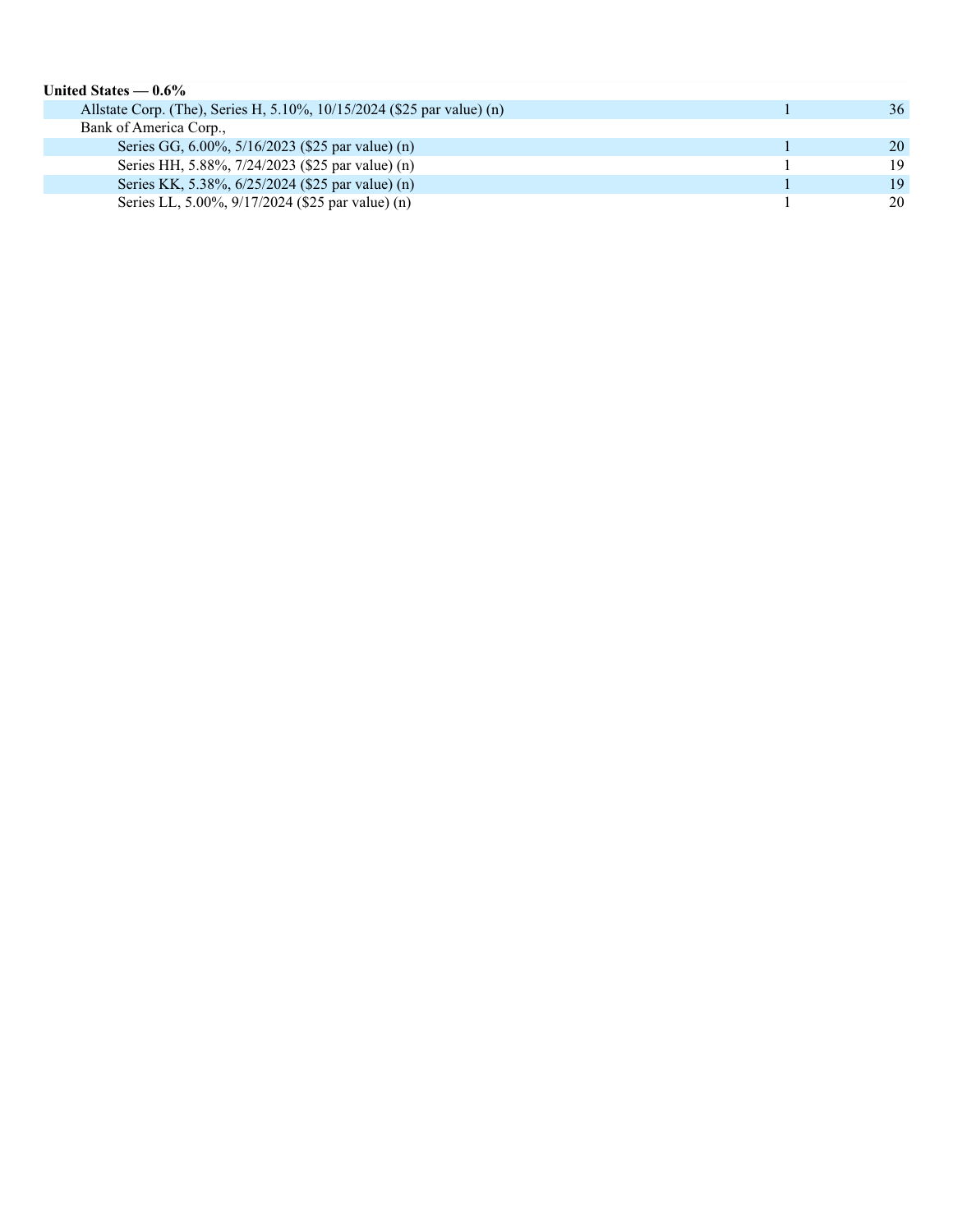| | | |
|---|---|---|
| **United States — 0.6%** | | |
| Allstate Corp. (The), Series H, 5.10%, 10/15/2024 ($25 par value) (n) | 1 | 36 |
| Bank of America Corp., | | |
| Series GG, 6.00%, 5/16/2023 ($25 par value) (n) | 1 | 20 |
| Series HH, 5.88%, 7/24/2023 ($25 par value) (n) | 1 | 19 |
| Series KK, 5.38%, 6/25/2024 ($25 par value) (n) | 1 | 19 |
| Series LL, 5.00%, 9/17/2024 ($25 par value) (n) | 1 | 20 |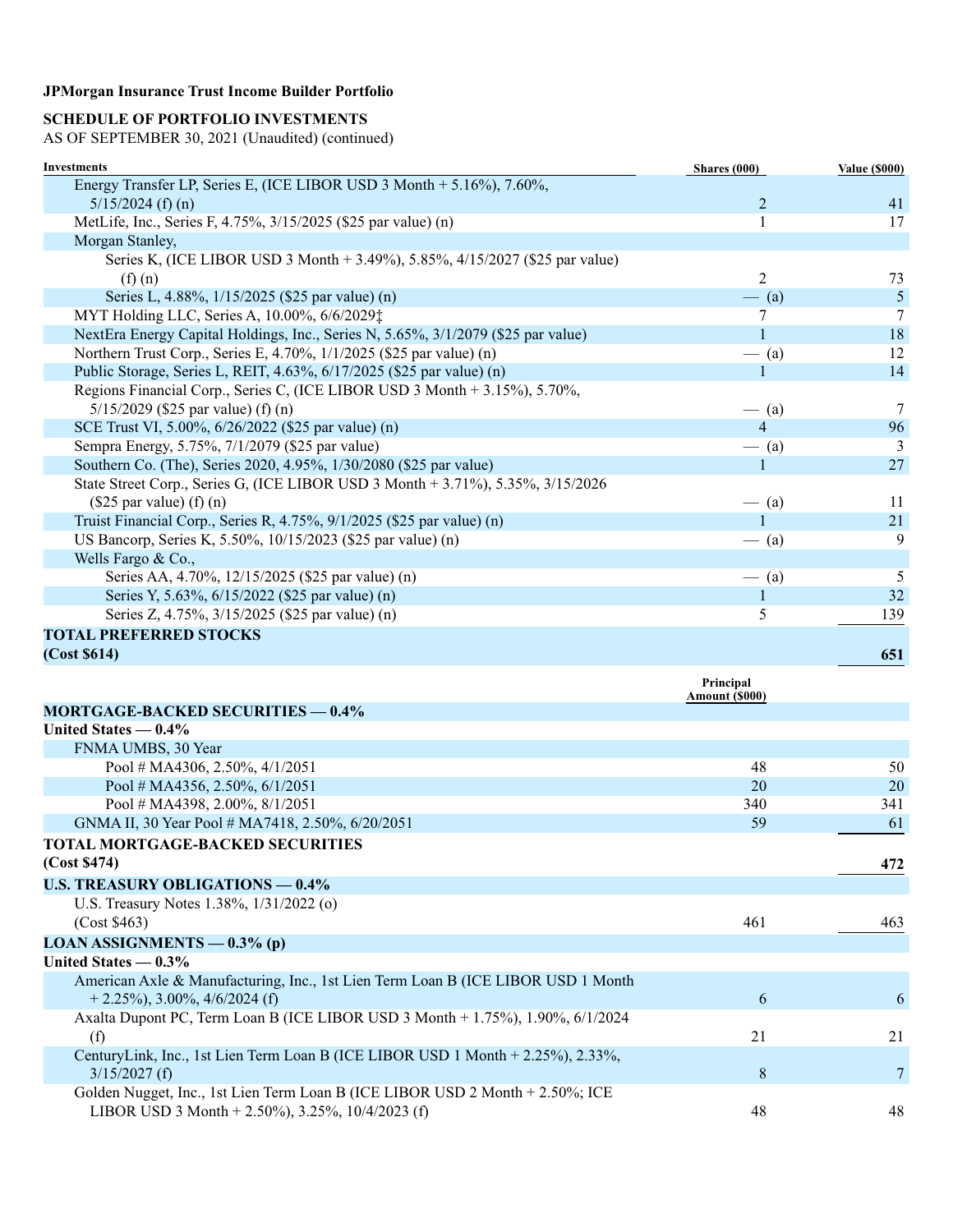**JPMorgan Insurance Trust Income Builder Portfolio**

**SCHEDULE OF PORTFOLIO INVESTMENTS**

AS OF SEPTEMBER 30, 2021 (Unaudited) (continued)

| Investments | Shares (000) | Value ($000) |
|---|---|---|
| Energy Transfer LP, Series E, (ICE LIBOR USD 3 Month + 5.16%), 7.60%, 5/15/2024 (f) (n) | 2 | 41 |
| MetLife, Inc., Series F, 4.75%, 3/15/2025 ($25 par value) (n) | 1 | 17 |
| Morgan Stanley, | | |
| Series K, (ICE LIBOR USD 3 Month + 3.49%), 5.85%, 4/15/2027 ($25 par value) (f) (n) | 2 | 73 |
| Series L, 4.88%, 1/15/2025 ($25 par value) (n) | — (a) | 5 |
| MYT Holding LLC, Series A, 10.00%, 6/6/2029‡ | 7 | 7 |
| NextEra Energy Capital Holdings, Inc., Series N, 5.65%, 3/1/2079 ($25 par value) | 1 | 18 |
| Northern Trust Corp., Series E, 4.70%, 1/1/2025 ($25 par value) (n) | — (a) | 12 |
| Public Storage, Series L, REIT, 4.63%, 6/17/2025 ($25 par value) (n) | 1 | 14 |
| Regions Financial Corp., Series C, (ICE LIBOR USD 3 Month + 3.15%), 5.70%, 5/15/2029 ($25 par value) (f) (n) | — (a) | 7 |
| SCE Trust VI, 5.00%, 6/26/2022 ($25 par value) (n) | 4 | 96 |
| Sempra Energy, 5.75%, 7/1/2079 ($25 par value) | — (a) | 3 |
| Southern Co. (The), Series 2020, 4.95%, 1/30/2080 ($25 par value) | 1 | 27 |
| State Street Corp., Series G, (ICE LIBOR USD 3 Month + 3.71%), 5.35%, 3/15/2026 ($25 par value) (f) (n) | — (a) | 11 |
| Truist Financial Corp., Series R, 4.75%, 9/1/2025 ($25 par value) (n) | 1 | 21 |
| US Bancorp, Series K, 5.50%, 10/15/2023 ($25 par value) (n) | — (a) | 9 |
| Wells Fargo & Co., | | |
| Series AA, 4.70%, 12/15/2025 ($25 par value) (n) | — (a) | 5 |
| Series Y, 5.63%, 6/15/2022 ($25 par value) (n) | 1 | 32 |
| Series Z, 4.75%, 3/15/2025 ($25 par value) (n) | 5 | 139 |
| **TOTAL PREFERRED STOCKS (Cost $614)** | | **651** |

| | Principal Amount ($000) | |
|---|---|---|
| **MORTGAGE-BACKED SECURITIES — 0.4%** | | |
| **United States — 0.4%** | | |
| FNMA UMBS, 30 Year | | |
| Pool # MA4306, 2.50%, 4/1/2051 | 48 | 50 |
| Pool # MA4356, 2.50%, 6/1/2051 | 20 | 20 |
| Pool # MA4398, 2.00%, 8/1/2051 | 340 | 341 |
| GNMA II, 30 Year Pool # MA7418, 2.50%, 6/20/2051 | 59 | 61 |
| **TOTAL MORTGAGE-BACKED SECURITIES (Cost $474)** | | **472** |
| **U.S. TREASURY OBLIGATIONS — 0.4%** | | |
| U.S. Treasury Notes 1.38%, 1/31/2022 (o) (Cost $463) | 461 | 463 |
| **LOAN ASSIGNMENTS — 0.3% (p)** | | |
| **United States — 0.3%** | | |
| American Axle & Manufacturing, Inc., 1st Lien Term Loan B (ICE LIBOR USD 1 Month + 2.25%), 3.00%, 4/6/2024 (f) | 6 | 6 |
| Axalta Dupont PC, Term Loan B (ICE LIBOR USD 3 Month + 1.75%), 1.90%, 6/1/2024 (f) | 21 | 21 |
| CenturyLink, Inc., 1st Lien Term Loan B (ICE LIBOR USD 1 Month + 2.25%), 2.33%, 3/15/2027 (f) | 8 | 7 |
| Golden Nugget, Inc., 1st Lien Term Loan B (ICE LIBOR USD 2 Month + 2.50%; ICE LIBOR USD 3 Month + 2.50%), 3.25%, 10/4/2023 (f) | 48 | 48 |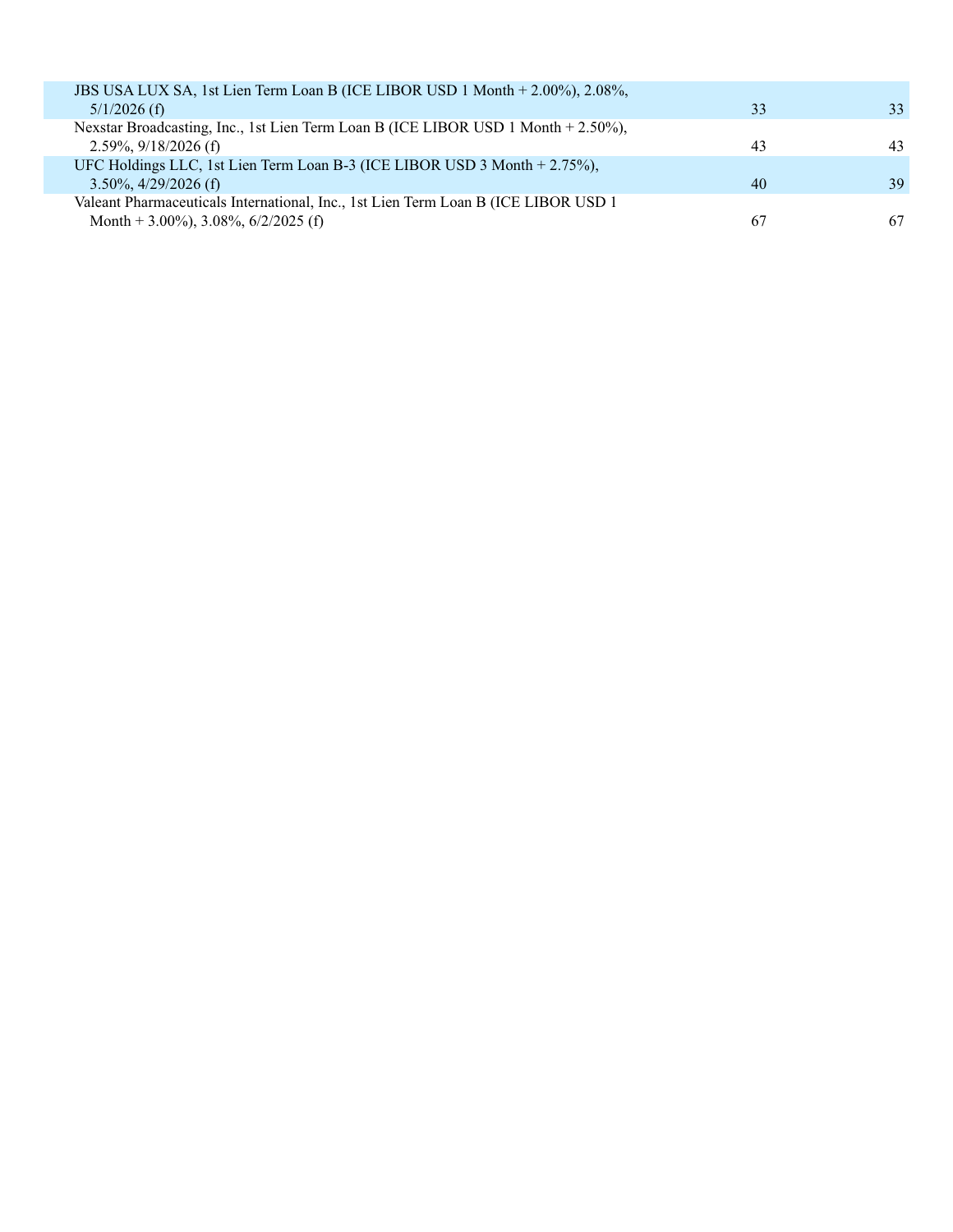| | | |
|---|---|---|
| JBS USA LUX SA, 1st Lien Term Loan B (ICE LIBOR USD 1 Month + 2.00%), 2.08%, 5/1/2026 (f) | 33 | 33 |
| Nexstar Broadcasting, Inc., 1st Lien Term Loan B (ICE LIBOR USD 1 Month + 2.50%), 2.59%, 9/18/2026 (f) | 43 | 43 |
| UFC Holdings LLC, 1st Lien Term Loan B-3 (ICE LIBOR USD 3 Month + 2.75%), 3.50%, 4/29/2026 (f) | 40 | 39 |
| Valeant Pharmaceuticals International, Inc., 1st Lien Term Loan B (ICE LIBOR USD 1 Month + 3.00%), 3.08%, 6/2/2025 (f) | 67 | 67 |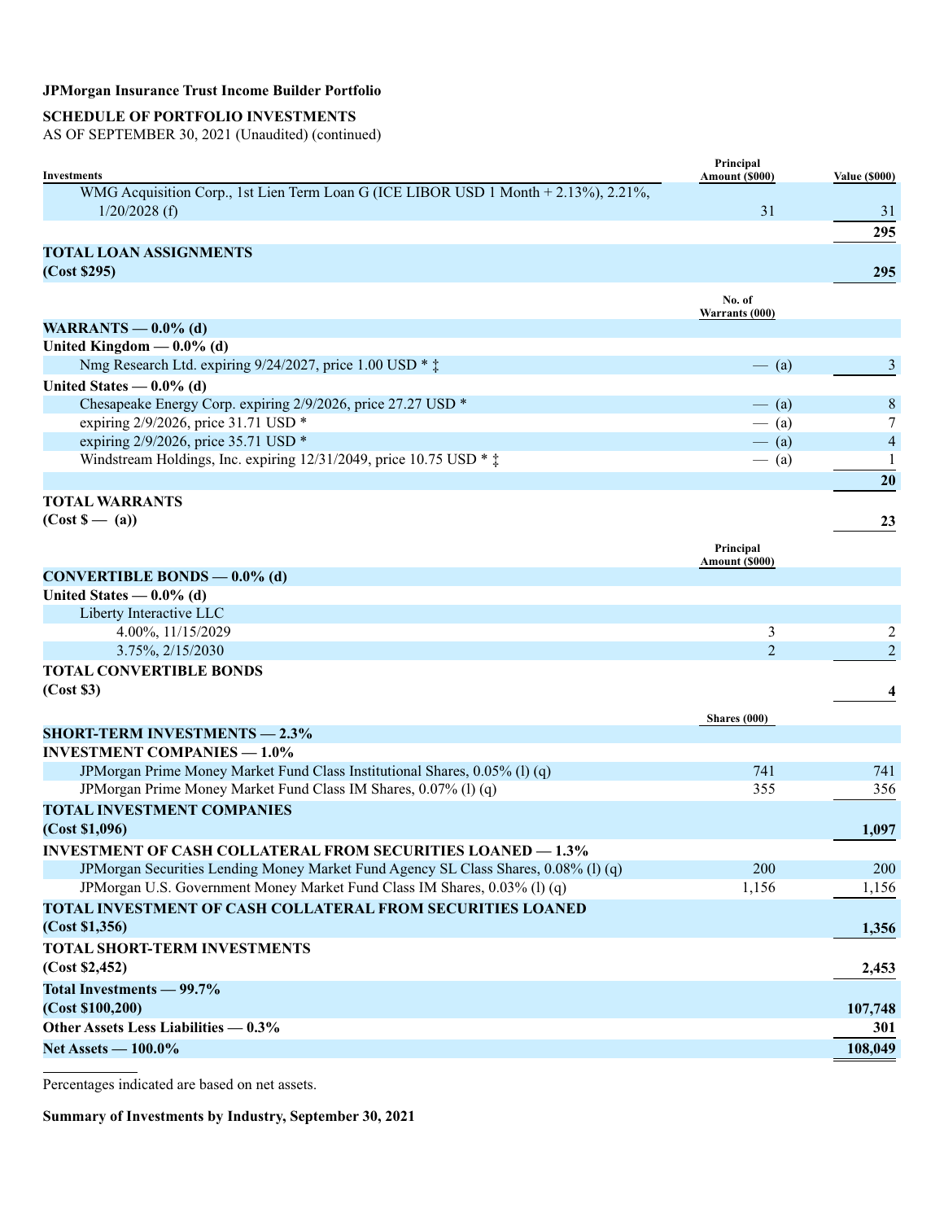**JPMorgan Insurance Trust Income Builder Portfolio**

**SCHEDULE OF PORTFOLIO INVESTMENTS**

AS OF SEPTEMBER 30, 2021 (Unaudited) (continued)

| Investments | Principal Amount ($000) | Value ($000) |
|---|---|---|
| WMG Acquisition Corp., 1st Lien Term Loan G (ICE LIBOR USD 1 Month + 2.13%), 2.21%, 1/20/2028 (f) | 31 | 31 |
| | | **295** |
| **TOTAL LOAN ASSIGNMENTS (Cost $295)** | | **295** |
| | **No. of Warrants (000)** | |
| **WARRANTS — 0.0% (d)** | | |
| **United Kingdom — 0.0% (d)** | | |
| Nmg Research Ltd. expiring 9/24/2027, price 1.00 USD * ‡ | — (a) | 3 |
| **United States — 0.0% (d)** | | |
| Chesapeake Energy Corp. expiring 2/9/2026, price 27.27 USD * | — (a) | 8 |
| expiring 2/9/2026, price 31.71 USD * | — (a) | 7 |
| expiring 2/9/2026, price 35.71 USD * | — (a) | 4 |
| Windstream Holdings, Inc. expiring 12/31/2049, price 10.75 USD * ‡ | — (a) | 1 |
| | | **20** |
| **TOTAL WARRANTS (Cost $ — (a))** | | **23** |
| | **Principal Amount ($000)** | |
| **CONVERTIBLE BONDS — 0.0% (d)** | | |
| **United States — 0.0% (d)** | | |
| Liberty Interactive LLC | | |
| 4.00%, 11/15/2029 | 3 | 2 |
| 3.75%, 2/15/2030 | 2 | 2 |
| **TOTAL CONVERTIBLE BONDS (Cost $3)** | | **4** |
| | **Shares (000)** | |
| **SHORT-TERM INVESTMENTS — 2.3%** | | |
| **INVESTMENT COMPANIES — 1.0%** | | |
| JPMorgan Prime Money Market Fund Class Institutional Shares, 0.05% (l) (q) | 741 | 741 |
| JPMorgan Prime Money Market Fund Class IM Shares, 0.07% (l) (q) | 355 | 356 |
| **TOTAL INVESTMENT COMPANIES (Cost $1,096)** | | **1,097** |
| **INVESTMENT OF CASH COLLATERAL FROM SECURITIES LOANED — 1.3%** | | |
| JPMorgan Securities Lending Money Market Fund Agency SL Class Shares, 0.08% (l) (q) | 200 | 200 |
| JPMorgan U.S. Government Money Market Fund Class IM Shares, 0.03% (l) (q) | 1,156 | 1,156 |
| **TOTAL INVESTMENT OF CASH COLLATERAL FROM SECURITIES LOANED (Cost $1,356)** | | **1,356** |
| **TOTAL SHORT-TERM INVESTMENTS (Cost $2,452)** | | **2,453** |
| **Total Investments — 99.7% (Cost $100,200)** | | **107,748** |
| **Other Assets Less Liabilities — 0.3%** | | **301** |
| **Net Assets — 100.0%** | | **108,049** |

Percentages indicated are based on net assets.

**Summary of Investments by Industry, September 30, 2021**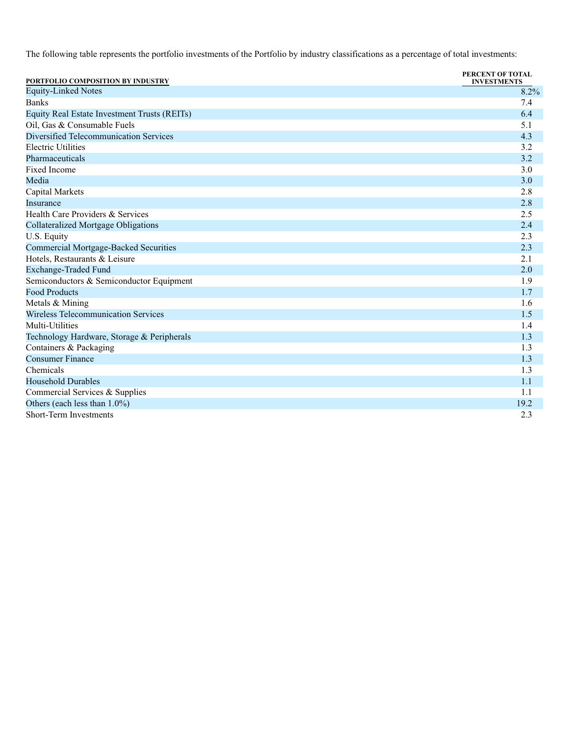The following table represents the portfolio investments of the Portfolio by industry classifications as a percentage of total investments:

| PORTFOLIO COMPOSITION BY INDUSTRY | PERCENT OF TOTAL INVESTMENTS |
|---|---|
| Equity-Linked Notes | 8.2% |
| Banks | 7.4 |
| Equity Real Estate Investment Trusts (REITs) | 6.4 |
| Oil, Gas & Consumable Fuels | 5.1 |
| Diversified Telecommunication Services | 4.3 |
| Electric Utilities | 3.2 |
| Pharmaceuticals | 3.2 |
| Fixed Income | 3.0 |
| Media | 3.0 |
| Capital Markets | 2.8 |
| Insurance | 2.8 |
| Health Care Providers & Services | 2.5 |
| Collateralized Mortgage Obligations | 2.4 |
| U.S. Equity | 2.3 |
| Commercial Mortgage-Backed Securities | 2.3 |
| Hotels, Restaurants & Leisure | 2.1 |
| Exchange-Traded Fund | 2.0 |
| Semiconductors & Semiconductor Equipment | 1.9 |
| Food Products | 1.7 |
| Metals & Mining | 1.6 |
| Wireless Telecommunication Services | 1.5 |
| Multi-Utilities | 1.4 |
| Technology Hardware, Storage & Peripherals | 1.3 |
| Containers & Packaging | 1.3 |
| Consumer Finance | 1.3 |
| Chemicals | 1.3 |
| Household Durables | 1.1 |
| Commercial Services & Supplies | 1.1 |
| Others (each less than 1.0%) | 19.2 |
| Short-Term Investments | 2.3 |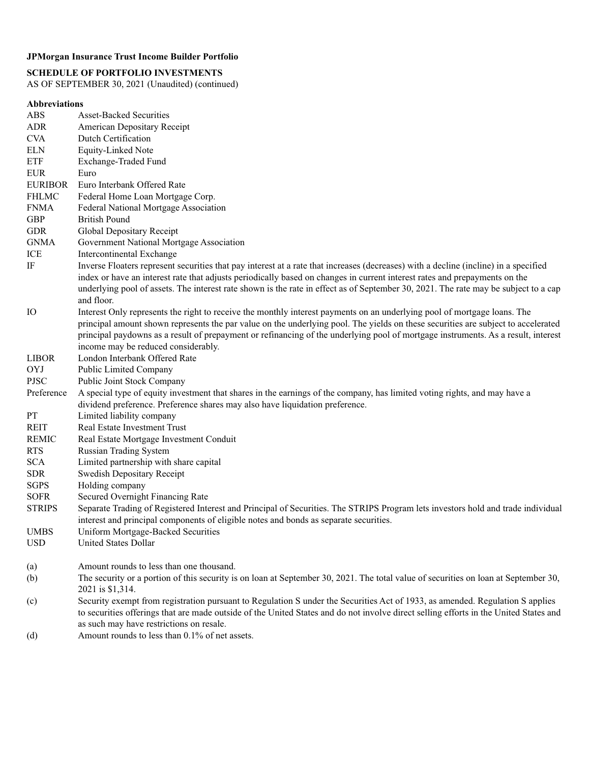**JPMorgan Insurance Trust Income Builder Portfolio**

**SCHEDULE OF PORTFOLIO INVESTMENTS**

AS OF SEPTEMBER 30, 2021 (Unaudited) (continued)

**Abbreviations**

| | |
|---|---|
| ABS | Asset-Backed Securities |
| ADR | American Depositary Receipt |
| CVA | Dutch Certification |
| ELN | Equity-Linked Note |
| ETF | Exchange-Traded Fund |
| EUR | Euro |
| EURIBOR | Euro Interbank Offered Rate |
| FHLMC | Federal Home Loan Mortgage Corp. |
| FNMA | Federal National Mortgage Association |
| GBP | British Pound |
| GDR | Global Depositary Receipt |
| GNMA | Government National Mortgage Association |
| ICE | Intercontinental Exchange |
| IF | Inverse Floaters represent securities that pay interest at a rate that increases (decreases) with a decline (incline) in a specified index or have an interest rate that adjusts periodically based on changes in current interest rates and prepayments on the underlying pool of assets. The interest rate shown is the rate in effect as of September 30, 2021. The rate may be subject to a cap and floor. |
| IO | Interest Only represents the right to receive the monthly interest payments on an underlying pool of mortgage loans. The principal amount shown represents the par value on the underlying pool. The yields on these securities are subject to accelerated principal paydowns as a result of prepayment or refinancing of the underlying pool of mortgage instruments. As a result, interest income may be reduced considerably. |
| LIBOR | London Interbank Offered Rate |
| OYJ | Public Limited Company |
| PJSC | Public Joint Stock Company |
| Preference | A special type of equity investment that shares in the earnings of the company, has limited voting rights, and may have a dividend preference. Preference shares may also have liquidation preference. |
| PT | Limited liability company |
| REIT | Real Estate Investment Trust |
| REMIC | Real Estate Mortgage Investment Conduit |
| RTS | Russian Trading System |
| SCA | Limited partnership with share capital |
| SDR | Swedish Depositary Receipt |
| SGPS | Holding company |
| SOFR | Secured Overnight Financing Rate |
| STRIPS | Separate Trading of Registered Interest and Principal of Securities. The STRIPS Program lets investors hold and trade individual interest and principal components of eligible notes and bonds as separate securities. |
| UMBS | Uniform Mortgage-Backed Securities |
| USD | United States Dollar |

| | |
|---|---|
| (a) | Amount rounds to less than one thousand. |
| (b) | The security or a portion of this security is on loan at September 30, 2021. The total value of securities on loan at September 30, 2021 is $1,314. |
| (c) | Security exempt from registration pursuant to Regulation S under the Securities Act of 1933, as amended. Regulation S applies to securities offerings that are made outside of the United States and do not involve direct selling efforts in the United States and as such may have restrictions on resale. |
| (d) | Amount rounds to less than 0.1% of net assets. |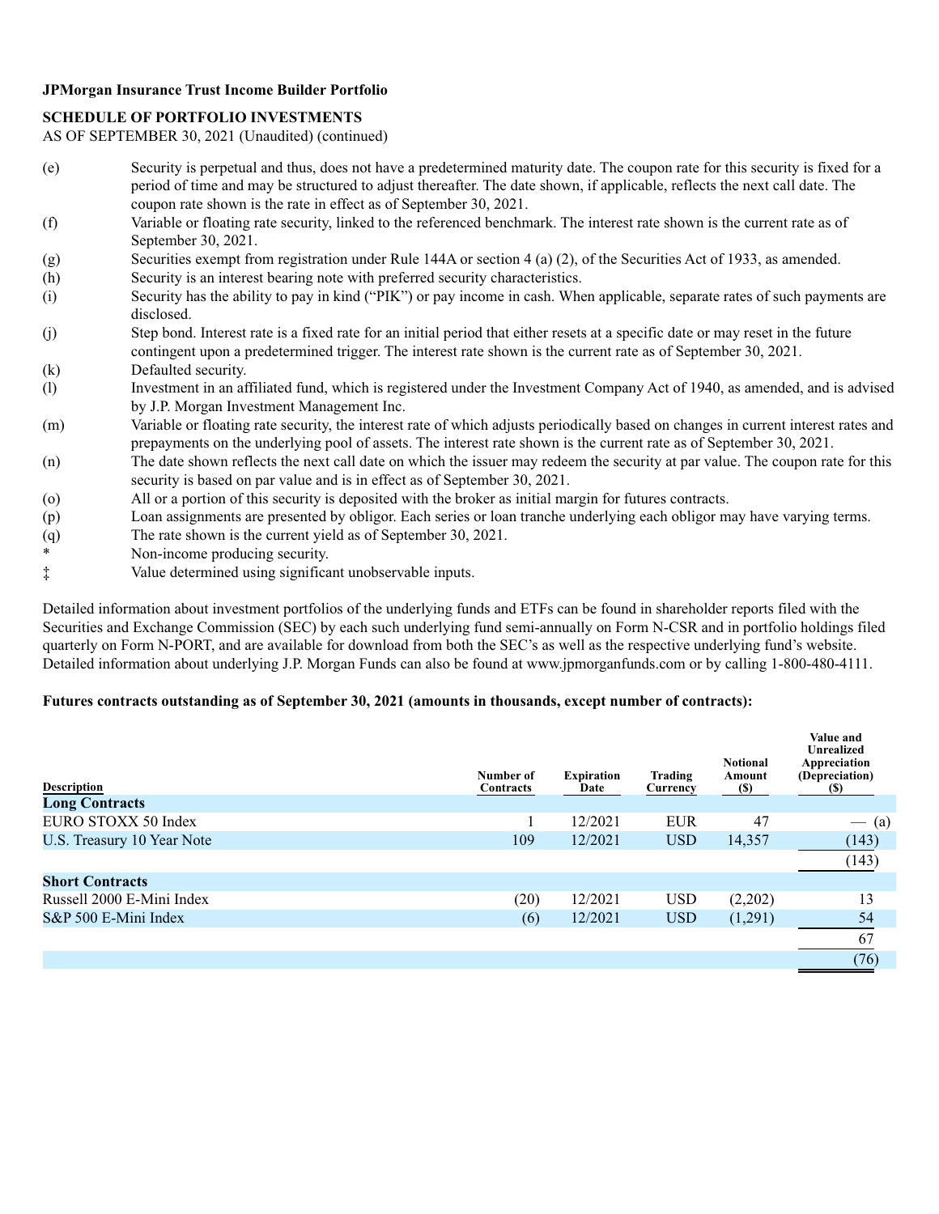**JPMorgan Insurance Trust Income Builder Portfolio**

**SCHEDULE OF PORTFOLIO INVESTMENTS**

AS OF SEPTEMBER 30, 2021 (Unaudited) (continued)

| | |
|---|---|
| (e) | Security is perpetual and thus, does not have a predetermined maturity date. The coupon rate for this security is fixed for a period of time and may be structured to adjust thereafter. The date shown, if applicable, reflects the next call date. The coupon rate shown is the rate in effect as of September 30, 2021. |
| (f) | Variable or floating rate security, linked to the referenced benchmark. The interest rate shown is the current rate as of September 30, 2021. |
| (g) | Securities exempt from registration under Rule 144A or section 4 (a) (2), of the Securities Act of 1933, as amended. |
| (h) | Security is an interest bearing note with preferred security characteristics. |
| (i) | Security has the ability to pay in kind ("PIK") or pay income in cash. When applicable, separate rates of such payments are disclosed. |
| (j) | Step bond. Interest rate is a fixed rate for an initial period that either resets at a specific date or may reset in the future contingent upon a predetermined trigger. The interest rate shown is the current rate as of September 30, 2021. |
| (k) | Defaulted security. |
| (l) | Investment in an affiliated fund, which is registered under the Investment Company Act of 1940, as amended, and is advised by J.P. Morgan Investment Management Inc. |
| (m) | Variable or floating rate security, the interest rate of which adjusts periodically based on changes in current interest rates and prepayments on the underlying pool of assets. The interest rate shown is the current rate as of September 30, 2021. |
| (n) | The date shown reflects the next call date on which the issuer may redeem the security at par value. The coupon rate for this security is based on par value and is in effect as of September 30, 2021. |
| (o) | All or a portion of this security is deposited with the broker as initial margin for futures contracts. |
| (p) | Loan assignments are presented by obligor. Each series or loan tranche underlying each obligor may have varying terms. |
| (q) | The rate shown is the current yield as of September 30, 2021. |
| * | Non-income producing security. |
| ‡ | Value determined using significant unobservable inputs. |

Detailed information about investment portfolios of the underlying funds and ETFs can be found in shareholder reports filed with the Securities and Exchange Commission (SEC) by each such underlying fund semi-annually on Form N-CSR and in portfolio holdings filed quarterly on Form N-PORT, and are available for download from both the SEC's as well as the respective underlying fund's website. Detailed information about underlying J.P. Morgan Funds can also be found at www.jpmorganfunds.com or by calling 1-800-480-4111.

**Futures contracts outstanding as of September 30, 2021 (amounts in thousands, except number of contracts):**

| Description | Number of Contracts | Expiration Date | Trading Currency | Notional Amount ($) | Value and Unrealized Appreciation (Depreciation) ($) |
|---|---|---|---|---|---|
| **Long Contracts** | | | | | |
| EURO STOXX 50 Index | 1 | 12/2021 | EUR | 47 | — (a) |
| U.S. Treasury 10 Year Note | 109 | 12/2021 | USD | 14,357 | (143) |
| | | | | | (143) |
| **Short Contracts** | | | | | |
| Russell 2000 E-Mini Index | (20) | 12/2021 | USD | (2,202) | 13 |
| S&P 500 E-Mini Index | (6) | 12/2021 | USD | (1,291) | 54 |
| | | | | | 67 |
| | | | | | (76) |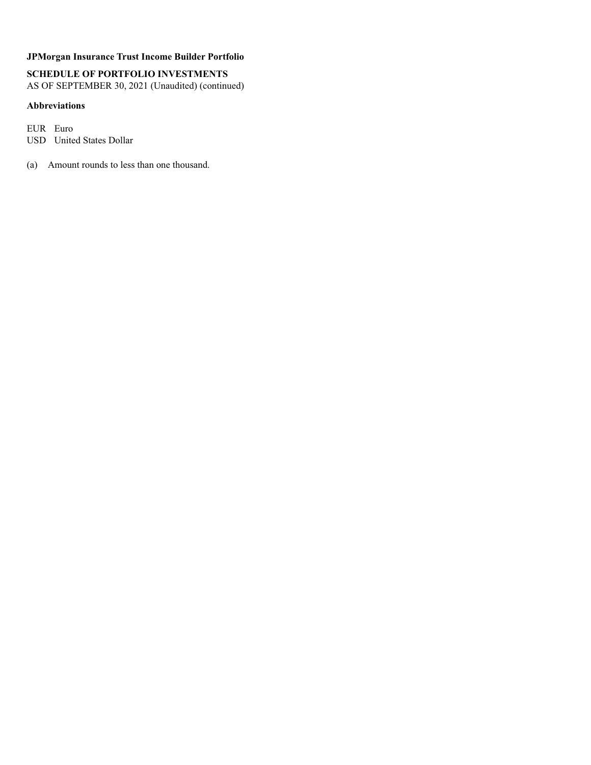**JPMorgan Insurance Trust Income Builder Portfolio**

**SCHEDULE OF PORTFOLIO INVESTMENTS**
AS OF SEPTEMBER 30, 2021 (Unaudited) (continued)

**Abbreviations**

EUR Euro
USD United States Dollar

(a) Amount rounds to less than one thousand.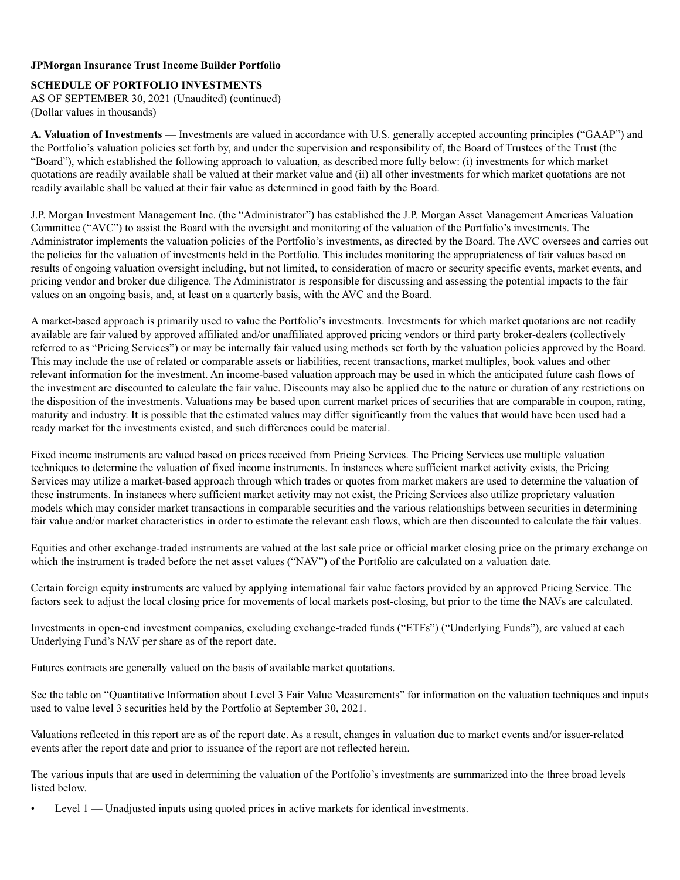**JPMorgan Insurance Trust Income Builder Portfolio**

**SCHEDULE OF PORTFOLIO INVESTMENTS**

AS OF SEPTEMBER 30, 2021 (Unaudited) (continued)
(Dollar values in thousands)

**A. Valuation of Investments** — Investments are valued in accordance with U.S. generally accepted accounting principles ("GAAP") and the Portfolio's valuation policies set forth by, and under the supervision and responsibility of, the Board of Trustees of the Trust (the "Board"), which established the following approach to valuation, as described more fully below: (i) investments for which market quotations are readily available shall be valued at their market value and (ii) all other investments for which market quotations are not readily available shall be valued at their fair value as determined in good faith by the Board.

J.P. Morgan Investment Management Inc. (the "Administrator") has established the J.P. Morgan Asset Management Americas Valuation Committee ("AVC") to assist the Board with the oversight and monitoring of the valuation of the Portfolio's investments. The Administrator implements the valuation policies of the Portfolio's investments, as directed by the Board. The AVC oversees and carries out the policies for the valuation of investments held in the Portfolio. This includes monitoring the appropriateness of fair values based on results of ongoing valuation oversight including, but not limited, to consideration of macro or security specific events, market events, and pricing vendor and broker due diligence. The Administrator is responsible for discussing and assessing the potential impacts to the fair values on an ongoing basis, and, at least on a quarterly basis, with the AVC and the Board.

A market-based approach is primarily used to value the Portfolio's investments. Investments for which market quotations are not readily available are fair valued by approved affiliated and/or unaffiliated approved pricing vendors or third party broker-dealers (collectively referred to as "Pricing Services") or may be internally fair valued using methods set forth by the valuation policies approved by the Board. This may include the use of related or comparable assets or liabilities, recent transactions, market multiples, book values and other relevant information for the investment. An income-based valuation approach may be used in which the anticipated future cash flows of the investment are discounted to calculate the fair value. Discounts may also be applied due to the nature or duration of any restrictions on the disposition of the investments. Valuations may be based upon current market prices of securities that are comparable in coupon, rating, maturity and industry. It is possible that the estimated values may differ significantly from the values that would have been used had a ready market for the investments existed, and such differences could be material.

Fixed income instruments are valued based on prices received from Pricing Services. The Pricing Services use multiple valuation techniques to determine the valuation of fixed income instruments. In instances where sufficient market activity exists, the Pricing Services may utilize a market-based approach through which trades or quotes from market makers are used to determine the valuation of these instruments. In instances where sufficient market activity may not exist, the Pricing Services also utilize proprietary valuation models which may consider market transactions in comparable securities and the various relationships between securities in determining fair value and/or market characteristics in order to estimate the relevant cash flows, which are then discounted to calculate the fair values.

Equities and other exchange-traded instruments are valued at the last sale price or official market closing price on the primary exchange on which the instrument is traded before the net asset values ("NAV") of the Portfolio are calculated on a valuation date.

Certain foreign equity instruments are valued by applying international fair value factors provided by an approved Pricing Service. The factors seek to adjust the local closing price for movements of local markets post-closing, but prior to the time the NAVs are calculated.

Investments in open-end investment companies, excluding exchange-traded funds ("ETFs") ("Underlying Funds"), are valued at each Underlying Fund's NAV per share as of the report date.

Futures contracts are generally valued on the basis of available market quotations.

See the table on "Quantitative Information about Level 3 Fair Value Measurements" for information on the valuation techniques and inputs used to value level 3 securities held by the Portfolio at September 30, 2021.

Valuations reflected in this report are as of the report date. As a result, changes in valuation due to market events and/or issuer-related events after the report date and prior to issuance of the report are not reflected herein.

The various inputs that are used in determining the valuation of the Portfolio's investments are summarized into the three broad levels listed below.

- Level 1 — Unadjusted inputs using quoted prices in active markets for identical investments.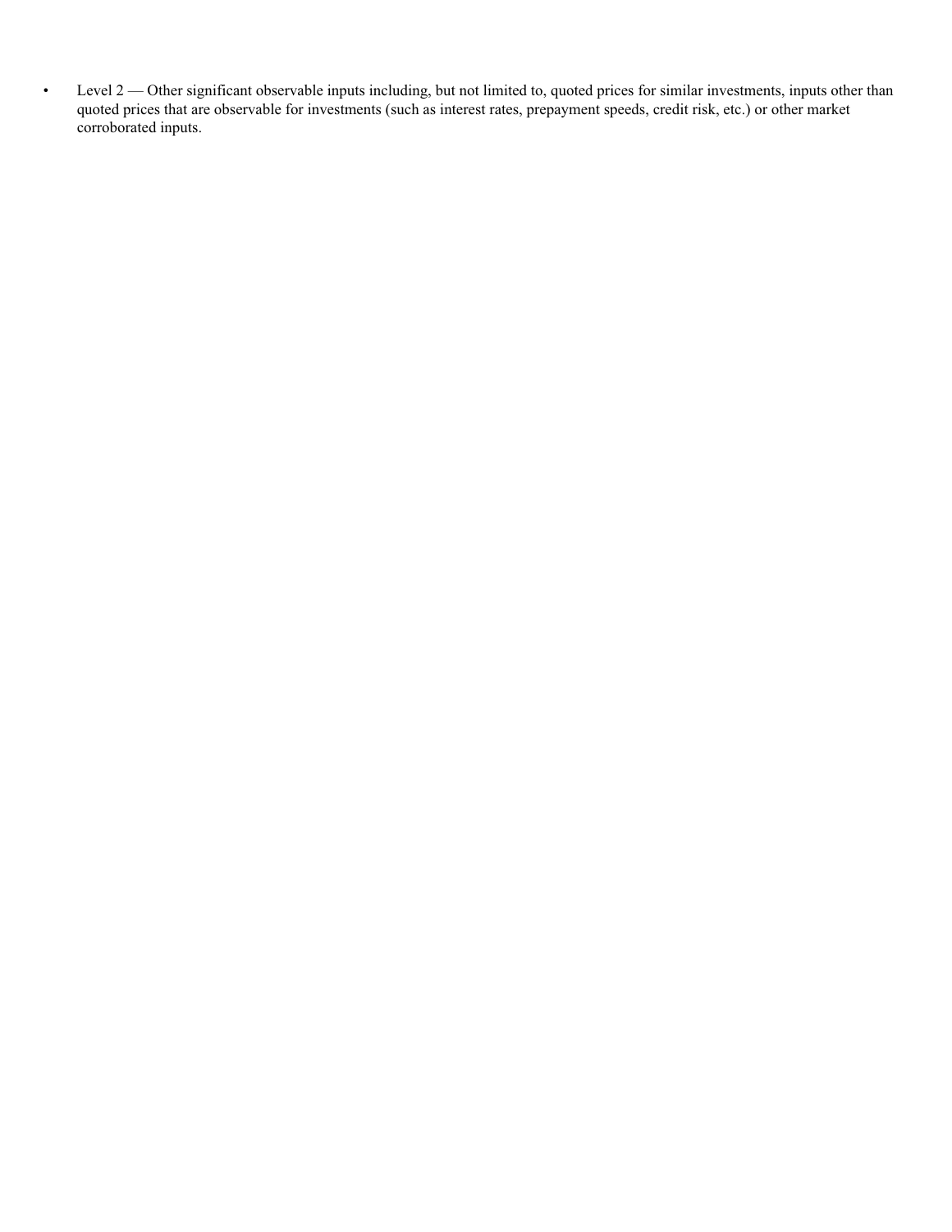- Level 2 — Other significant observable inputs including, but not limited to, quoted prices for similar investments, inputs other than quoted prices that are observable for investments (such as interest rates, prepayment speeds, credit risk, etc.) or other market corroborated inputs.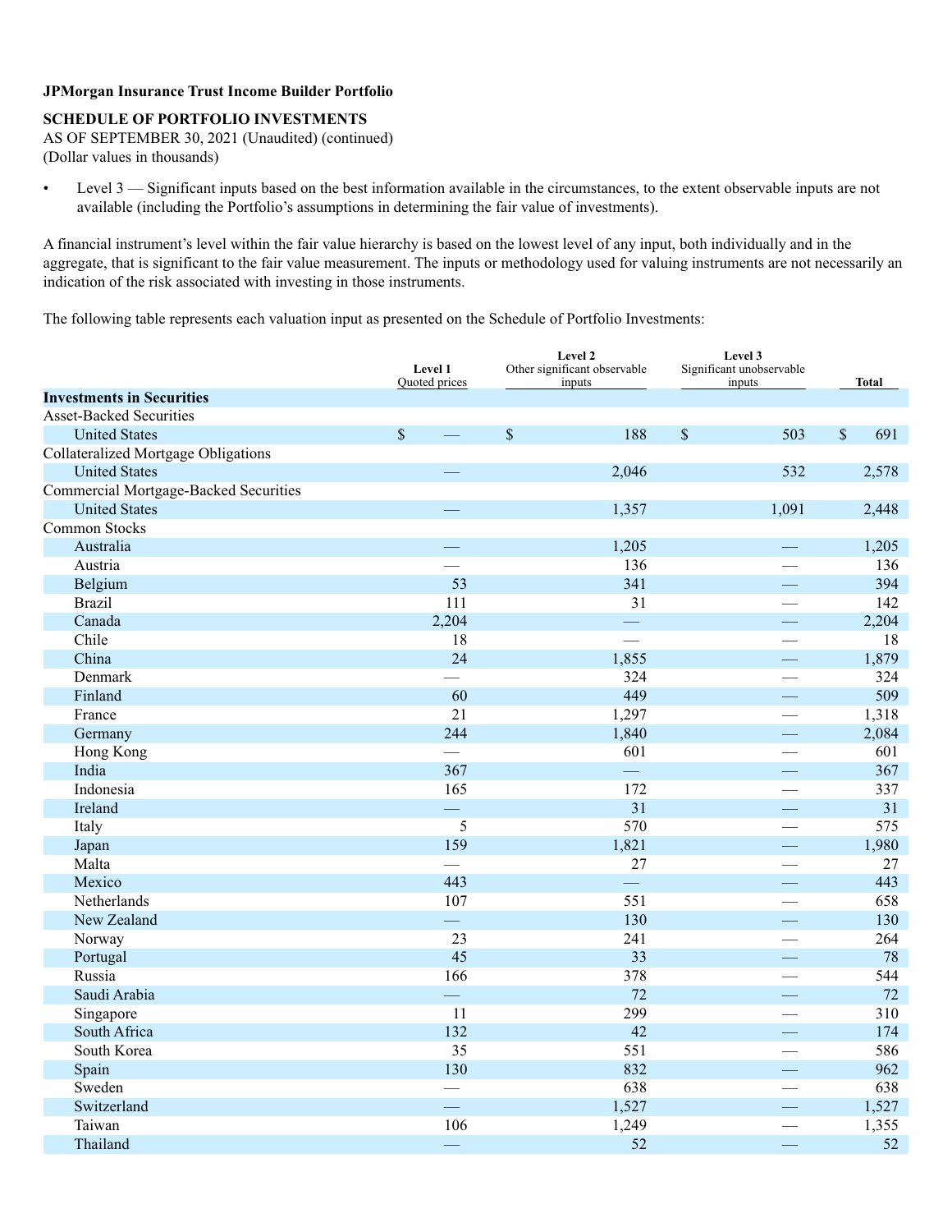**JPMorgan Insurance Trust Income Builder Portfolio**

**SCHEDULE OF PORTFOLIO INVESTMENTS**
AS OF SEPTEMBER 30, 2021 (Unaudited) (continued)
(Dollar values in thousands)

- Level 3 — Significant inputs based on the best information available in the circumstances, to the extent observable inputs are not available (including the Portfolio's assumptions in determining the fair value of investments).

A financial instrument's level within the fair value hierarchy is based on the lowest level of any input, both individually and in the aggregate, that is significant to the fair value measurement. The inputs or methodology used for valuing instruments are not necessarily an indication of the risk associated with investing in those instruments.

The following table represents each valuation input as presented on the Schedule of Portfolio Investments:

| | Level 1 Quoted prices | Level 2 Other significant observable inputs | Level 3 Significant unobservable inputs | Total |
|---|---|---|---|---|
| **Investments in Securities** | | | | |
| Asset-Backed Securities | | | | |
| United States | $ — | $ 188 | $ 503 | $ 691 |
| Collateralized Mortgage Obligations | | | | |
| United States | — | 2,046 | 532 | 2,578 |
| Commercial Mortgage-Backed Securities | | | | |
| United States | — | 1,357 | 1,091 | 2,448 |
| Common Stocks | | | | |
| Australia | — | 1,205 | — | 1,205 |
| Austria | — | 136 | — | 136 |
| Belgium | 53 | 341 | — | 394 |
| Brazil | 111 | 31 | — | 142 |
| Canada | 2,204 | — | — | 2,204 |
| Chile | 18 | — | — | 18 |
| China | 24 | 1,855 | — | 1,879 |
| Denmark | — | 324 | — | 324 |
| Finland | 60 | 449 | — | 509 |
| France | 21 | 1,297 | — | 1,318 |
| Germany | 244 | 1,840 | — | 2,084 |
| Hong Kong | — | 601 | — | 601 |
| India | 367 | — | — | 367 |
| Indonesia | 165 | 172 | — | 337 |
| Ireland | — | 31 | — | 31 |
| Italy | 5 | 570 | — | 575 |
| Japan | 159 | 1,821 | — | 1,980 |
| Malta | — | 27 | — | 27 |
| Mexico | 443 | — | — | 443 |
| Netherlands | 107 | 551 | — | 658 |
| New Zealand | — | 130 | — | 130 |
| Norway | 23 | 241 | — | 264 |
| Portugal | 45 | 33 | — | 78 |
| Russia | 166 | 378 | — | 544 |
| Saudi Arabia | — | 72 | — | 72 |
| Singapore | 11 | 299 | — | 310 |
| South Africa | 132 | 42 | — | 174 |
| South Korea | 35 | 551 | — | 586 |
| Spain | 130 | 832 | — | 962 |
| Sweden | — | 638 | — | 638 |
| Switzerland | — | 1,527 | — | 1,527 |
| Taiwan | 106 | 1,249 | — | 1,355 |
| Thailand | — | 52 | — | 52 |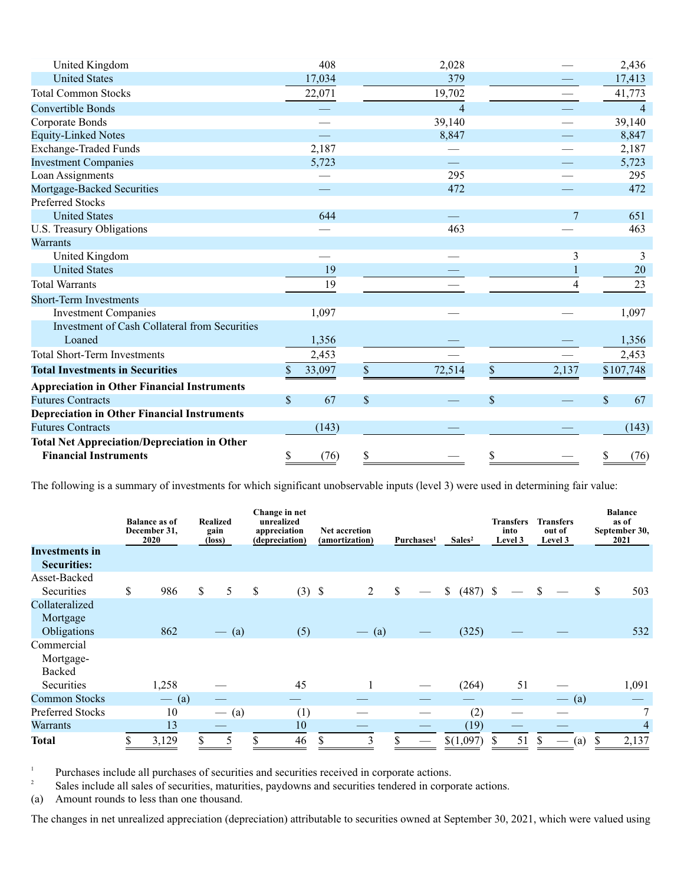| | | | | |
|---|---|---|---|---|
| United Kingdom | 408 | 2,028 | — | 2,436 |
| United States | 17,034 | 379 | — | 17,413 |
| Total Common Stocks | 22,071 | 19,702 | — | 41,773 |
| Convertible Bonds | — | 4 | — | 4 |
| Corporate Bonds | — | 39,140 | — | 39,140 |
| Equity-Linked Notes | — | 8,847 | — | 8,847 |
| Exchange-Traded Funds | 2,187 | — | — | 2,187 |
| Investment Companies | 5,723 | — | — | 5,723 |
| Loan Assignments | — | 295 | — | 295 |
| Mortgage-Backed Securities | — | 472 | — | 472 |
| Preferred Stocks | | | | |
| United States | 644 | — | 7 | 651 |
| U.S. Treasury Obligations | — | 463 | — | 463 |
| Warrants | | | | |
| United Kingdom | — | — | 3 | 3 |
| United States | 19 | — | 1 | 20 |
| Total Warrants | 19 | — | 4 | 23 |
| Short-Term Investments | | | | |
| Investment Companies | 1,097 | — | — | 1,097 |
| Investment of Cash Collateral from Securities Loaned | 1,356 | — | — | 1,356 |
| Total Short-Term Investments | 2,453 | — | — | 2,453 |
| **Total Investments in Securities** | $ 33,097 | $ 72,514 | $ 2,137 | $107,748 |
| **Appreciation in Other Financial Instruments** | | | | |
| Futures Contracts | $ 67 | $ — | $ — | $ 67 |
| **Depreciation in Other Financial Instruments** | | | | |
| Futures Contracts | (143) | — | — | (143) |
| **Total Net Appreciation/Depreciation in Other Financial Instruments** | $ (76) | $ — | $ — | $ (76) |

The following is a summary of investments for which significant unobservable inputs (level 3) were used in determining fair value:

| | Balance as of December 31, 2020 | Realized gain (loss) | Change in net unrealized appreciation (depreciation) | Net accretion (amortization) | Purchases[1] | Sales[2] | Transfers into Level 3 | Transfers out of Level 3 | Balance as of September 30, 2021 |
|---|---|---|---|---|---|---|---|---|---|
| **Investments in Securities:** | | | | | | | | | |
| Asset-Backed Securities | $ 986 | $ 5 | $ (3) | $ 2 | $ — | $ (487) | $ — | $ — | $ 503 |
| Collateralized Mortgage Obligations | 862 | — (a) | (5) | — (a) | — | (325) | — | — | 532 |
| Commercial Mortgage-Backed Securities | 1,258 | — | 45 | 1 | — | (264) | 51 | — | 1,091 |
| Common Stocks | — (a) | — | — | — | — | — | — | — (a) | — |
| Preferred Stocks | 10 | — (a) | (1) | — | — | (2) | — | — | 7 |
| Warrants | 13 | — | 10 | — | — | (19) | — | — | 4 |
| **Total** | $ 3,129 | $ 5 | $ 46 | $ 3 | $ — | $(1,097) | $ 51 | $ — (a) | $ 2,137 |

[1] Purchases include all purchases of securities and securities received in corporate actions.

[2] Sales include all sales of securities, maturities, paydowns and securities tendered in corporate actions.

(a) Amount rounds to less than one thousand.

The changes in net unrealized appreciation (depreciation) attributable to securities owned at September 30, 2021, which were valued using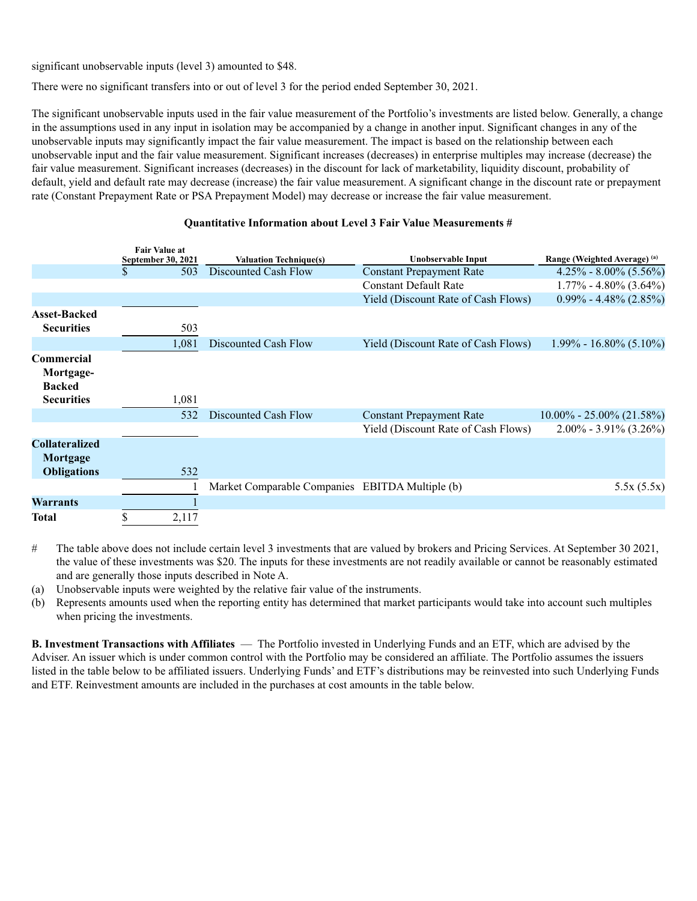significant unobservable inputs (level 3) amounted to $48.

There were no significant transfers into or out of level 3 for the period ended September 30, 2021.

The significant unobservable inputs used in the fair value measurement of the Portfolio's investments are listed below. Generally, a change in the assumptions used in any input in isolation may be accompanied by a change in another input. Significant changes in any of the unobservable inputs may significantly impact the fair value measurement. The impact is based on the relationship between each unobservable input and the fair value measurement. Significant increases (decreases) in enterprise multiples may increase (decrease) the fair value measurement. Significant increases (decreases) in the discount for lack of marketability, liquidity discount, probability of default, yield and default rate may decrease (increase) the fair value measurement. A significant change in the discount rate or prepayment rate (Constant Prepayment Rate or PSA Prepayment Model) may decrease or increase the fair value measurement.

**Quantitative Information about Level 3 Fair Value Measurements #**

| | Fair Value at September 30, 2021 | Valuation Technique(s) | Unobservable Input | Range (Weighted Average) [(a)] |
|---|---|---|---|---|
| | $ 503 | Discounted Cash Flow | Constant Prepayment Rate | 4.25% - 8.00% (5.56%) |
| | | | Constant Default Rate | 1.77% - 4.80% (3.64%) |
| | | | Yield (Discount Rate of Cash Flows) | 0.99% - 4.48% (2.85%) |
| **Asset-Backed Securities** | 503 | | | |
| | 1,081 | Discounted Cash Flow | Yield (Discount Rate of Cash Flows) | 1.99% - 16.80% (5.10%) |
| **Commercial Mortgage-Backed Securities** | 1,081 | | | |
| | 532 | Discounted Cash Flow | Constant Prepayment Rate | 10.00% - 25.00% (21.58%) |
| | | | Yield (Discount Rate of Cash Flows) | 2.00% - 3.91% (3.26%) |
| **Collateralized Mortgage Obligations** | 532 | | | |
| | 1 | Market Comparable Companies | EBITDA Multiple (b) | 5.5x (5.5x) |
| **Warrants** | 1 | | | |
| **Total** | $ 2,117 | | | |

\# The table above does not include certain level 3 investments that are valued by brokers and Pricing Services. At September 30 2021, the value of these investments was $20. The inputs for these investments are not readily available or cannot be reasonably estimated and are generally those inputs described in Note A.

(a) Unobservable inputs were weighted by the relative fair value of the instruments.

(b) Represents amounts used when the reporting entity has determined that market participants would take into account such multiples when pricing the investments.

**B. Investment Transactions with Affiliates** — The Portfolio invested in Underlying Funds and an ETF, which are advised by the Adviser. An issuer which is under common control with the Portfolio may be considered an affiliate. The Portfolio assumes the issuers listed in the table below to be affiliated issuers. Underlying Funds' and ETF's distributions may be reinvested into such Underlying Funds and ETF. Reinvestment amounts are included in the purchases at cost amounts in the table below.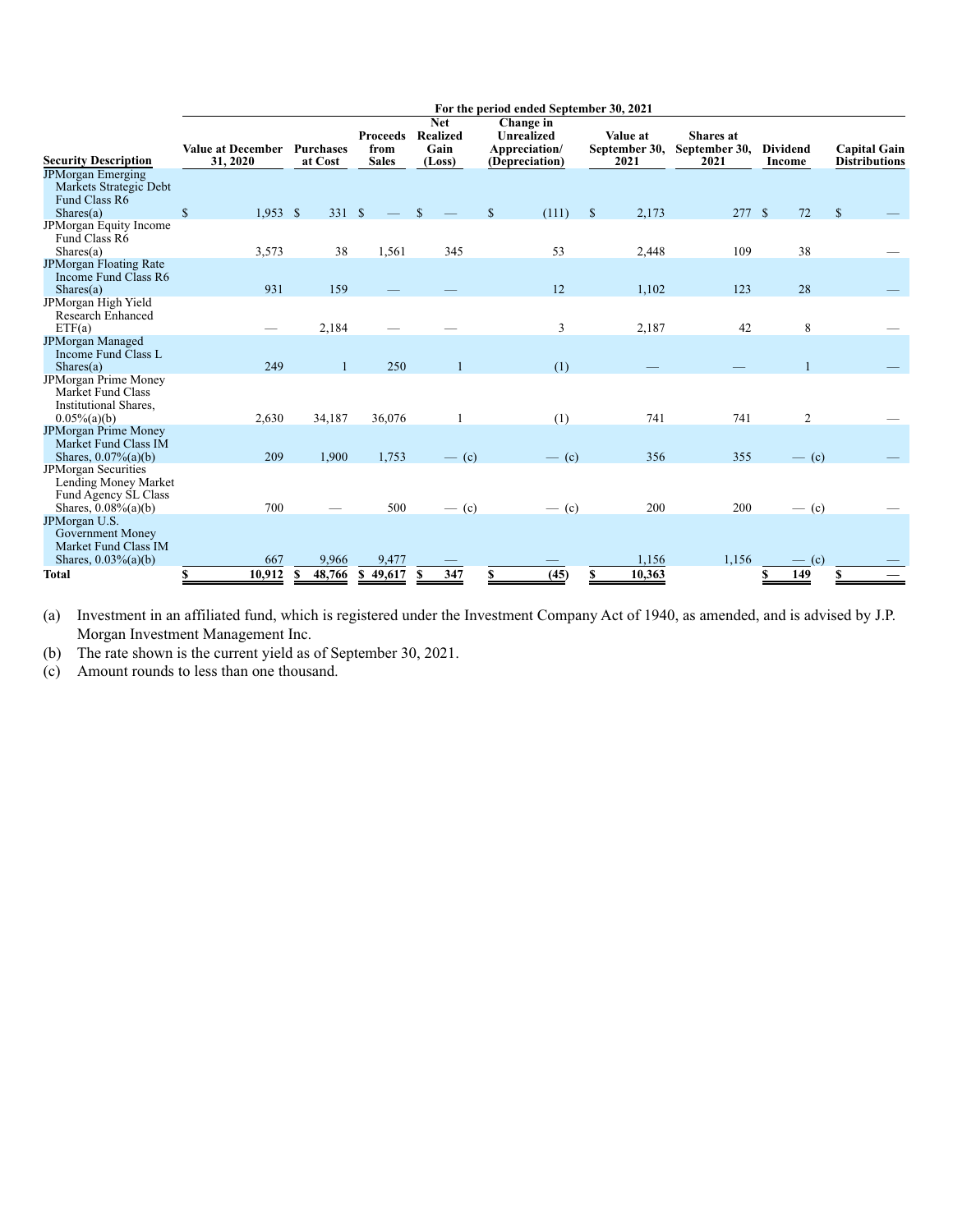| | For the period ended September 30, 2021 | | | | | | | | |
|---|---|---|---|---|---|---|---|---|---|
| **Security Description** | **Value at December 31, 2020** | **Purchases at Cost** | **Proceeds from Sales** | **Net Realized Gain (Loss)** | **Change in Unrealized Appreciation/ (Depreciation)** | **Value at September 30, 2021** | **Shares at September 30, 2021** | **Dividend Income** | **Capital Gain Distributions** |
| JPMorgan Emerging Markets Strategic Debt Fund Class R6 Shares(a) | $ 1,953 | $ 331 | $ — | $ — | $ (111) | $ 2,173 | 277 | $ 72 | $ — |
| JPMorgan Equity Income Fund Class R6 Shares(a) | 3,573 | 38 | 1,561 | 345 | 53 | 2,448 | 109 | 38 | — |
| JPMorgan Floating Rate Income Fund Class R6 Shares(a) | 931 | 159 | — | — | 12 | 1,102 | 123 | 28 | — |
| JPMorgan High Yield Research Enhanced ETF(a) | — | 2,184 | — | — | 3 | 2,187 | 42 | 8 | — |
| JPMorgan Managed Income Fund Class L Shares(a) | 249 | 1 | 250 | 1 | (1) | — | — | 1 | — |
| JPMorgan Prime Money Market Fund Class Institutional Shares, 0.05%(a)(b) | 2,630 | 34,187 | 36,076 | 1 | (1) | 741 | 741 | 2 | — |
| JPMorgan Prime Money Market Fund Class IM Shares, 0.07%(a)(b) | 209 | 1,900 | 1,753 | — (c) | — (c) | 356 | 355 | — (c) | — |
| JPMorgan Securities Lending Money Market Fund Agency SL Class Shares, 0.08%(a)(b) | 700 | — | 500 | — (c) | — (c) | 200 | 200 | — (c) | — |
| JPMorgan U.S. Government Money Market Fund Class IM Shares, 0.03%(a)(b) | 667 | 9,966 | 9,477 | — | — | 1,156 | 1,156 | — (c) | — |
| **Total** | **$ 10,912** | **$ 48,766** | **$ 49,617** | **$ 347** | **$ (45)** | **$ 10,363** | | **$ 149** | **$ —** |

(a) Investment in an affiliated fund, which is registered under the Investment Company Act of 1940, as amended, and is advised by J.P. Morgan Investment Management Inc.

(b) The rate shown is the current yield as of September 30, 2021.

(c) Amount rounds to less than one thousand.